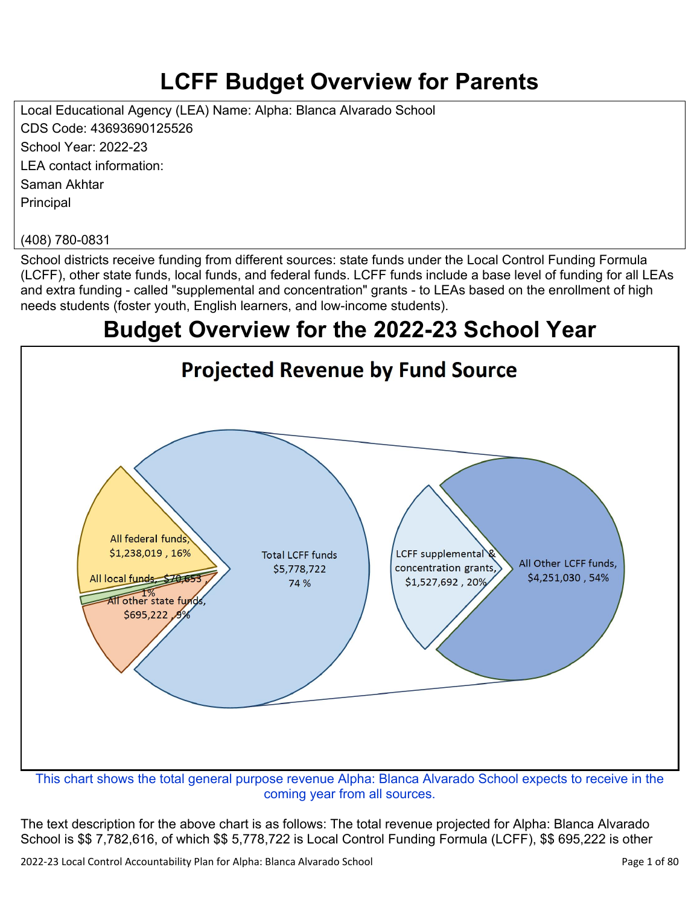# LCFF Budget Overview for Parents

Local Educational Agency (LEA) Name: Alpha: Blanca Alvarado School
CDS Code: 43693690125526
School Year: 2022-23
LEA contact information:
Saman Akhtar
Principal

(408) 780-0831

School districts receive funding from different sources: state funds under the Local Control Funding Formula (LCFF), other state funds, local funds, and federal funds. LCFF funds include a base level of funding for all LEAs and extra funding - called "supplemental and concentration" grants - to LEAs based on the enrollment of high needs students (foster youth, English learners, and low-income students).

# Budget Overview for the 2022-23 School Year

## Projected Revenue by Fund Source

All federal funds, $1,238,019 , 16%
All local funds, $70,653 , 1%
All other state funds, $695,222 , 9%
Total LCFF funds $5,778,722 74 %
LCFF supplemental & concentration grants, $1,527,692 , 20%
All Other LCFF funds, $4,251,030 , 54%

This chart shows the total general purpose revenue Alpha: Blanca Alvarado School expects to receive in the coming year from all sources.

The text description for the above chart is as follows: The total revenue projected for Alpha: Blanca Alvarado School is $$ 7,782,616, of which $$ 5,778,722 is Local Control Funding Formula (LCFF), $$ 695,222 is other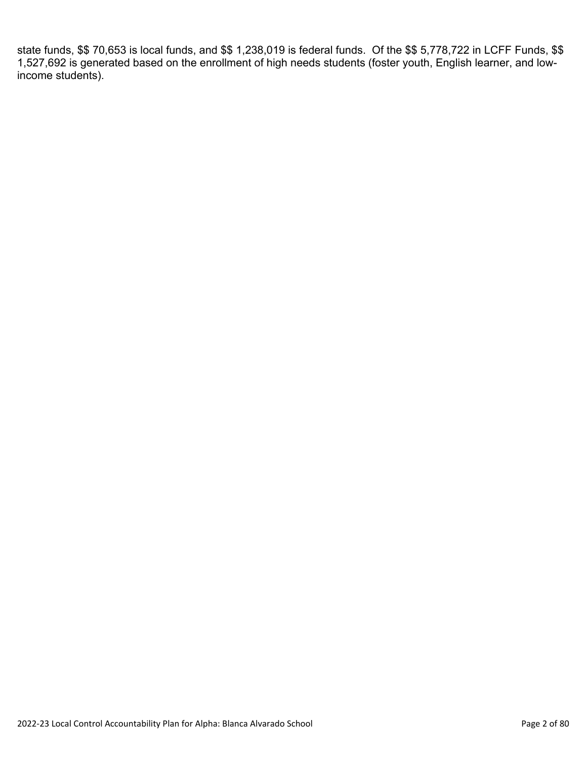state funds, $$ 70,653 is local funds, and $$ 1,238,019 is federal funds. Of the $$ 5,778,722 in LCFF Funds, $$ 1,527,692 is generated based on the enrollment of high needs students (foster youth, English learner, and low-income students).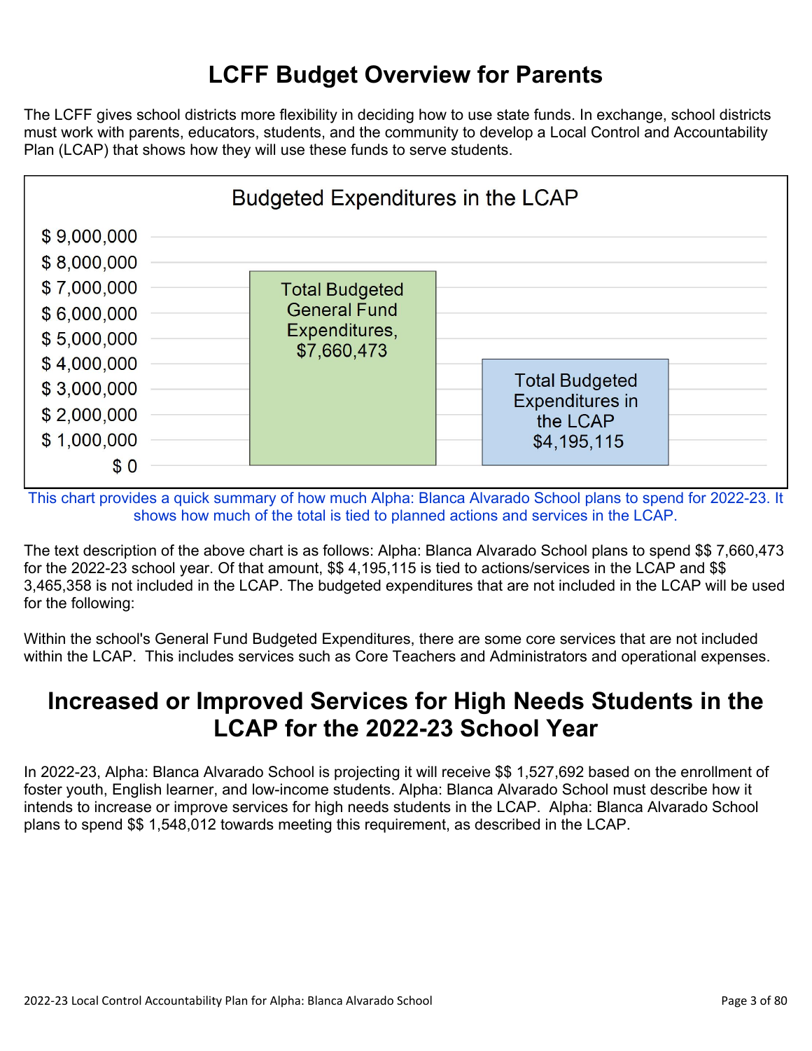# LCFF Budget Overview for Parents

The LCFF gives school districts more flexibility in deciding how to use state funds. In exchange, school districts must work with parents, educators, students, and the community to develop a Local Control and Accountability Plan (LCAP) that shows how they will use these funds to serve students.

**Budgeted Expenditures in the LCAP**

| Category | Amount |
|---|---|
| Total Budgeted General Fund Expenditures | $7,660,473 |
| Total Budgeted Expenditures in the LCAP | $4,195,115 |

This chart provides a quick summary of how much Alpha: Blanca Alvarado School plans to spend for 2022-23. It shows how much of the total is tied to planned actions and services in the LCAP.

The text description of the above chart is as follows: Alpha: Blanca Alvarado School plans to spend $$ 7,660,473 for the 2022-23 school year. Of that amount, $$ 4,195,115 is tied to actions/services in the LCAP and $$ 3,465,358 is not included in the LCAP. The budgeted expenditures that are not included in the LCAP will be used for the following:

Within the school's General Fund Budgeted Expenditures, there are some core services that are not included within the LCAP. This includes services such as Core Teachers and Administrators and operational expenses.

# Increased or Improved Services for High Needs Students in the LCAP for the 2022-23 School Year

In 2022-23, Alpha: Blanca Alvarado School is projecting it will receive $$ 1,527,692 based on the enrollment of foster youth, English learner, and low-income students. Alpha: Blanca Alvarado School must describe how it intends to increase or improve services for high needs students in the LCAP. Alpha: Blanca Alvarado School plans to spend $$ 1,548,012 towards meeting this requirement, as described in the LCAP.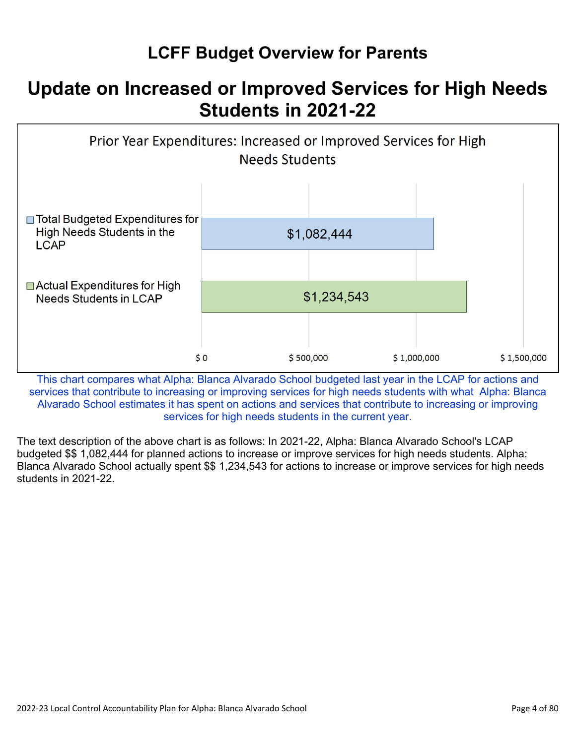# LCFF Budget Overview for Parents

## Update on Increased or Improved Services for High Needs Students in 2021-22

Prior Year Expenditures: Increased or Improved Services for High Needs Students

| | Amount |
|---|---|
| Total Budgeted Expenditures for High Needs Students in the LCAP | $1,082,444 |
| Actual Expenditures for High Needs Students in LCAP | $1,234,543 |

This chart compares what Alpha: Blanca Alvarado School budgeted last year in the LCAP for actions and services that contribute to increasing or improving services for high needs students with what Alpha: Blanca Alvarado School estimates it has spent on actions and services that contribute to increasing or improving services for high needs students in the current year.

The text description of the above chart is as follows: In 2021-22, Alpha: Blanca Alvarado School's LCAP budgeted $$ 1,082,444 for planned actions to increase or improve services for high needs students. Alpha: Blanca Alvarado School actually spent $$ 1,234,543 for actions to increase or improve services for high needs students in 2021-22.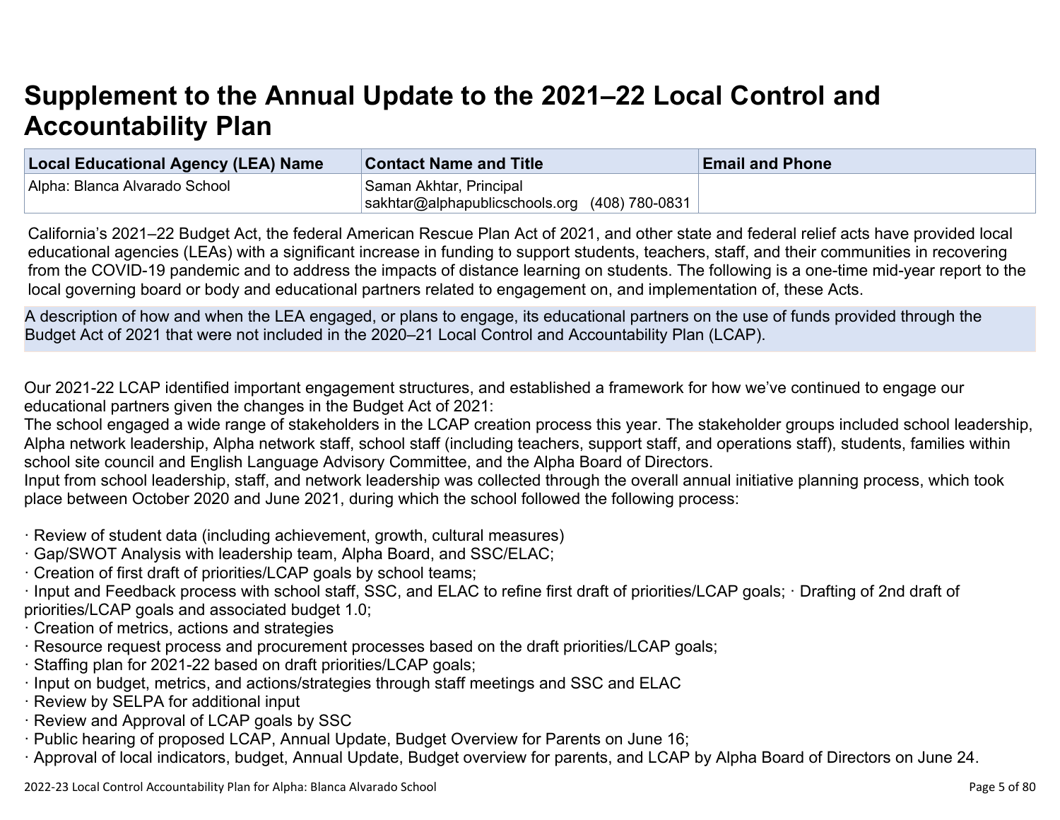# Supplement to the Annual Update to the 2021–22 Local Control and Accountability Plan

| Local Educational Agency (LEA) Name | Contact Name and Title | Email and Phone |
|---|---|---|
| Alpha: Blanca Alvarado School | Saman Akhtar, Principal<br>sakhtar@alphapublicschools.org (408) 780-0831 | |

California's 2021–22 Budget Act, the federal American Rescue Plan Act of 2021, and other state and federal relief acts have provided local educational agencies (LEAs) with a significant increase in funding to support students, teachers, staff, and their communities in recovering from the COVID-19 pandemic and to address the impacts of distance learning on students. The following is a one-time mid-year report to the local governing board or body and educational partners related to engagement on, and implementation of, these Acts.

A description of how and when the LEA engaged, or plans to engage, its educational partners on the use of funds provided through the Budget Act of 2021 that were not included in the 2020–21 Local Control and Accountability Plan (LCAP).

Our 2021-22 LCAP identified important engagement structures, and established a framework for how we've continued to engage our educational partners given the changes in the Budget Act of 2021:
The school engaged a wide range of stakeholders in the LCAP creation process this year. The stakeholder groups included school leadership, Alpha network leadership, Alpha network staff, school staff (including teachers, support staff, and operations staff), students, families within school site council and English Language Advisory Committee, and the Alpha Board of Directors.
Input from school leadership, staff, and network leadership was collected through the overall annual initiative planning process, which took place between October 2020 and June 2021, during which the school followed the following process:

· Review of student data (including achievement, growth, cultural measures)
· Gap/SWOT Analysis with leadership team, Alpha Board, and SSC/ELAC;
· Creation of first draft of priorities/LCAP goals by school teams;
· Input and Feedback process with school staff, SSC, and ELAC to refine first draft of priorities/LCAP goals; · Drafting of 2nd draft of priorities/LCAP goals and associated budget 1.0;
· Creation of metrics, actions and strategies
· Resource request process and procurement processes based on the draft priorities/LCAP goals;
· Staffing plan for 2021-22 based on draft priorities/LCAP goals;
· Input on budget, metrics, and actions/strategies through staff meetings and SSC and ELAC
· Review by SELPA for additional input
· Review and Approval of LCAP goals by SSC
· Public hearing of proposed LCAP, Annual Update, Budget Overview for Parents on June 16;
· Approval of local indicators, budget, Annual Update, Budget overview for parents, and LCAP by Alpha Board of Directors on June 24.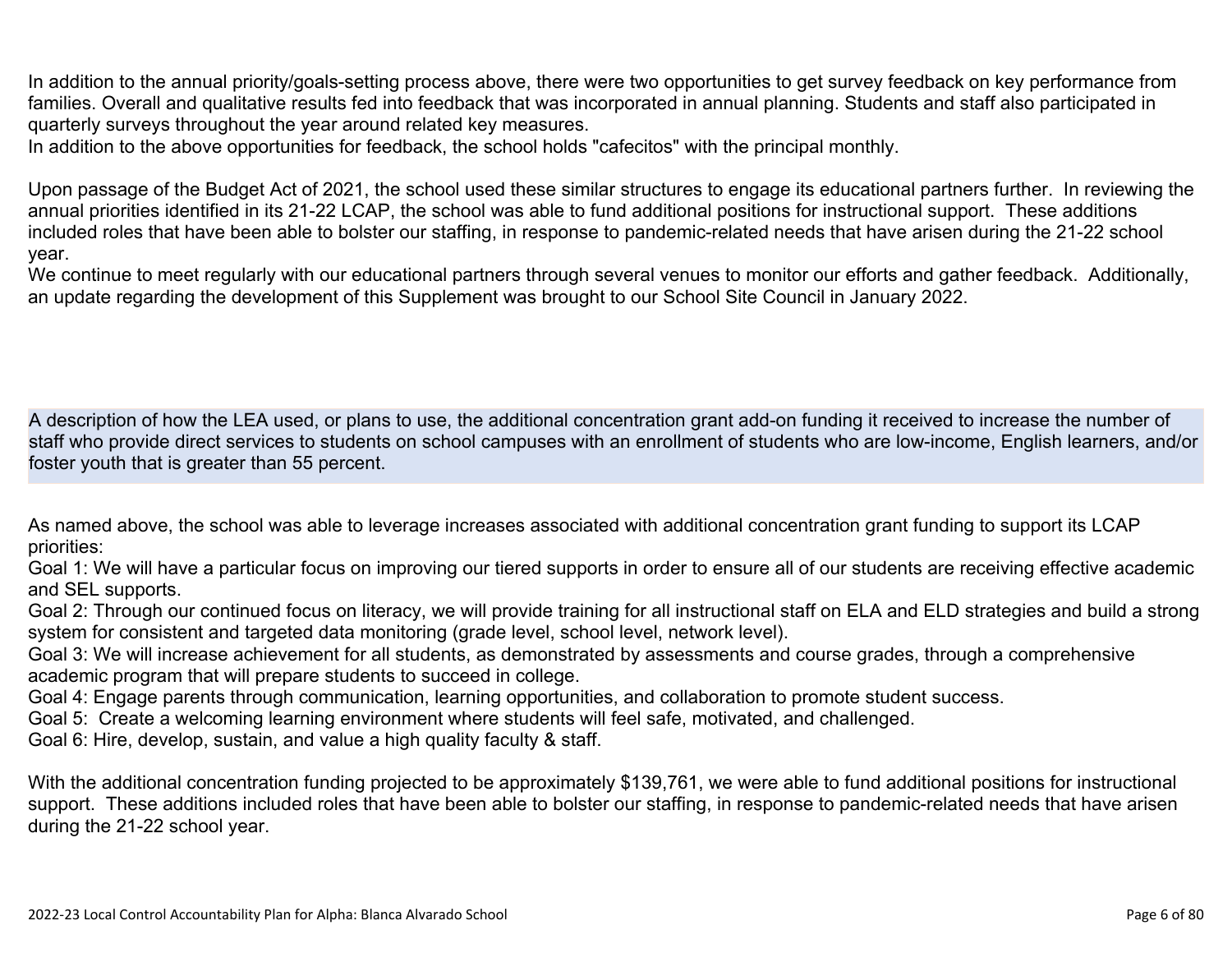In addition to the annual priority/goals-setting process above, there were two opportunities to get survey feedback on key performance from families. Overall and qualitative results fed into feedback that was incorporated in annual planning. Students and staff also participated in quarterly surveys throughout the year around related key measures.
In addition to the above opportunities for feedback, the school holds "cafecitos" with the principal monthly.

Upon passage of the Budget Act of 2021, the school used these similar structures to engage its educational partners further. In reviewing the annual priorities identified in its 21-22 LCAP, the school was able to fund additional positions for instructional support. These additions included roles that have been able to bolster our staffing, in response to pandemic-related needs that have arisen during the 21-22 school year.
We continue to meet regularly with our educational partners through several venues to monitor our efforts and gather feedback. Additionally, an update regarding the development of this Supplement was brought to our School Site Council in January 2022.

A description of how the LEA used, or plans to use, the additional concentration grant add-on funding it received to increase the number of staff who provide direct services to students on school campuses with an enrollment of students who are low-income, English learners, and/or foster youth that is greater than 55 percent.

As named above, the school was able to leverage increases associated with additional concentration grant funding to support its LCAP priorities:
Goal 1: We will have a particular focus on improving our tiered supports in order to ensure all of our students are receiving effective academic and SEL supports.
Goal 2: Through our continued focus on literacy, we will provide training for all instructional staff on ELA and ELD strategies and build a strong system for consistent and targeted data monitoring (grade level, school level, network level).
Goal 3: We will increase achievement for all students, as demonstrated by assessments and course grades, through a comprehensive academic program that will prepare students to succeed in college.
Goal 4: Engage parents through communication, learning opportunities, and collaboration to promote student success.
Goal 5: Create a welcoming learning environment where students will feel safe, motivated, and challenged.
Goal 6: Hire, develop, sustain, and value a high quality faculty & staff.

With the additional concentration funding projected to be approximately $139,761, we were able to fund additional positions for instructional support. These additions included roles that have been able to bolster our staffing, in response to pandemic-related needs that have arisen during the 21-22 school year.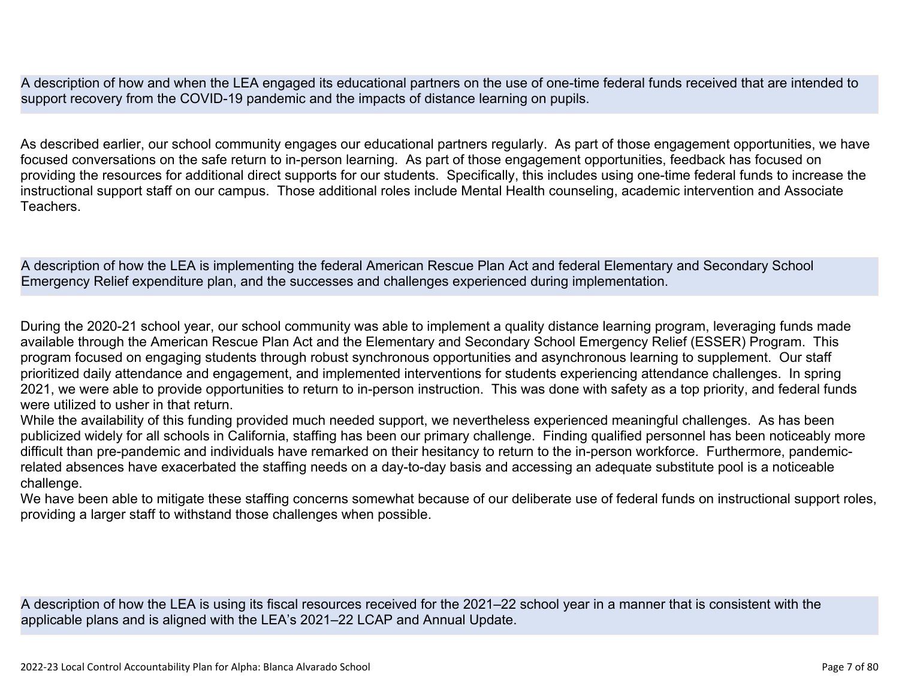## A description of how and when the LEA engaged its educational partners on the use of one-time federal funds received that are intended to support recovery from the COVID-19 pandemic and the impacts of distance learning on pupils.

As described earlier, our school community engages our educational partners regularly. As part of those engagement opportunities, we have focused conversations on the safe return to in-person learning. As part of those engagement opportunities, feedback has focused on providing the resources for additional direct supports for our students. Specifically, this includes using one-time federal funds to increase the instructional support staff on our campus. Those additional roles include Mental Health counseling, academic intervention and Associate Teachers.

## A description of how the LEA is implementing the federal American Rescue Plan Act and federal Elementary and Secondary School Emergency Relief expenditure plan, and the successes and challenges experienced during implementation.

During the 2020-21 school year, our school community was able to implement a quality distance learning program, leveraging funds made available through the American Rescue Plan Act and the Elementary and Secondary School Emergency Relief (ESSER) Program. This program focused on engaging students through robust synchronous opportunities and asynchronous learning to supplement. Our staff prioritized daily attendance and engagement, and implemented interventions for students experiencing attendance challenges. In spring 2021, we were able to provide opportunities to return to in-person instruction. This was done with safety as a top priority, and federal funds were utilized to usher in that return.

While the availability of this funding provided much needed support, we nevertheless experienced meaningful challenges. As has been publicized widely for all schools in California, staffing has been our primary challenge. Finding qualified personnel has been noticeably more difficult than pre-pandemic and individuals have remarked on their hesitancy to return to the in-person workforce. Furthermore, pandemic-related absences have exacerbated the staffing needs on a day-to-day basis and accessing an adequate substitute pool is a noticeable challenge.

We have been able to mitigate these staffing concerns somewhat because of our deliberate use of federal funds on instructional support roles, providing a larger staff to withstand those challenges when possible.

## A description of how the LEA is using its fiscal resources received for the 2021–22 school year in a manner that is consistent with the applicable plans and is aligned with the LEA's 2021–22 LCAP and Annual Update.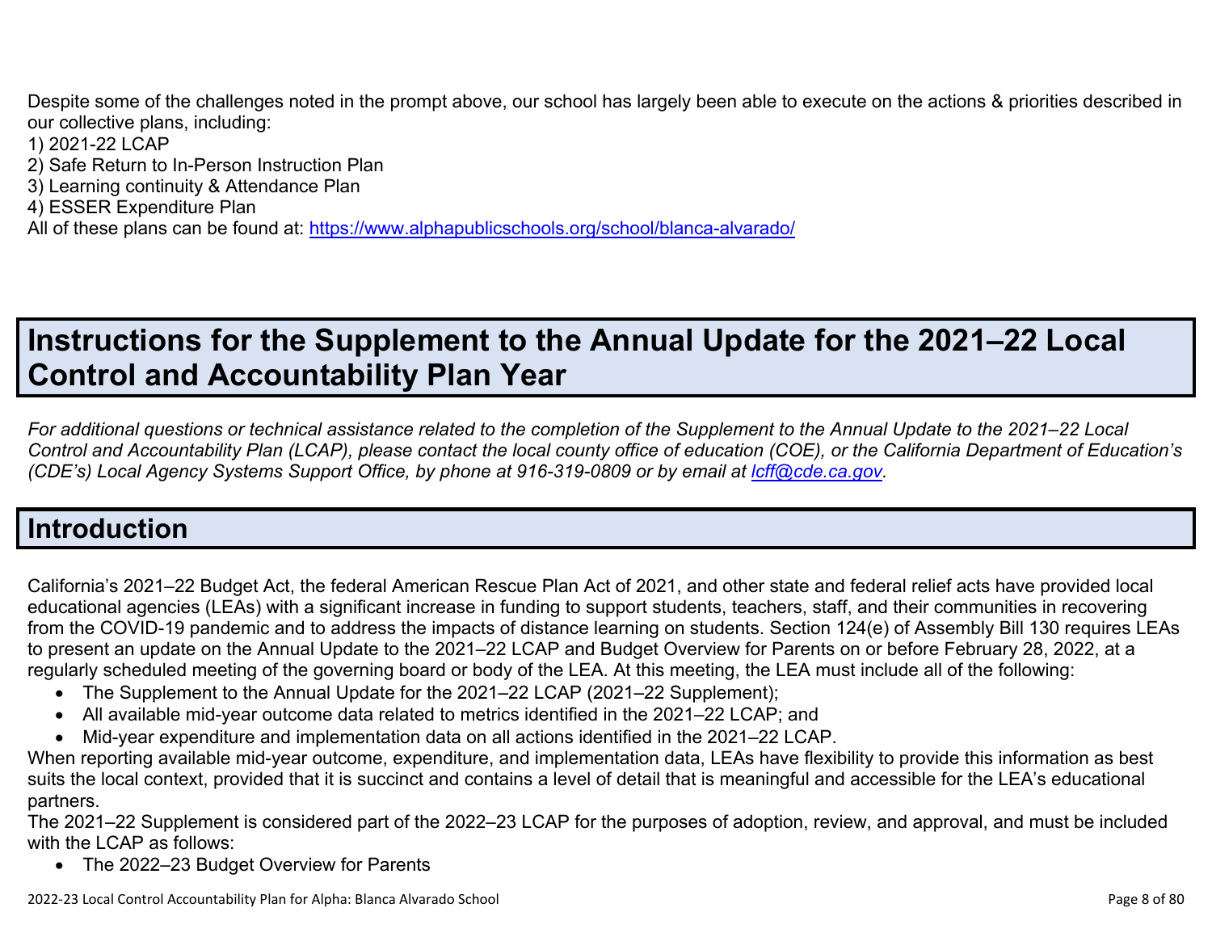Despite some of the challenges noted in the prompt above, our school has largely been able to execute on the actions & priorities described in our collective plans, including:
1) 2021-22 LCAP
2) Safe Return to In-Person Instruction Plan
3) Learning continuity & Attendance Plan
4) ESSER Expenditure Plan
All of these plans can be found at: [https://www.alphapublicschools.org/school/blanca-alvarado/](https://www.alphapublicschools.org/school/blanca-alvarado/)

# Instructions for the Supplement to the Annual Update for the 2021–22 Local Control and Accountability Plan Year

*For additional questions or technical assistance related to the completion of the Supplement to the Annual Update to the 2021–22 Local Control and Accountability Plan (LCAP), please contact the local county office of education (COE), or the California Department of Education's (CDE's) Local Agency Systems Support Office, by phone at 916-319-0809 or by email at [lcff@cde.ca.gov](mailto:lcff@cde.ca.gov).*

## Introduction

California's 2021–22 Budget Act, the federal American Rescue Plan Act of 2021, and other state and federal relief acts have provided local educational agencies (LEAs) with a significant increase in funding to support students, teachers, staff, and their communities in recovering from the COVID-19 pandemic and to address the impacts of distance learning on students. Section 124(e) of Assembly Bill 130 requires LEAs to present an update on the Annual Update to the 2021–22 LCAP and Budget Overview for Parents on or before February 28, 2022, at a regularly scheduled meeting of the governing board or body of the LEA. At this meeting, the LEA must include all of the following:

- The Supplement to the Annual Update for the 2021–22 LCAP (2021–22 Supplement);
- All available mid-year outcome data related to metrics identified in the 2021–22 LCAP; and
- Mid-year expenditure and implementation data on all actions identified in the 2021–22 LCAP.

When reporting available mid-year outcome, expenditure, and implementation data, LEAs have flexibility to provide this information as best suits the local context, provided that it is succinct and contains a level of detail that is meaningful and accessible for the LEA's educational partners.

The 2021–22 Supplement is considered part of the 2022–23 LCAP for the purposes of adoption, review, and approval, and must be included with the LCAP as follows:

- The 2022–23 Budget Overview for Parents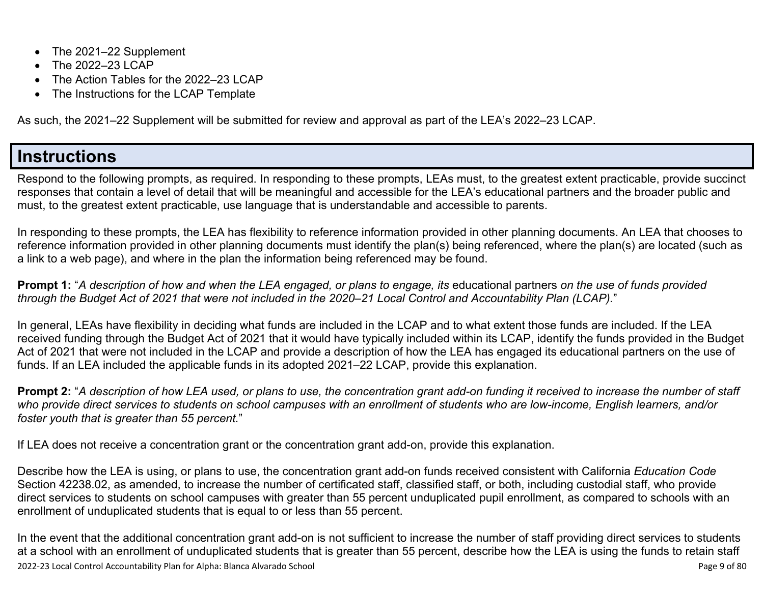- The 2021–22 Supplement
- The 2022–23 LCAP
- The Action Tables for the 2022–23 LCAP
- The Instructions for the LCAP Template

As such, the 2021–22 Supplement will be submitted for review and approval as part of the LEA's 2022–23 LCAP.

# Instructions

Respond to the following prompts, as required. In responding to these prompts, LEAs must, to the greatest extent practicable, provide succinct responses that contain a level of detail that will be meaningful and accessible for the LEA's educational partners and the broader public and must, to the greatest extent practicable, use language that is understandable and accessible to parents.

In responding to these prompts, the LEA has flexibility to reference information provided in other planning documents. An LEA that chooses to reference information provided in other planning documents must identify the plan(s) being referenced, where the plan(s) are located (such as a link to a web page), and where in the plan the information being referenced may be found.

**Prompt 1:** "*A description of how and when the LEA engaged, or plans to engage, its* educational partners *on the use of funds provided through the Budget Act of 2021 that were not included in the 2020–21 Local Control and Accountability Plan (LCAP).*"

In general, LEAs have flexibility in deciding what funds are included in the LCAP and to what extent those funds are included. If the LEA received funding through the Budget Act of 2021 that it would have typically included within its LCAP, identify the funds provided in the Budget Act of 2021 that were not included in the LCAP and provide a description of how the LEA has engaged its educational partners on the use of funds. If an LEA included the applicable funds in its adopted 2021–22 LCAP, provide this explanation.

**Prompt 2:** "*A description of how LEA used, or plans to use, the concentration grant add-on funding it received to increase the number of staff who provide direct services to students on school campuses with an enrollment of students who are low-income, English learners, and/or foster youth that is greater than 55 percent.*"

If LEA does not receive a concentration grant or the concentration grant add-on, provide this explanation.

Describe how the LEA is using, or plans to use, the concentration grant add-on funds received consistent with California *Education Code* Section 42238.02, as amended, to increase the number of certificated staff, classified staff, or both, including custodial staff, who provide direct services to students on school campuses with greater than 55 percent unduplicated pupil enrollment, as compared to schools with an enrollment of unduplicated students that is equal to or less than 55 percent.

In the event that the additional concentration grant add-on is not sufficient to increase the number of staff providing direct services to students at a school with an enrollment of unduplicated students that is greater than 55 percent, describe how the LEA is using the funds to retain staff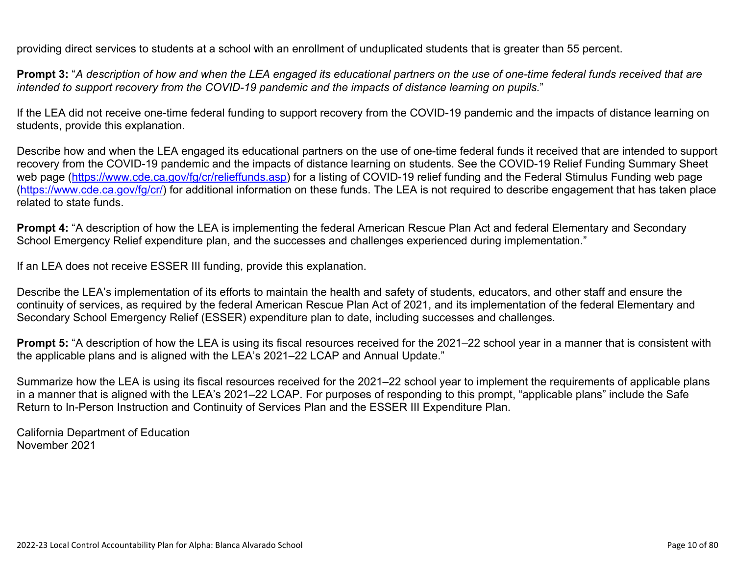providing direct services to students at a school with an enrollment of unduplicated students that is greater than 55 percent.

**Prompt 3:** "*A description of how and when the LEA engaged its educational partners on the use of one-time federal funds received that are intended to support recovery from the COVID-19 pandemic and the impacts of distance learning on pupils.*"

If the LEA did not receive one-time federal funding to support recovery from the COVID-19 pandemic and the impacts of distance learning on students, provide this explanation.

Describe how and when the LEA engaged its educational partners on the use of one-time federal funds it received that are intended to support recovery from the COVID-19 pandemic and the impacts of distance learning on students. See the COVID-19 Relief Funding Summary Sheet web page (https://www.cde.ca.gov/fg/cr/relieffunds.asp) for a listing of COVID-19 relief funding and the Federal Stimulus Funding web page (https://www.cde.ca.gov/fg/cr/) for additional information on these funds. The LEA is not required to describe engagement that has taken place related to state funds.

**Prompt 4:** "A description of how the LEA is implementing the federal American Rescue Plan Act and federal Elementary and Secondary School Emergency Relief expenditure plan, and the successes and challenges experienced during implementation."

If an LEA does not receive ESSER III funding, provide this explanation.

Describe the LEA's implementation of its efforts to maintain the health and safety of students, educators, and other staff and ensure the continuity of services, as required by the federal American Rescue Plan Act of 2021, and its implementation of the federal Elementary and Secondary School Emergency Relief (ESSER) expenditure plan to date, including successes and challenges.

**Prompt 5:** "A description of how the LEA is using its fiscal resources received for the 2021–22 school year in a manner that is consistent with the applicable plans and is aligned with the LEA's 2021–22 LCAP and Annual Update."

Summarize how the LEA is using its fiscal resources received for the 2021–22 school year to implement the requirements of applicable plans in a manner that is aligned with the LEA's 2021–22 LCAP. For purposes of responding to this prompt, "applicable plans" include the Safe Return to In-Person Instruction and Continuity of Services Plan and the ESSER III Expenditure Plan.

California Department of Education
November 2021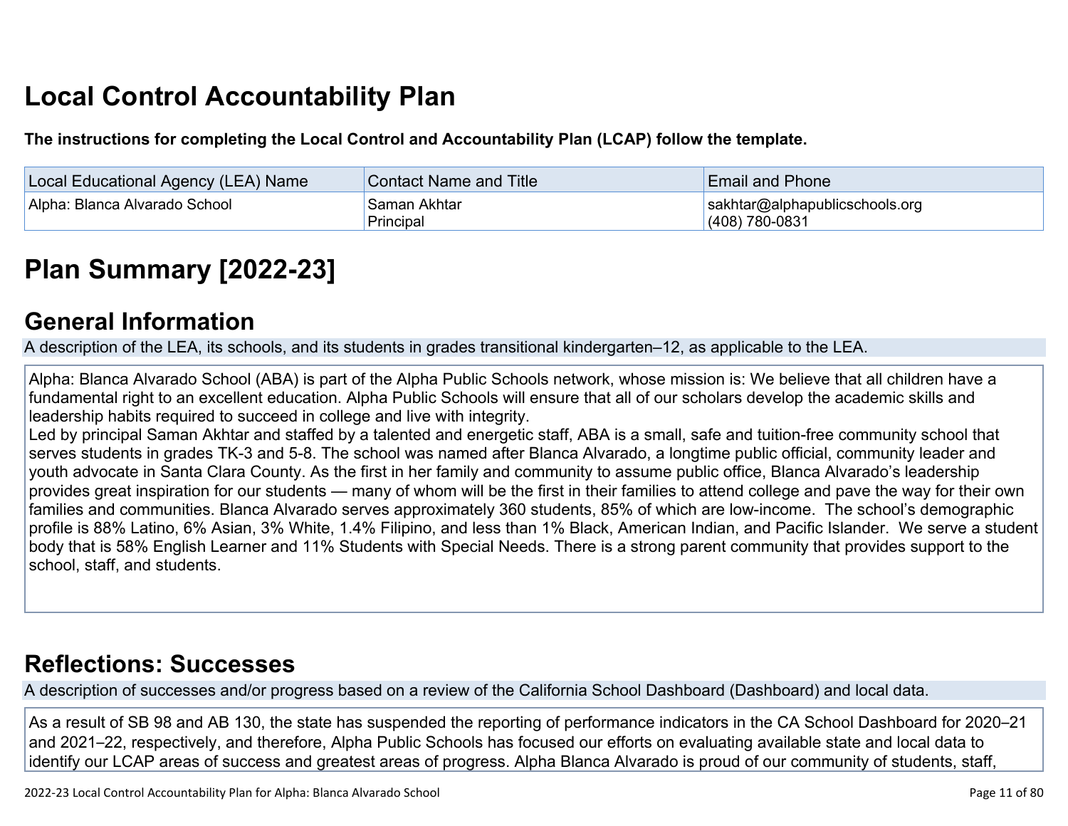# Local Control Accountability Plan

**The instructions for completing the Local Control and Accountability Plan (LCAP) follow the template.**

| Local Educational Agency (LEA) Name | Contact Name and Title | Email and Phone |
|---|---|---|
| Alpha: Blanca Alvarado School | Saman Akhtar<br>Principal | sakhtar@alphapublicschools.org<br>(408) 780-0831 |

# Plan Summary [2022-23]

## General Information

A description of the LEA, its schools, and its students in grades transitional kindergarten–12, as applicable to the LEA.

Alpha: Blanca Alvarado School (ABA) is part of the Alpha Public Schools network, whose mission is: We believe that all children have a fundamental right to an excellent education. Alpha Public Schools will ensure that all of our scholars develop the academic skills and leadership habits required to succeed in college and live with integrity.
Led by principal Saman Akhtar and staffed by a talented and energetic staff, ABA is a small, safe and tuition-free community school that serves students in grades TK-3 and 5-8. The school was named after Blanca Alvarado, a longtime public official, community leader and youth advocate in Santa Clara County. As the first in her family and community to assume public office, Blanca Alvarado's leadership provides great inspiration for our students — many of whom will be the first in their families to attend college and pave the way for their own families and communities. Blanca Alvarado serves approximately 360 students, 85% of which are low-income. The school's demographic profile is 88% Latino, 6% Asian, 3% White, 1.4% Filipino, and less than 1% Black, American Indian, and Pacific Islander. We serve a student body that is 58% English Learner and 11% Students with Special Needs. There is a strong parent community that provides support to the school, staff, and students.

## Reflections: Successes

A description of successes and/or progress based on a review of the California School Dashboard (Dashboard) and local data.

As a result of SB 98 and AB 130, the state has suspended the reporting of performance indicators in the CA School Dashboard for 2020–21 and 2021–22, respectively, and therefore, Alpha Public Schools has focused our efforts on evaluating available state and local data to identify our LCAP areas of success and greatest areas of progress. Alpha Blanca Alvarado is proud of our community of students, staff,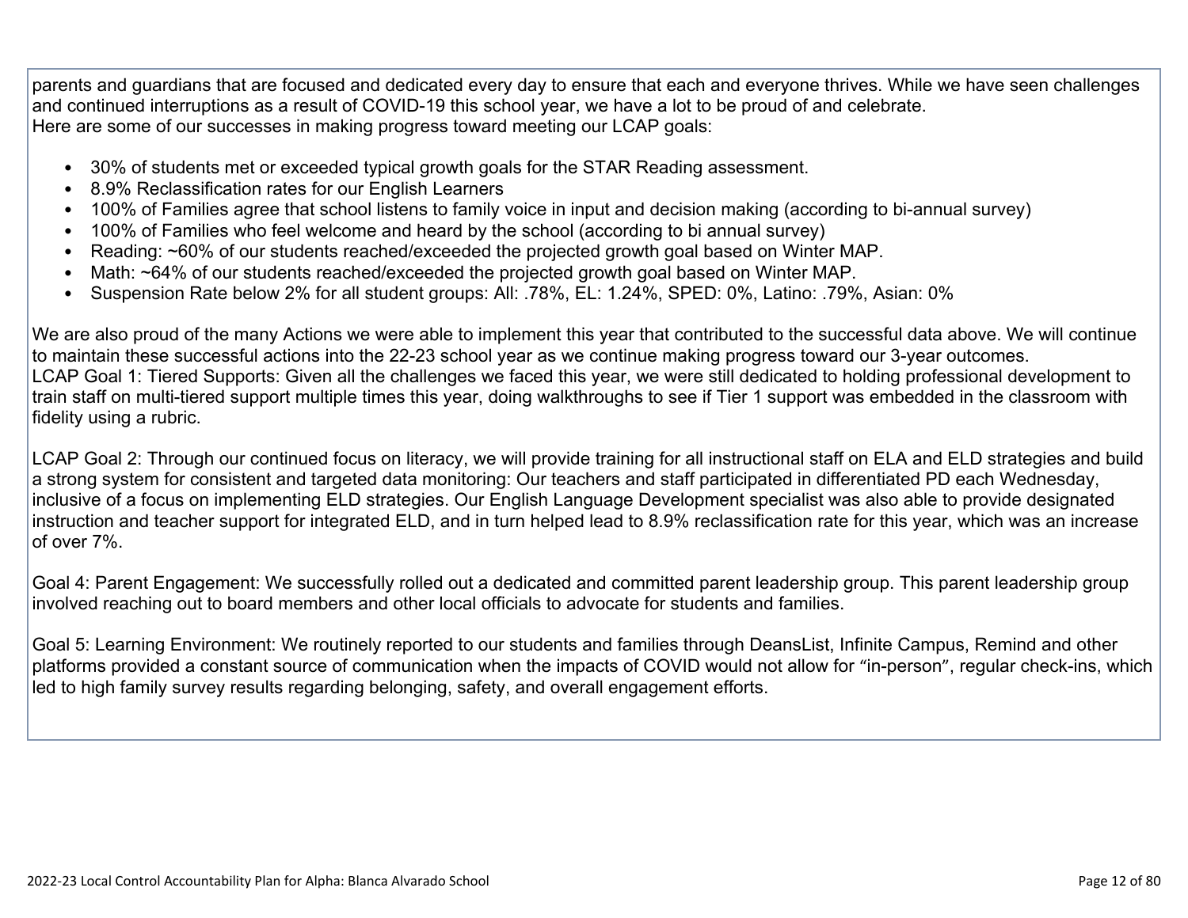parents and guardians that are focused and dedicated every day to ensure that each and everyone thrives. While we have seen challenges and continued interruptions as a result of COVID-19 this school year, we have a lot to be proud of and celebrate.
Here are some of our successes in making progress toward meeting our LCAP goals:

- 30% of students met or exceeded typical growth goals for the STAR Reading assessment.
- 8.9% Reclassification rates for our English Learners
- 100% of Families agree that school listens to family voice in input and decision making (according to bi-annual survey)
- 100% of Families who feel welcome and heard by the school (according to bi annual survey)
- Reading: ~60% of our students reached/exceeded the projected growth goal based on Winter MAP.
- Math: ~64% of our students reached/exceeded the projected growth goal based on Winter MAP.
- Suspension Rate below 2% for all student groups: All: .78%, EL: 1.24%, SPED: 0%, Latino: .79%, Asian: 0%

We are also proud of the many Actions we were able to implement this year that contributed to the successful data above. We will continue to maintain these successful actions into the 22-23 school year as we continue making progress toward our 3-year outcomes.
LCAP Goal 1: Tiered Supports: Given all the challenges we faced this year, we were still dedicated to holding professional development to train staff on multi-tiered support multiple times this year, doing walkthroughs to see if Tier 1 support was embedded in the classroom with fidelity using a rubric.

LCAP Goal 2: Through our continued focus on literacy, we will provide training for all instructional staff on ELA and ELD strategies and build a strong system for consistent and targeted data monitoring: Our teachers and staff participated in differentiated PD each Wednesday, inclusive of a focus on implementing ELD strategies. Our English Language Development specialist was also able to provide designated instruction and teacher support for integrated ELD, and in turn helped lead to 8.9% reclassification rate for this year, which was an increase of over 7%.

Goal 4: Parent Engagement: We successfully rolled out a dedicated and committed parent leadership group. This parent leadership group involved reaching out to board members and other local officials to advocate for students and families.

Goal 5: Learning Environment: We routinely reported to our students and families through DeansList, Infinite Campus, Remind and other platforms provided a constant source of communication when the impacts of COVID would not allow for "in-person", regular check-ins, which led to high family survey results regarding belonging, safety, and overall engagement efforts.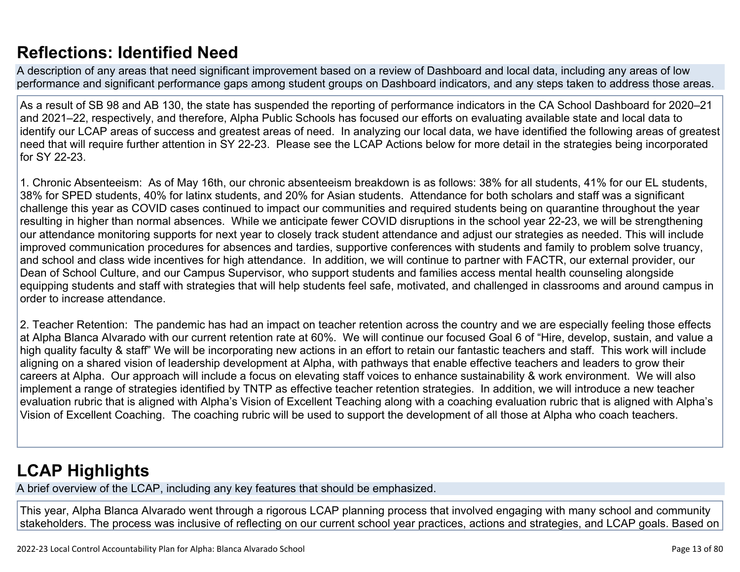## Reflections: Identified Need

A description of any areas that need significant improvement based on a review of Dashboard and local data, including any areas of low performance and significant performance gaps among student groups on Dashboard indicators, and any steps taken to address those areas.

As a result of SB 98 and AB 130, the state has suspended the reporting of performance indicators in the CA School Dashboard for 2020–21 and 2021–22, respectively, and therefore, Alpha Public Schools has focused our efforts on evaluating available state and local data to identify our LCAP areas of success and greatest areas of need. In analyzing our local data, we have identified the following areas of greatest need that will require further attention in SY 22-23. Please see the LCAP Actions below for more detail in the strategies being incorporated for SY 22-23.

1. Chronic Absenteeism: As of May 16th, our chronic absenteeism breakdown is as follows: 38% for all students, 41% for our EL students, 38% for SPED students, 40% for latinx students, and 20% for Asian students. Attendance for both scholars and staff was a significant challenge this year as COVID cases continued to impact our communities and required students being on quarantine throughout the year resulting in higher than normal absences. While we anticipate fewer COVID disruptions in the school year 22-23, we will be strengthening our attendance monitoring supports for next year to closely track student attendance and adjust our strategies as needed. This will include improved communication procedures for absences and tardies, supportive conferences with students and family to problem solve truancy, and school and class wide incentives for high attendance. In addition, we will continue to partner with FACTR, our external provider, our Dean of School Culture, and our Campus Supervisor, who support students and families access mental health counseling alongside equipping students and staff with strategies that will help students feel safe, motivated, and challenged in classrooms and around campus in order to increase attendance.

2. Teacher Retention: The pandemic has had an impact on teacher retention across the country and we are especially feeling those effects at Alpha Blanca Alvarado with our current retention rate at 60%. We will continue our focused Goal 6 of "Hire, develop, sustain, and value a high quality faculty & staff" We will be incorporating new actions in an effort to retain our fantastic teachers and staff. This work will include aligning on a shared vision of leadership development at Alpha, with pathways that enable effective teachers and leaders to grow their careers at Alpha. Our approach will include a focus on elevating staff voices to enhance sustainability & work environment. We will also implement a range of strategies identified by TNTP as effective teacher retention strategies. In addition, we will introduce a new teacher evaluation rubric that is aligned with Alpha's Vision of Excellent Teaching along with a coaching evaluation rubric that is aligned with Alpha's Vision of Excellent Coaching. The coaching rubric will be used to support the development of all those at Alpha who coach teachers.

## LCAP Highlights

A brief overview of the LCAP, including any key features that should be emphasized.

This year, Alpha Blanca Alvarado went through a rigorous LCAP planning process that involved engaging with many school and community stakeholders. The process was inclusive of reflecting on our current school year practices, actions and strategies, and LCAP goals. Based on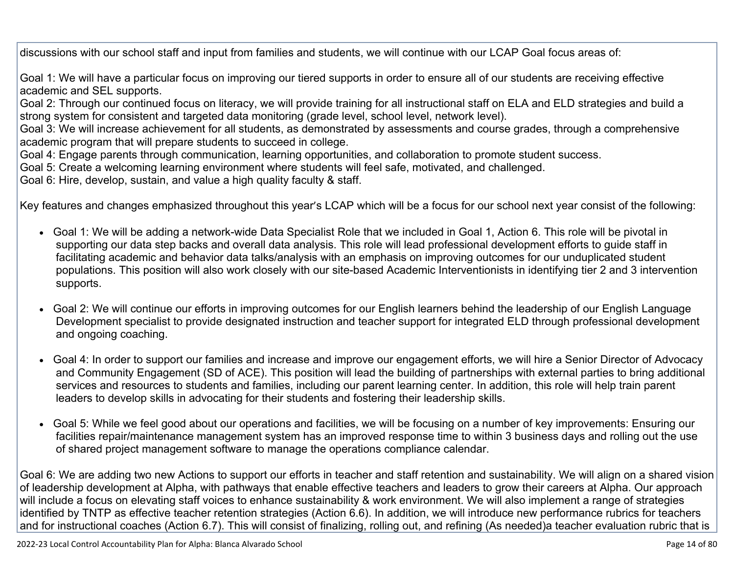discussions with our school staff and input from families and students, we will continue with our LCAP Goal focus areas of:

Goal 1: We will have a particular focus on improving our tiered supports in order to ensure all of our students are receiving effective academic and SEL supports.
Goal 2: Through our continued focus on literacy, we will provide training for all instructional staff on ELA and ELD strategies and build a strong system for consistent and targeted data monitoring (grade level, school level, network level).
Goal 3: We will increase achievement for all students, as demonstrated by assessments and course grades, through a comprehensive academic program that will prepare students to succeed in college.
Goal 4: Engage parents through communication, learning opportunities, and collaboration to promote student success.
Goal 5: Create a welcoming learning environment where students will feel safe, motivated, and challenged.
Goal 6: Hire, develop, sustain, and value a high quality faculty & staff.

Key features and changes emphasized throughout this year's LCAP which will be a focus for our school next year consist of the following:

- Goal 1: We will be adding a network-wide Data Specialist Role that we included in Goal 1, Action 6. This role will be pivotal in supporting our data step backs and overall data analysis. This role will lead professional development efforts to guide staff in facilitating academic and behavior data talks/analysis with an emphasis on improving outcomes for our unduplicated student populations. This position will also work closely with our site-based Academic Interventionists in identifying tier 2 and 3 intervention supports.

- Goal 2: We will continue our efforts in improving outcomes for our English learners behind the leadership of our English Language Development specialist to provide designated instruction and teacher support for integrated ELD through professional development and ongoing coaching.

- Goal 4: In order to support our families and increase and improve our engagement efforts, we will hire a Senior Director of Advocacy and Community Engagement (SD of ACE). This position will lead the building of partnerships with external parties to bring additional services and resources to students and families, including our parent learning center. In addition, this role will help train parent leaders to develop skills in advocating for their students and fostering their leadership skills.

- Goal 5: While we feel good about our operations and facilities, we will be focusing on a number of key improvements: Ensuring our facilities repair/maintenance management system has an improved response time to within 3 business days and rolling out the use of shared project management software to manage the operations compliance calendar.

Goal 6: We are adding two new Actions to support our efforts in teacher and staff retention and sustainability. We will align on a shared vision of leadership development at Alpha, with pathways that enable effective teachers and leaders to grow their careers at Alpha. Our approach will include a focus on elevating staff voices to enhance sustainability & work environment. We will also implement a range of strategies identified by TNTP as effective teacher retention strategies (Action 6.6). In addition, we will introduce new performance rubrics for teachers and for instructional coaches (Action 6.7). This will consist of finalizing, rolling out, and refining (As needed)a teacher evaluation rubric that is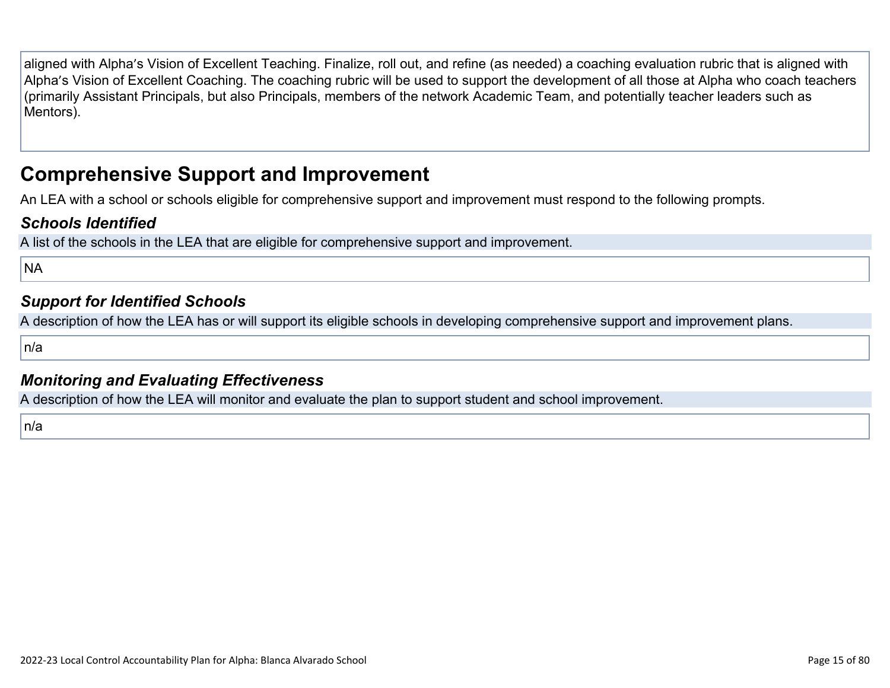aligned with Alpha's Vision of Excellent Teaching. Finalize, roll out, and refine (as needed) a coaching evaluation rubric that is aligned with Alpha's Vision of Excellent Coaching. The coaching rubric will be used to support the development of all those at Alpha who coach teachers (primarily Assistant Principals, but also Principals, members of the network Academic Team, and potentially teacher leaders such as Mentors).

## Comprehensive Support and Improvement

An LEA with a school or schools eligible for comprehensive support and improvement must respond to the following prompts.

### *Schools Identified*

A list of the schools in the LEA that are eligible for comprehensive support and improvement.

NA

### *Support for Identified Schools*

A description of how the LEA has or will support its eligible schools in developing comprehensive support and improvement plans.

n/a

### *Monitoring and Evaluating Effectiveness*

A description of how the LEA will monitor and evaluate the plan to support student and school improvement.

n/a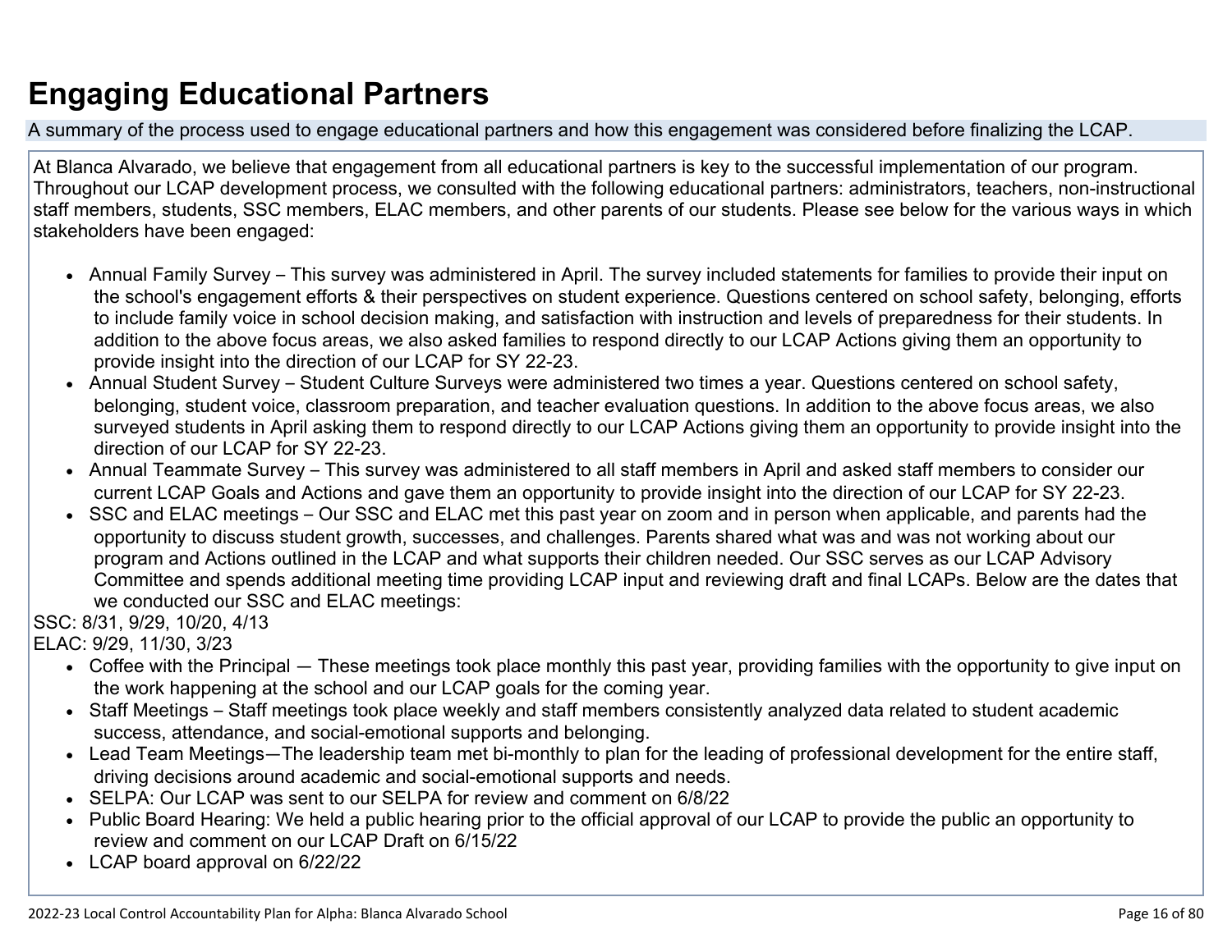# Engaging Educational Partners

A summary of the process used to engage educational partners and how this engagement was considered before finalizing the LCAP.

At Blanca Alvarado, we believe that engagement from all educational partners is key to the successful implementation of our program. Throughout our LCAP development process, we consulted with the following educational partners: administrators, teachers, non-instructional staff members, students, SSC members, ELAC members, and other parents of our students. Please see below for the various ways in which stakeholders have been engaged:

- Annual Family Survey – This survey was administered in April. The survey included statements for families to provide their input on the school's engagement efforts & their perspectives on student experience. Questions centered on school safety, belonging, efforts to include family voice in school decision making, and satisfaction with instruction and levels of preparedness for their students. In addition to the above focus areas, we also asked families to respond directly to our LCAP Actions giving them an opportunity to provide insight into the direction of our LCAP for SY 22-23.
- Annual Student Survey – Student Culture Surveys were administered two times a year. Questions centered on school safety, belonging, student voice, classroom preparation, and teacher evaluation questions. In addition to the above focus areas, we also surveyed students in April asking them to respond directly to our LCAP Actions giving them an opportunity to provide insight into the direction of our LCAP for SY 22-23.
- Annual Teammate Survey – This survey was administered to all staff members in April and asked staff members to consider our current LCAP Goals and Actions and gave them an opportunity to provide insight into the direction of our LCAP for SY 22-23.
- SSC and ELAC meetings – Our SSC and ELAC met this past year on zoom and in person when applicable, and parents had the opportunity to discuss student growth, successes, and challenges. Parents shared what was and was not working about our program and Actions outlined in the LCAP and what supports their children needed. Our SSC serves as our LCAP Advisory Committee and spends additional meeting time providing LCAP input and reviewing draft and final LCAPs. Below are the dates that we conducted our SSC and ELAC meetings:

SSC: 8/31, 9/29, 10/20, 4/13
ELAC: 9/29, 11/30, 3/23

- Coffee with the Principal — These meetings took place monthly this past year, providing families with the opportunity to give input on the work happening at the school and our LCAP goals for the coming year.
- Staff Meetings – Staff meetings took place weekly and staff members consistently analyzed data related to student academic success, attendance, and social-emotional supports and belonging.
- Lead Team Meetings—The leadership team met bi-monthly to plan for the leading of professional development for the entire staff, driving decisions around academic and social-emotional supports and needs.
- SELPA: Our LCAP was sent to our SELPA for review and comment on 6/8/22
- Public Board Hearing: We held a public hearing prior to the official approval of our LCAP to provide the public an opportunity to review and comment on our LCAP Draft on 6/15/22
- LCAP board approval on 6/22/22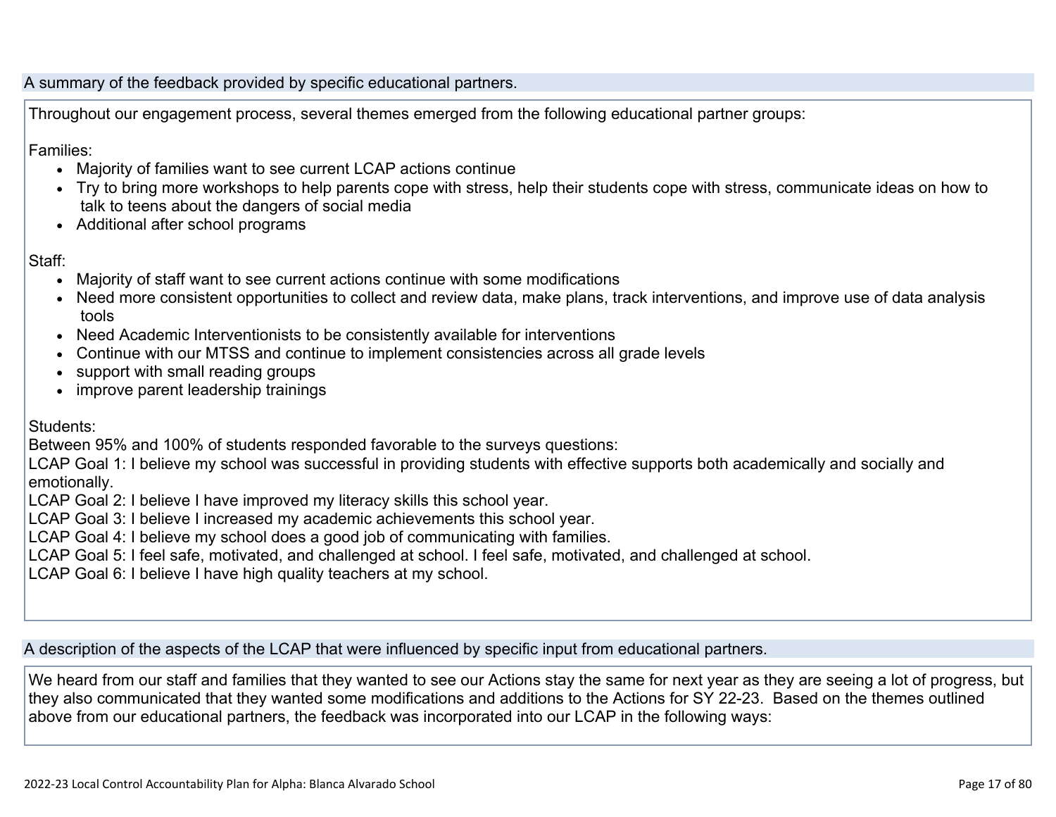## A summary of the feedback provided by specific educational partners.

Throughout our engagement process, several themes emerged from the following educational partner groups:

Families:

- Majority of families want to see current LCAP actions continue
- Try to bring more workshops to help parents cope with stress, help their students cope with stress, communicate ideas on how to talk to teens about the dangers of social media
- Additional after school programs

Staff:

- Majority of staff want to see current actions continue with some modifications
- Need more consistent opportunities to collect and review data, make plans, track interventions, and improve use of data analysis tools
- Need Academic Interventionists to be consistently available for interventions
- Continue with our MTSS and continue to implement consistencies across all grade levels
- support with small reading groups
- improve parent leadership trainings

Students:
Between 95% and 100% of students responded favorable to the surveys questions:
LCAP Goal 1: I believe my school was successful in providing students with effective supports both academically and socially and emotionally.
LCAP Goal 2: I believe I have improved my literacy skills this school year.
LCAP Goal 3: I believe I increased my academic achievements this school year.
LCAP Goal 4: I believe my school does a good job of communicating with families.
LCAP Goal 5: I feel safe, motivated, and challenged at school. I feel safe, motivated, and challenged at school.
LCAP Goal 6: I believe I have high quality teachers at my school.

## A description of the aspects of the LCAP that were influenced by specific input from educational partners.

We heard from our staff and families that they wanted to see our Actions stay the same for next year as they are seeing a lot of progress, but they also communicated that they wanted some modifications and additions to the Actions for SY 22-23. Based on the themes outlined above from our educational partners, the feedback was incorporated into our LCAP in the following ways: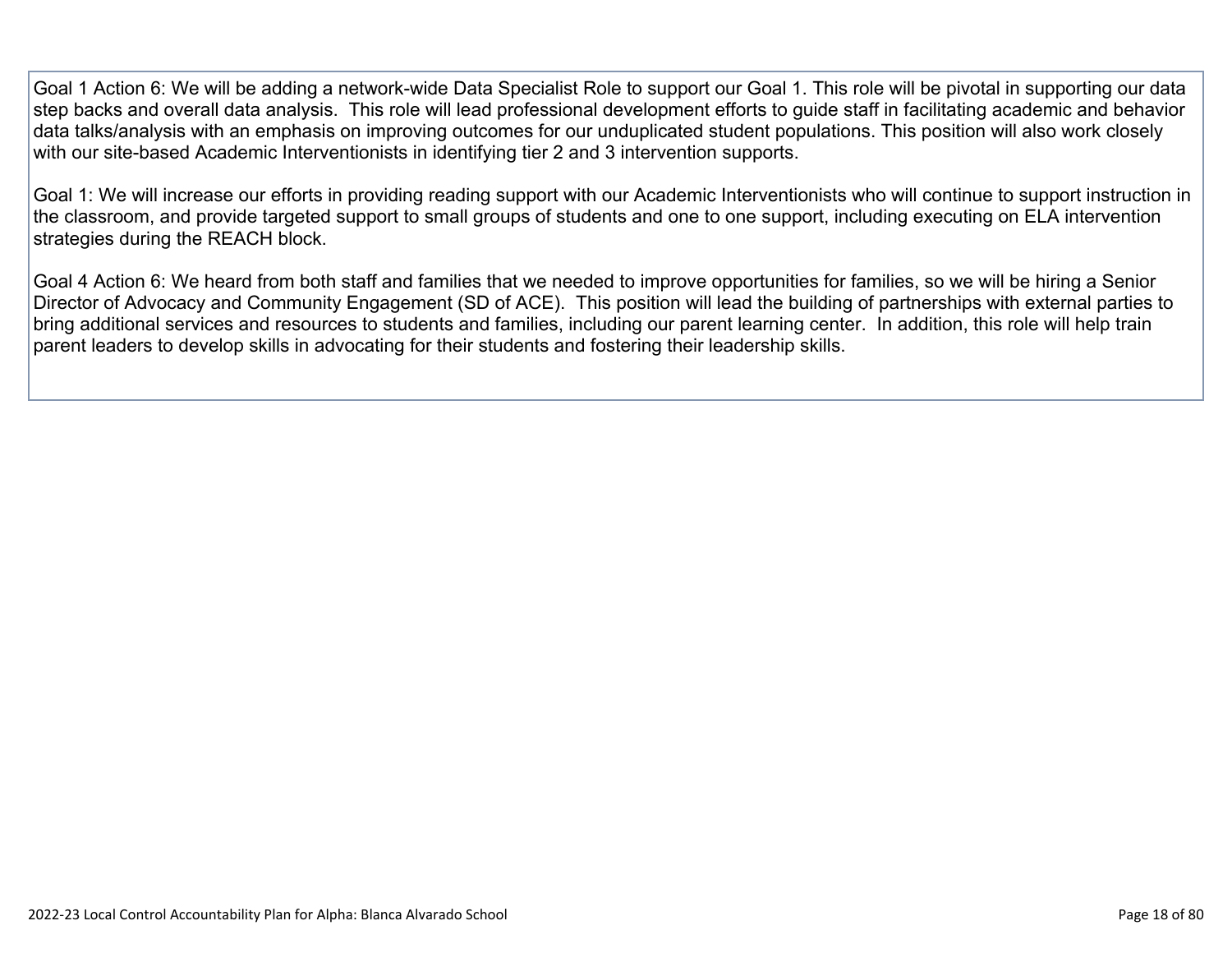Goal 1 Action 6: We will be adding a network-wide Data Specialist Role to support our Goal 1. This role will be pivotal in supporting our data step backs and overall data analysis. This role will lead professional development efforts to guide staff in facilitating academic and behavior data talks/analysis with an emphasis on improving outcomes for our unduplicated student populations. This position will also work closely with our site-based Academic Interventionists in identifying tier 2 and 3 intervention supports.

Goal 1: We will increase our efforts in providing reading support with our Academic Interventionists who will continue to support instruction in the classroom, and provide targeted support to small groups of students and one to one support, including executing on ELA intervention strategies during the REACH block.

Goal 4 Action 6: We heard from both staff and families that we needed to improve opportunities for families, so we will be hiring a Senior Director of Advocacy and Community Engagement (SD of ACE). This position will lead the building of partnerships with external parties to bring additional services and resources to students and families, including our parent learning center. In addition, this role will help train parent leaders to develop skills in advocating for their students and fostering their leadership skills.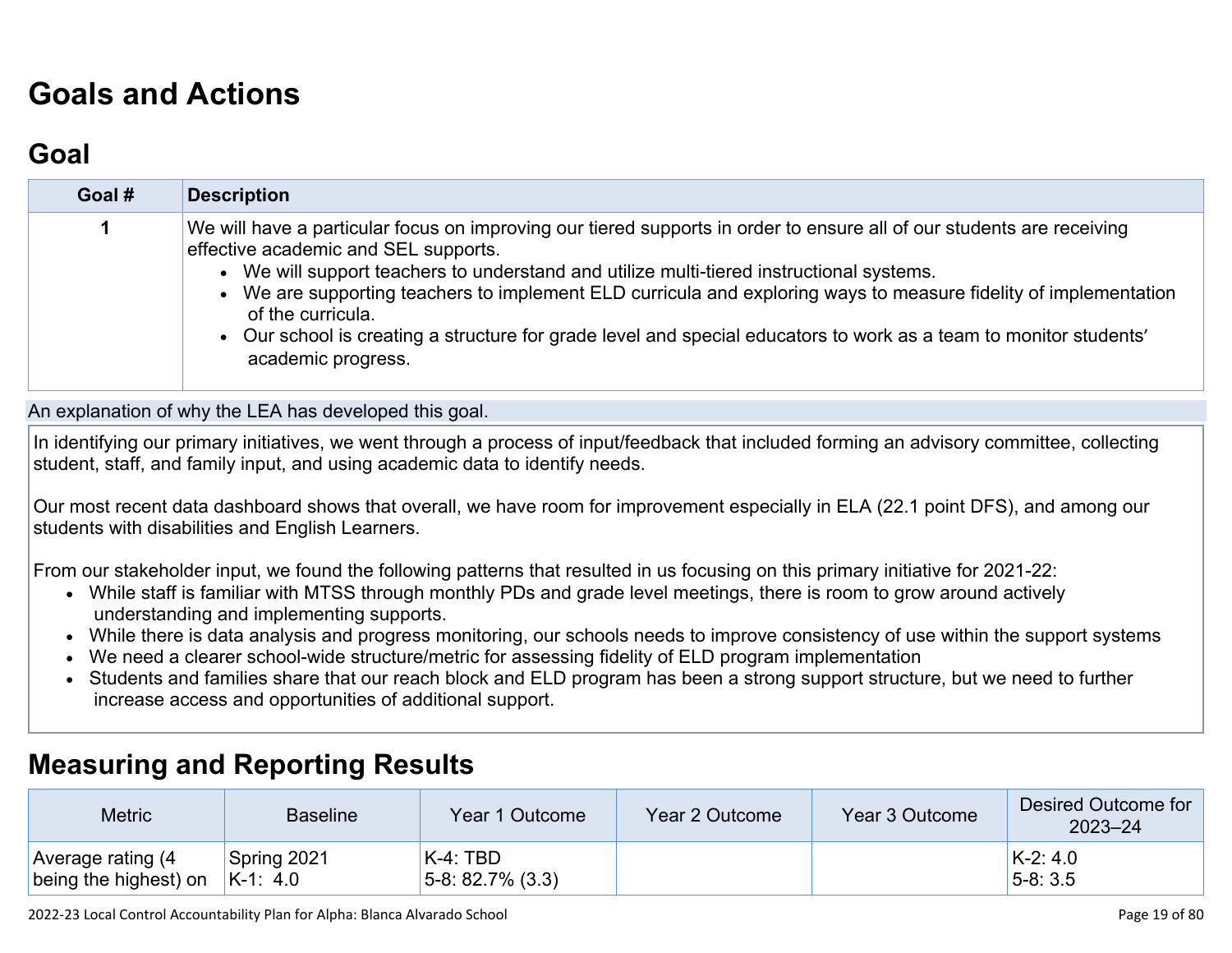# Goals and Actions

## Goal

| Goal # | Description |
|---|---|
| 1 | We will have a particular focus on improving our tiered supports in order to ensure all of our students are receiving effective academic and SEL supports.<br>• We will support teachers to understand and utilize multi-tiered instructional systems.<br>• We are supporting teachers to implement ELD curricula and exploring ways to measure fidelity of implementation of the curricula.<br>• Our school is creating a structure for grade level and special educators to work as a team to monitor students' academic progress. |

An explanation of why the LEA has developed this goal.

In identifying our primary initiatives, we went through a process of input/feedback that included forming an advisory committee, collecting student, staff, and family input, and using academic data to identify needs.

Our most recent data dashboard shows that overall, we have room for improvement especially in ELA (22.1 point DFS), and among our students with disabilities and English Learners.

From our stakeholder input, we found the following patterns that resulted in us focusing on this primary initiative for 2021-22:

- While staff is familiar with MTSS through monthly PDs and grade level meetings, there is room to grow around actively understanding and implementing supports.
- While there is data analysis and progress monitoring, our schools needs to improve consistency of use within the support systems
- We need a clearer school-wide structure/metric for assessing fidelity of ELD program implementation
- Students and families share that our reach block and ELD program has been a strong support structure, but we need to further increase access and opportunities of additional support.

# Measuring and Reporting Results

| Metric | Baseline | Year 1 Outcome | Year 2 Outcome | Year 3 Outcome | Desired Outcome for 2023–24 |
|---|---|---|---|---|---|
| Average rating (4 being the highest) on | Spring 2021<br>K-1: 4.0 | K-4: TBD<br>5-8: 82.7% (3.3) | | | K-2: 4.0<br>5-8: 3.5 |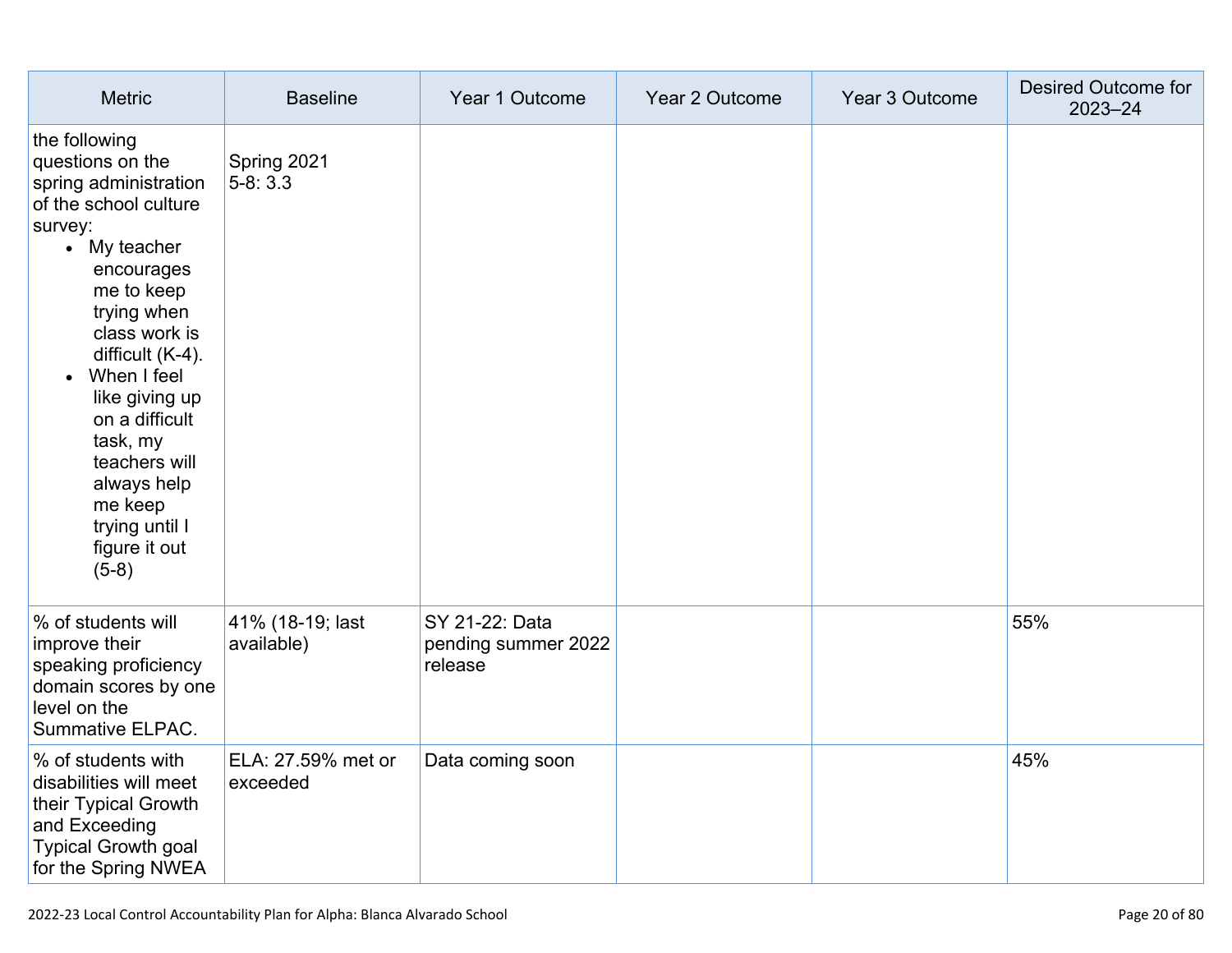| Metric | Baseline | Year 1 Outcome | Year 2 Outcome | Year 3 Outcome | Desired Outcome for 2023–24 |
|---|---|---|---|---|---|
| the following questions on the spring administration of the school culture survey:<br>• My teacher encourages me to keep trying when class work is difficult (K-4).<br>• When I feel like giving up on a difficult task, my teachers will always help me keep trying until I figure it out (5-8) | Spring 2021<br>5-8: 3.3 | | | | |
| % of students will improve their speaking proficiency domain scores by one level on the Summative ELPAC. | 41% (18-19; last available) | SY 21-22: Data pending summer 2022 release | | | 55% |
| % of students with disabilities will meet their Typical Growth and Exceeding Typical Growth goal for the Spring NWEA | ELA: 27.59% met or exceeded | Data coming soon | | | 45% |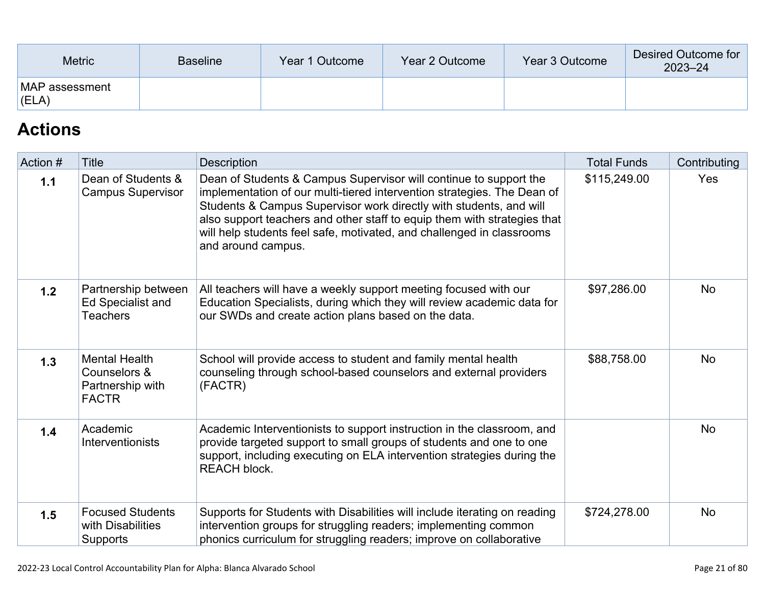| Metric | Baseline | Year 1 Outcome | Year 2 Outcome | Year 3 Outcome | Desired Outcome for 2023–24 |
|---|---|---|---|---|---|
| MAP assessment (ELA) | | | | | |

## Actions

| Action # | Title | Description | Total Funds | Contributing |
|---|---|---|---|---|
| **1.1** | Dean of Students & Campus Supervisor | Dean of Students & Campus Supervisor will continue to support the implementation of our multi-tiered intervention strategies. The Dean of Students & Campus Supervisor work directly with students, and will also support teachers and other staff to equip them with strategies that will help students feel safe, motivated, and challenged in classrooms and around campus. | $115,249.00 | Yes |
| **1.2** | Partnership between Ed Specialist and Teachers | All teachers will have a weekly support meeting focused with our Education Specialists, during which they will review academic data for our SWDs and create action plans based on the data. | $97,286.00 | No |
| **1.3** | Mental Health Counselors & Partnership with FACTR | School will provide access to student and family mental health counseling through school-based counselors and external providers (FACTR) | $88,758.00 | No |
| **1.4** | Academic Interventionists | Academic Interventionists to support instruction in the classroom, and provide targeted support to small groups of students and one to one support, including executing on ELA intervention strategies during the REACH block. | | No |
| **1.5** | Focused Students with Disabilities Supports | Supports for Students with Disabilities will include iterating on reading intervention groups for struggling readers; implementing common phonics curriculum for struggling readers; improve on collaborative | $724,278.00 | No |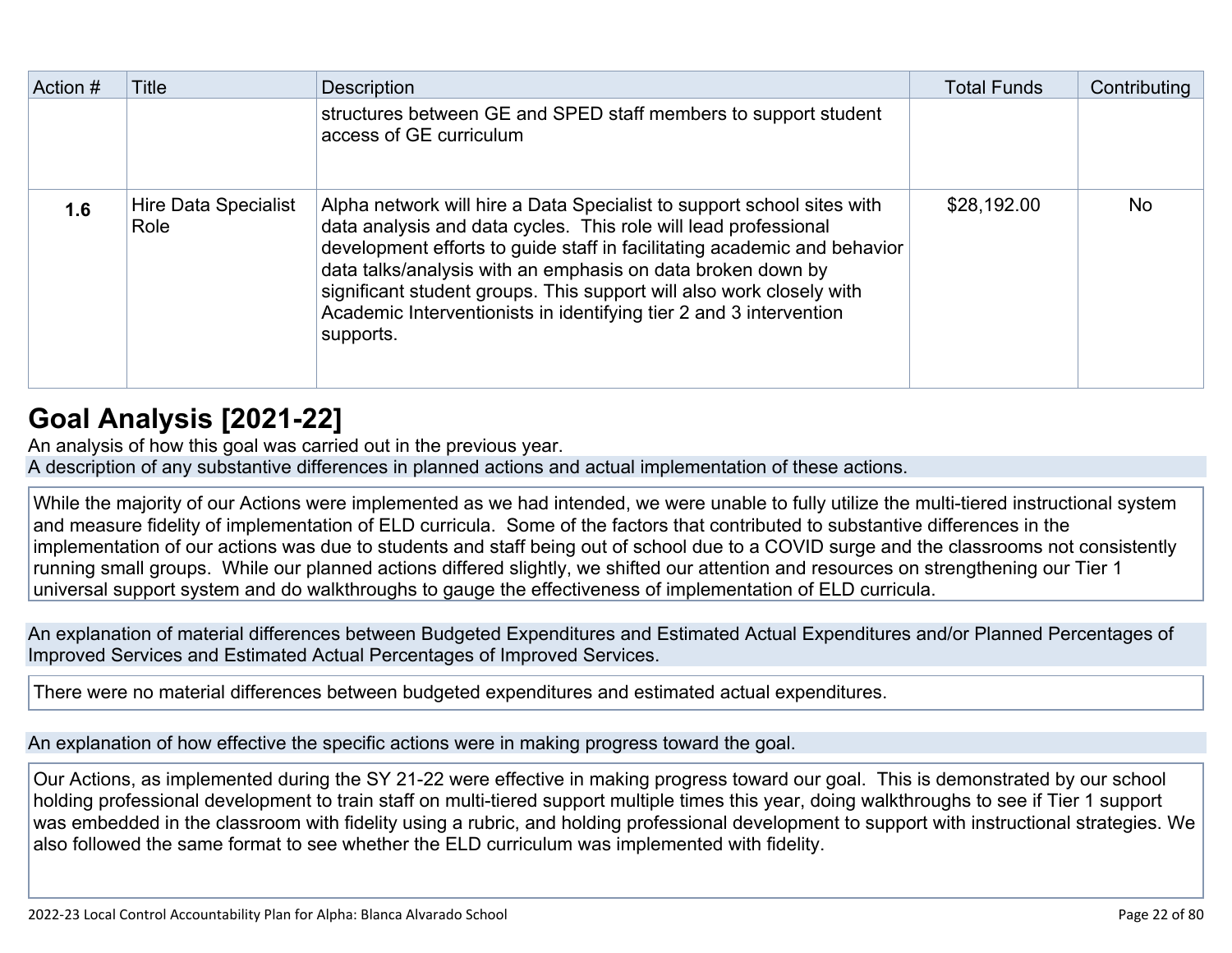| Action # | Title | Description | Total Funds | Contributing |
|---|---|---|---|---|
| | | structures between GE and SPED staff members to support student access of GE curriculum | | |
| **1.6** | Hire Data Specialist Role | Alpha network will hire a Data Specialist to support school sites with data analysis and data cycles. This role will lead professional development efforts to guide staff in facilitating academic and behavior data talks/analysis with an emphasis on data broken down by significant student groups. This support will also work closely with Academic Interventionists in identifying tier 2 and 3 intervention supports. | $28,192.00 | No |

# Goal Analysis [2021-22]

An analysis of how this goal was carried out in the previous year.

A description of any substantive differences in planned actions and actual implementation of these actions.

While the majority of our Actions were implemented as we had intended, we were unable to fully utilize the multi-tiered instructional system and measure fidelity of implementation of ELD curricula. Some of the factors that contributed to substantive differences in the implementation of our actions was due to students and staff being out of school due to a COVID surge and the classrooms not consistently running small groups. While our planned actions differed slightly, we shifted our attention and resources on strengthening our Tier 1 universal support system and do walkthroughs to gauge the effectiveness of implementation of ELD curricula.

An explanation of material differences between Budgeted Expenditures and Estimated Actual Expenditures and/or Planned Percentages of Improved Services and Estimated Actual Percentages of Improved Services.

There were no material differences between budgeted expenditures and estimated actual expenditures.

An explanation of how effective the specific actions were in making progress toward the goal.

Our Actions, as implemented during the SY 21-22 were effective in making progress toward our goal. This is demonstrated by our school holding professional development to train staff on multi-tiered support multiple times this year, doing walkthroughs to see if Tier 1 support was embedded in the classroom with fidelity using a rubric, and holding professional development to support with instructional strategies. We also followed the same format to see whether the ELD curriculum was implemented with fidelity.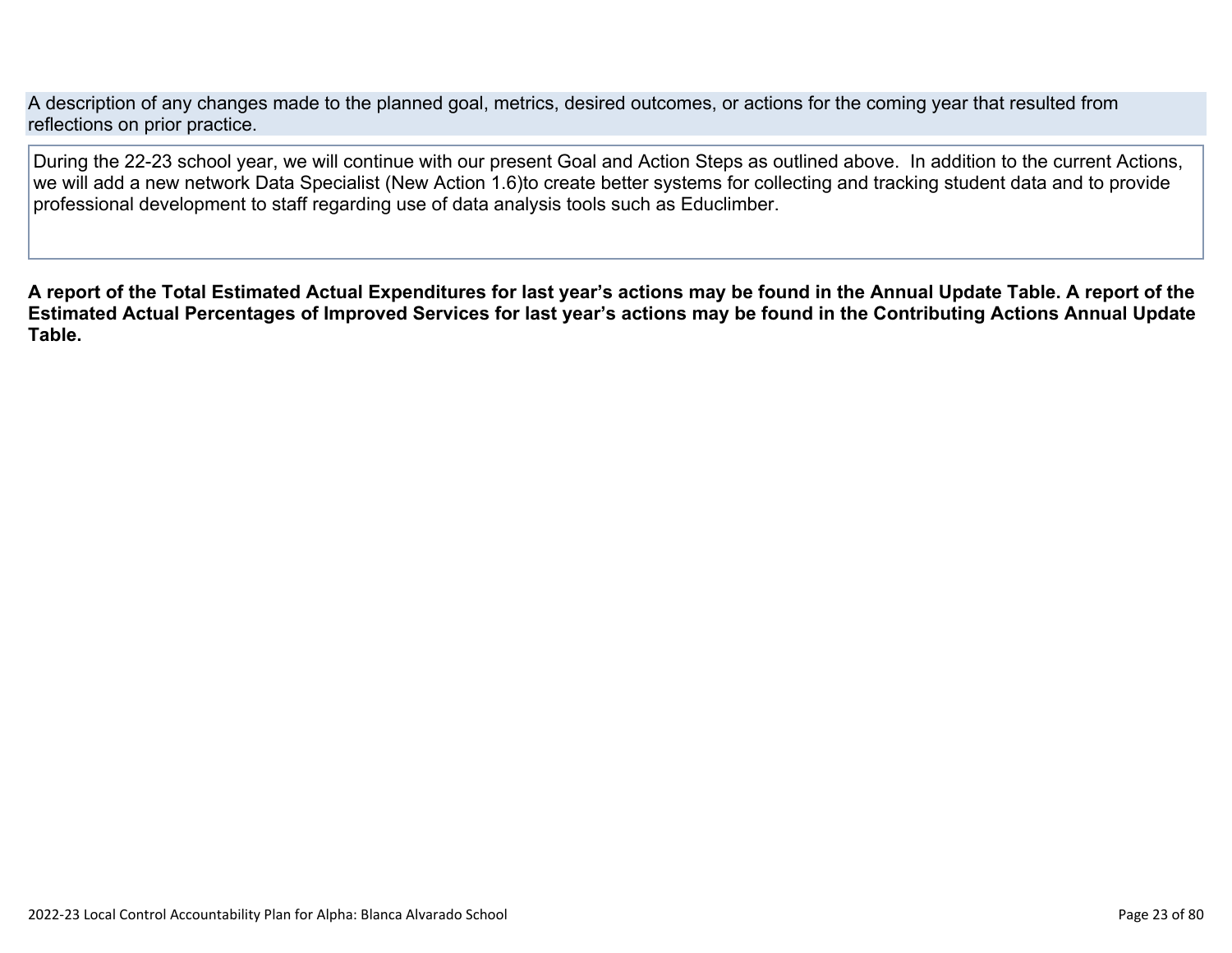A description of any changes made to the planned goal, metrics, desired outcomes, or actions for the coming year that resulted from reflections on prior practice.

During the 22-23 school year, we will continue with our present Goal and Action Steps as outlined above. In addition to the current Actions, we will add a new network Data Specialist (New Action 1.6)to create better systems for collecting and tracking student data and to provide professional development to staff regarding use of data analysis tools such as Educlimber.

**A report of the Total Estimated Actual Expenditures for last year's actions may be found in the Annual Update Table. A report of the Estimated Actual Percentages of Improved Services for last year's actions may be found in the Contributing Actions Annual Update Table.**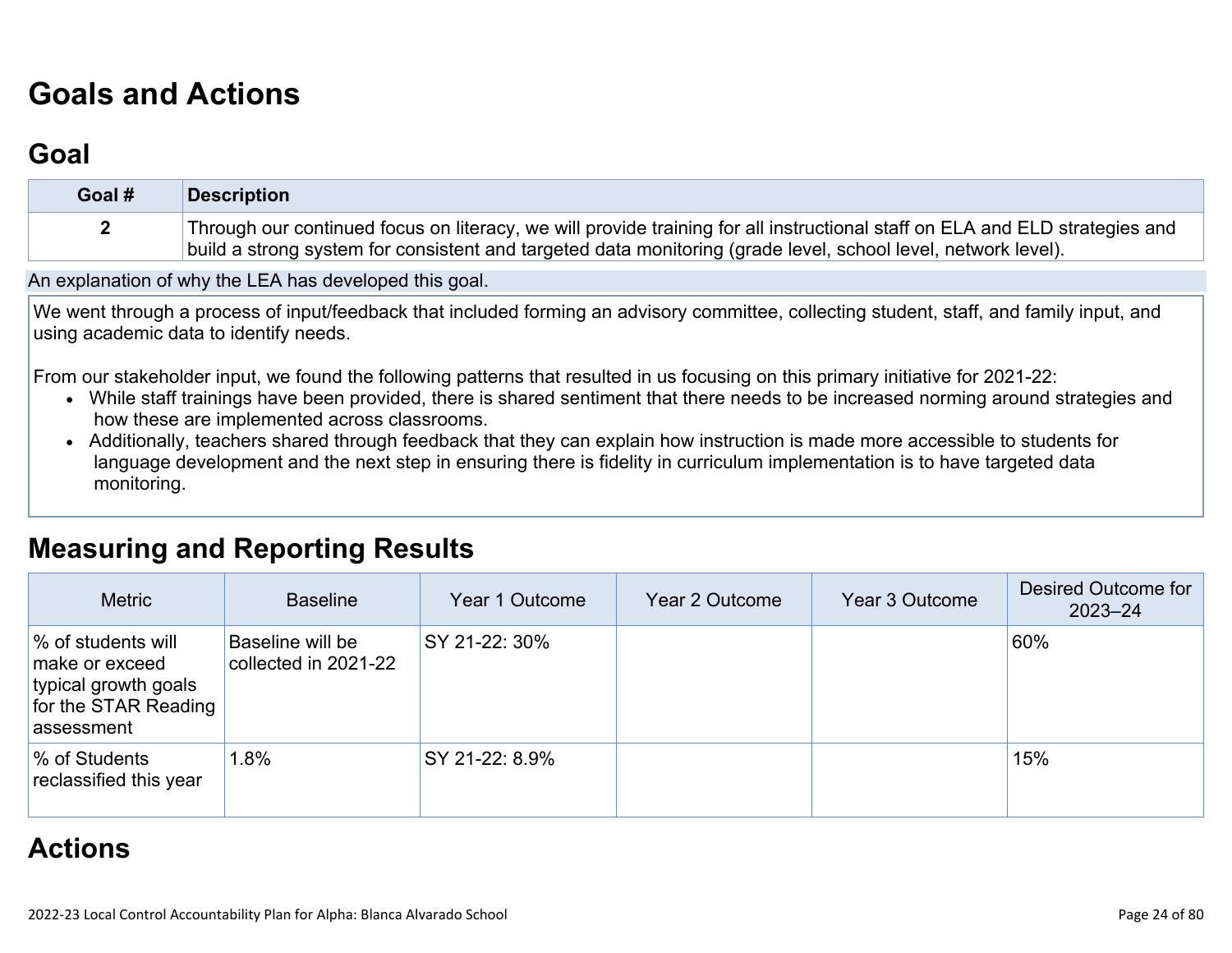# Goals and Actions

## Goal

| Goal # | Description |
|---|---|
| 2 | Through our continued focus on literacy, we will provide training for all instructional staff on ELA and ELD strategies and build a strong system for consistent and targeted data monitoring (grade level, school level, network level). |

An explanation of why the LEA has developed this goal.

We went through a process of input/feedback that included forming an advisory committee, collecting student, staff, and family input, and using academic data to identify needs.

From our stakeholder input, we found the following patterns that resulted in us focusing on this primary initiative for 2021-22:

- While staff trainings have been provided, there is shared sentiment that there needs to be increased norming around strategies and how these are implemented across classrooms.
- Additionally, teachers shared through feedback that they can explain how instruction is made more accessible to students for language development and the next step in ensuring there is fidelity in curriculum implementation is to have targeted data monitoring.

## Measuring and Reporting Results

| Metric | Baseline | Year 1 Outcome | Year 2 Outcome | Year 3 Outcome | Desired Outcome for 2023–24 |
|---|---|---|---|---|---|
| % of students will make or exceed typical growth goals for the STAR Reading assessment | Baseline will be collected in 2021-22 | SY 21-22: 30% | | | 60% |
| % of Students reclassified this year | 1.8% | SY 21-22: 8.9% | | | 15% |

## Actions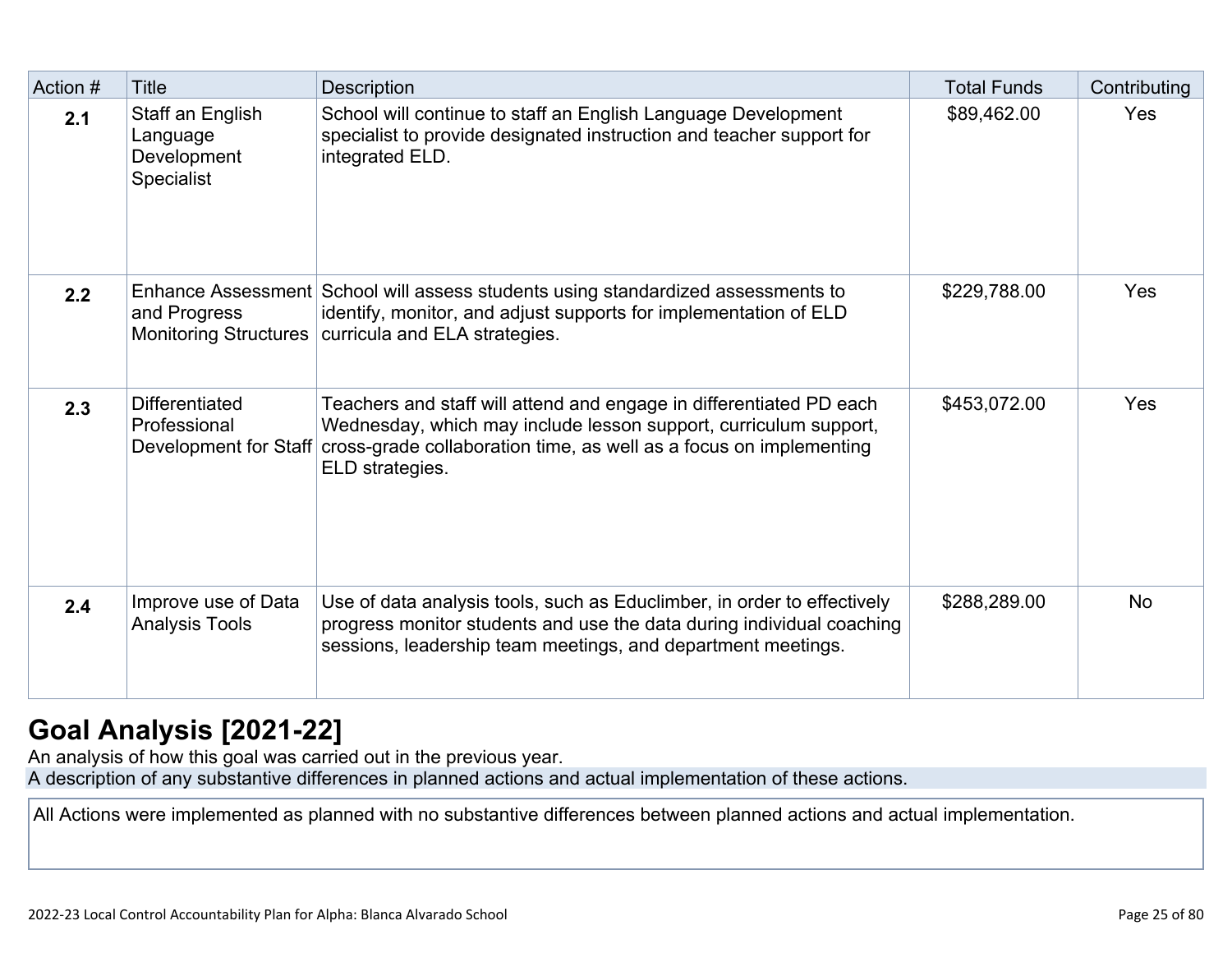| Action # | Title | Description | Total Funds | Contributing |
| --- | --- | --- | --- | --- |
| **2.1** | Staff an English Language Development Specialist | School will continue to staff an English Language Development specialist to provide designated instruction and teacher support for integrated ELD. | $89,462.00 | Yes |
| **2.2** | Enhance Assessment and Progress Monitoring Structures | School will assess students using standardized assessments to identify, monitor, and adjust supports for implementation of ELD curricula and ELA strategies. | $229,788.00 | Yes |
| **2.3** | Differentiated Professional Development for Staff | Teachers and staff will attend and engage in differentiated PD each Wednesday, which may include lesson support, curriculum support, cross-grade collaboration time, as well as a focus on implementing ELD strategies. | $453,072.00 | Yes |
| **2.4** | Improve use of Data Analysis Tools | Use of data analysis tools, such as Educlimber, in order to effectively progress monitor students and use the data during individual coaching sessions, leadership team meetings, and department meetings. | $288,289.00 | No |

# Goal Analysis [2021-22]

An analysis of how this goal was carried out in the previous year.

A description of any substantive differences in planned actions and actual implementation of these actions.

All Actions were implemented as planned with no substantive differences between planned actions and actual implementation.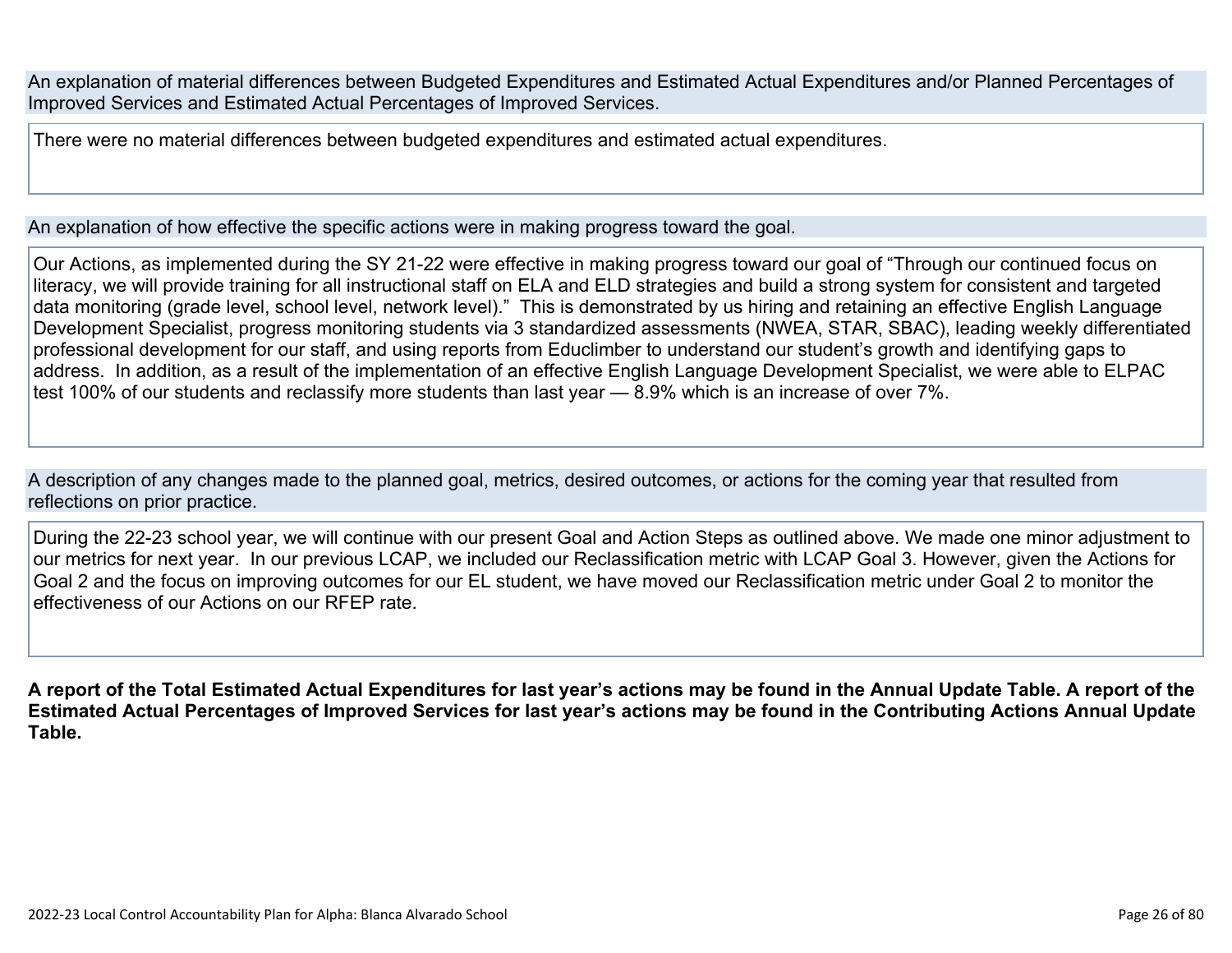An explanation of material differences between Budgeted Expenditures and Estimated Actual Expenditures and/or Planned Percentages of Improved Services and Estimated Actual Percentages of Improved Services.

There were no material differences between budgeted expenditures and estimated actual expenditures.

An explanation of how effective the specific actions were in making progress toward the goal.

Our Actions, as implemented during the SY 21-22 were effective in making progress toward our goal of "Through our continued focus on literacy, we will provide training for all instructional staff on ELA and ELD strategies and build a strong system for consistent and targeted data monitoring (grade level, school level, network level)." This is demonstrated by us hiring and retaining an effective English Language Development Specialist, progress monitoring students via 3 standardized assessments (NWEA, STAR, SBAC), leading weekly differentiated professional development for our staff, and using reports from Educlimber to understand our student's growth and identifying gaps to address. In addition, as a result of the implementation of an effective English Language Development Specialist, we were able to ELPAC test 100% of our students and reclassify more students than last year — 8.9% which is an increase of over 7%.

A description of any changes made to the planned goal, metrics, desired outcomes, or actions for the coming year that resulted from reflections on prior practice.

During the 22-23 school year, we will continue with our present Goal and Action Steps as outlined above. We made one minor adjustment to our metrics for next year. In our previous LCAP, we included our Reclassification metric with LCAP Goal 3. However, given the Actions for Goal 2 and the focus on improving outcomes for our EL student, we have moved our Reclassification metric under Goal 2 to monitor the effectiveness of our Actions on our RFEP rate.

**A report of the Total Estimated Actual Expenditures for last year's actions may be found in the Annual Update Table. A report of the Estimated Actual Percentages of Improved Services for last year's actions may be found in the Contributing Actions Annual Update Table.**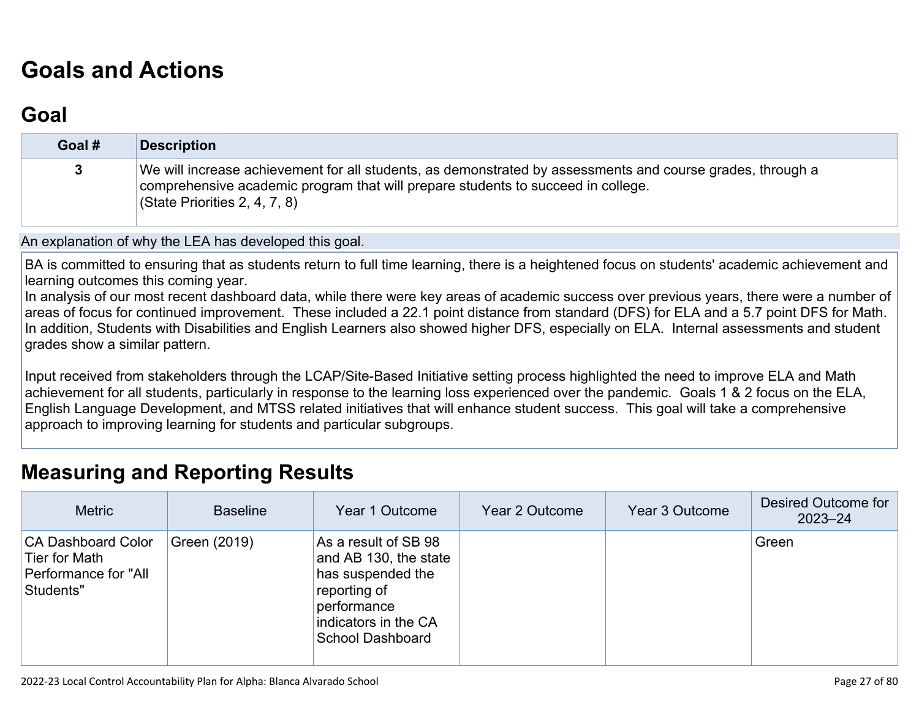# Goals and Actions

## Goal

| Goal # | Description |
| --- | --- |
| 3 | We will increase achievement for all students, as demonstrated by assessments and course grades, through a comprehensive academic program that will prepare students to succeed in college.<br>(State Priorities 2, 4, 7, 8) |

An explanation of why the LEA has developed this goal.

BA is committed to ensuring that as students return to full time learning, there is a heightened focus on students' academic achievement and learning outcomes this coming year.
In analysis of our most recent dashboard data, while there were key areas of academic success over previous years, there were a number of areas of focus for continued improvement. These included a 22.1 point distance from standard (DFS) for ELA and a 5.7 point DFS for Math. In addition, Students with Disabilities and English Learners also showed higher DFS, especially on ELA. Internal assessments and student grades show a similar pattern.

Input received from stakeholders through the LCAP/Site-Based Initiative setting process highlighted the need to improve ELA and Math achievement for all students, particularly in response to the learning loss experienced over the pandemic. Goals 1 & 2 focus on the ELA, English Language Development, and MTSS related initiatives that will enhance student success. This goal will take a comprehensive approach to improving learning for students and particular subgroups.

# Measuring and Reporting Results

| Metric | Baseline | Year 1 Outcome | Year 2 Outcome | Year 3 Outcome | Desired Outcome for 2023–24 |
| --- | --- | --- | --- | --- | --- |
| CA Dashboard Color Tier for Math Performance for "All Students" | Green (2019) | As a result of SB 98 and AB 130, the state has suspended the reporting of performance indicators in the CA School Dashboard | | | Green |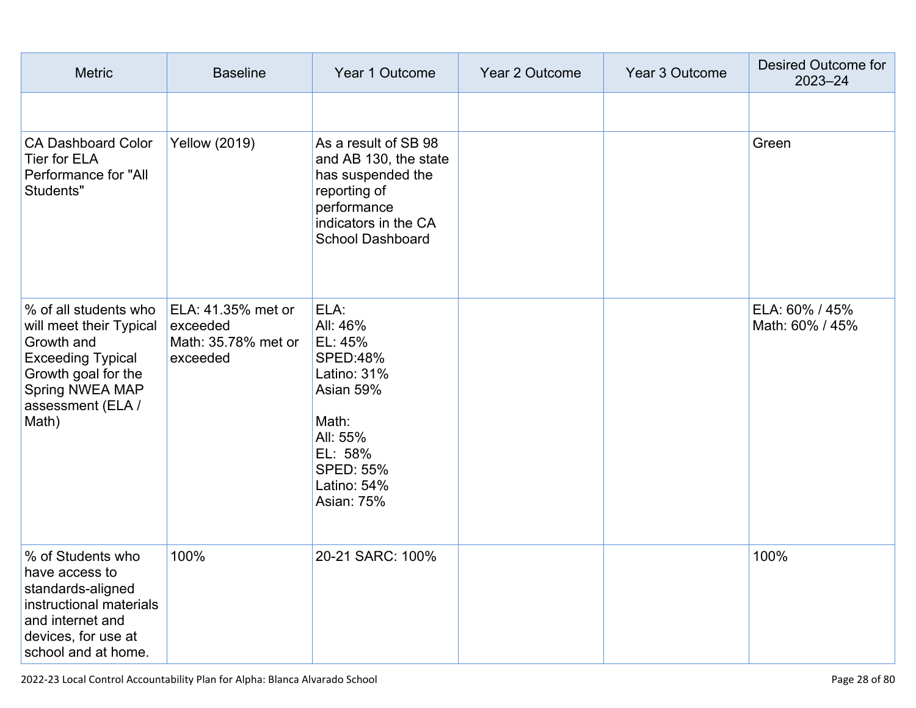| Metric | Baseline | Year 1 Outcome | Year 2 Outcome | Year 3 Outcome | Desired Outcome for 2023–24 |
|---|---|---|---|---|---|
| | | | | | |
| CA Dashboard Color Tier for ELA Performance for "All Students" | Yellow (2019) | As a result of SB 98 and AB 130, the state has suspended the reporting of performance indicators in the CA School Dashboard | | | Green |
| % of all students who will meet their Typical Growth and Exceeding Typical Growth goal for the Spring NWEA MAP assessment (ELA / Math) | ELA: 41.35% met or exceeded<br>Math: 35.78% met or exceeded | ELA:<br>All: 46%<br>EL: 45%<br>SPED:48%<br>Latino: 31%<br>Asian 59%<br><br>Math:<br>All: 55%<br>EL: 58%<br>SPED: 55%<br>Latino: 54%<br>Asian: 75% | | | ELA: 60% / 45%<br>Math: 60% / 45% |
| % of Students who have access to standards-aligned instructional materials and internet and devices, for use at school and at home. | 100% | 20-21 SARC: 100% | | | 100% |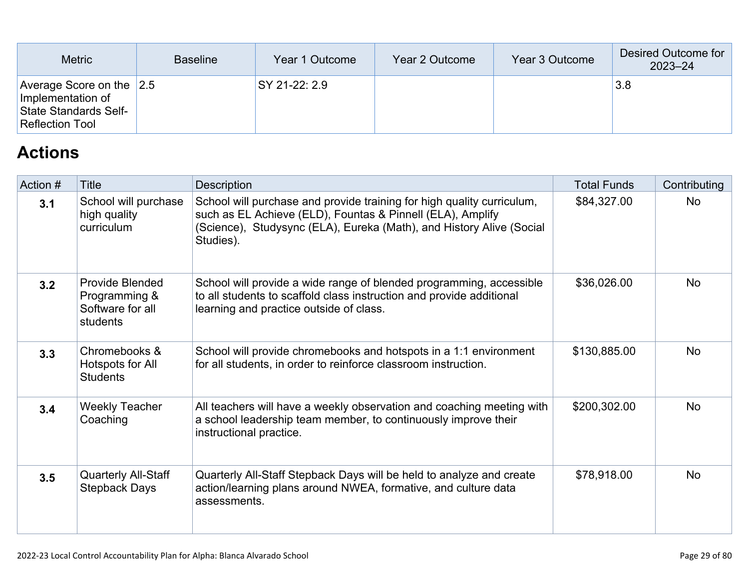| Metric | Baseline | Year 1 Outcome | Year 2 Outcome | Year 3 Outcome | Desired Outcome for 2023–24 |
|---|---|---|---|---|---|
| Average Score on the Implementation of State Standards Self-Reflection Tool | 2.5 | SY 21-22: 2.9 | | | 3.8 |

# Actions

| Action # | Title | Description | Total Funds | Contributing |
|---|---|---|---|---|
| **3.1** | School will purchase high quality curriculum | School will purchase and provide training for high quality curriculum, such as EL Achieve (ELD), Fountas & Pinnell (ELA), Amplify (Science), Studysync (ELA), Eureka (Math), and History Alive (Social Studies). | $84,327.00 | No |
| **3.2** | Provide Blended Programming & Software for all students | School will provide a wide range of blended programming, accessible to all students to scaffold class instruction and provide additional learning and practice outside of class. | $36,026.00 | No |
| **3.3** | Chromebooks & Hotspots for All Students | School will provide chromebooks and hotspots in a 1:1 environment for all students, in order to reinforce classroom instruction. | $130,885.00 | No |
| **3.4** | Weekly Teacher Coaching | All teachers will have a weekly observation and coaching meeting with a school leadership team member, to continuously improve their instructional practice. | $200,302.00 | No |
| **3.5** | Quarterly All-Staff Stepback Days | Quarterly All-Staff Stepback Days will be held to analyze and create action/learning plans around NWEA, formative, and culture data assessments. | $78,918.00 | No |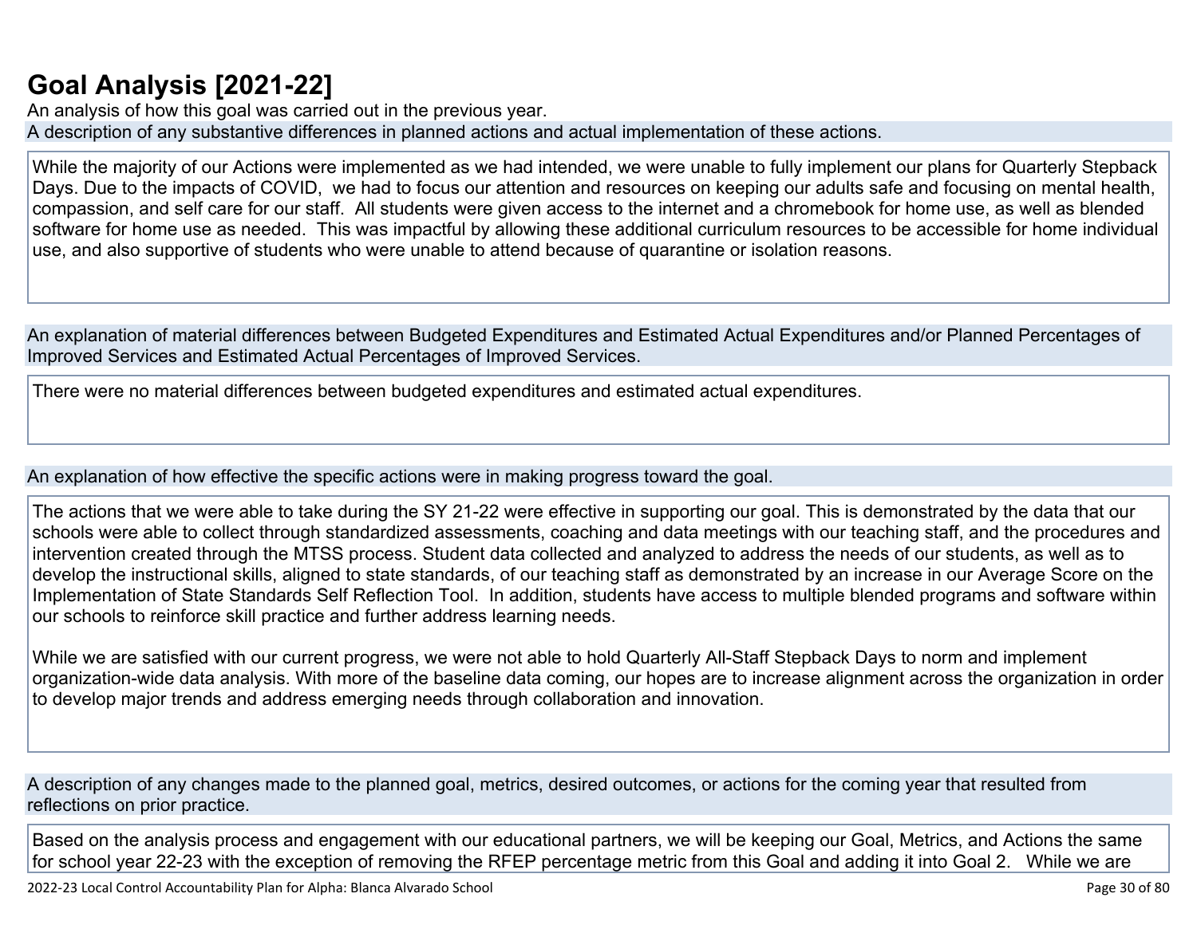## Goal Analysis [2021-22]

An analysis of how this goal was carried out in the previous year.

A description of any substantive differences in planned actions and actual implementation of these actions.

While the majority of our Actions were implemented as we had intended, we were unable to fully implement our plans for Quarterly Stepback Days. Due to the impacts of COVID, we had to focus our attention and resources on keeping our adults safe and focusing on mental health, compassion, and self care for our staff. All students were given access to the internet and a chromebook for home use, as well as blended software for home use as needed. This was impactful by allowing these additional curriculum resources to be accessible for home individual use, and also supportive of students who were unable to attend because of quarantine or isolation reasons.

An explanation of material differences between Budgeted Expenditures and Estimated Actual Expenditures and/or Planned Percentages of Improved Services and Estimated Actual Percentages of Improved Services.

There were no material differences between budgeted expenditures and estimated actual expenditures.

An explanation of how effective the specific actions were in making progress toward the goal.

The actions that we were able to take during the SY 21-22 were effective in supporting our goal. This is demonstrated by the data that our schools were able to collect through standardized assessments, coaching and data meetings with our teaching staff, and the procedures and intervention created through the MTSS process. Student data collected and analyzed to address the needs of our students, as well as to develop the instructional skills, aligned to state standards, of our teaching staff as demonstrated by an increase in our Average Score on the Implementation of State Standards Self Reflection Tool. In addition, students have access to multiple blended programs and software within our schools to reinforce skill practice and further address learning needs.

While we are satisfied with our current progress, we were not able to hold Quarterly All-Staff Stepback Days to norm and implement organization-wide data analysis. With more of the baseline data coming, our hopes are to increase alignment across the organization in order to develop major trends and address emerging needs through collaboration and innovation.

A description of any changes made to the planned goal, metrics, desired outcomes, or actions for the coming year that resulted from reflections on prior practice.

Based on the analysis process and engagement with our educational partners, we will be keeping our Goal, Metrics, and Actions the same for school year 22-23 with the exception of removing the RFEP percentage metric from this Goal and adding it into Goal 2. While we are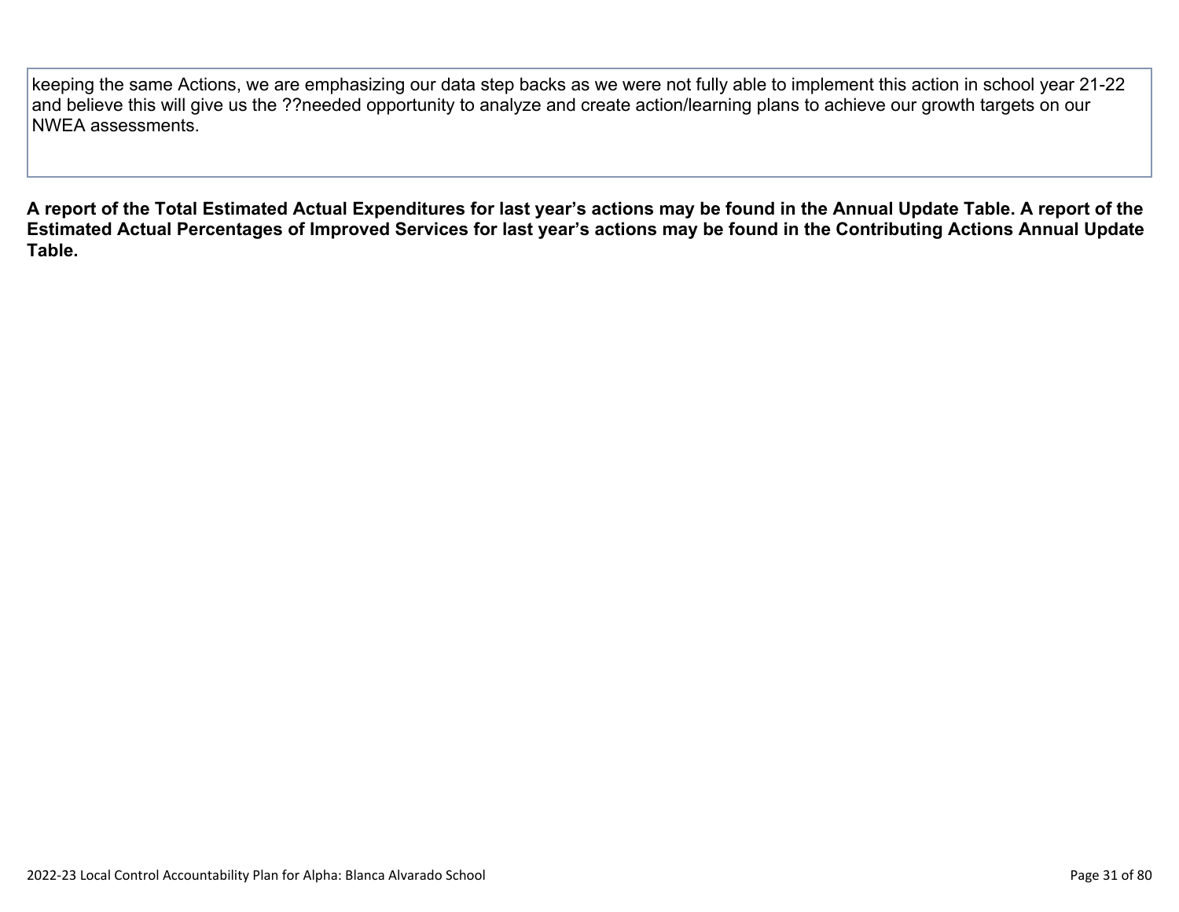keeping the same Actions, we are emphasizing our data step backs as we were not fully able to implement this action in school year 21-22 and believe this will give us the ??needed opportunity to analyze and create action/learning plans to achieve our growth targets on our NWEA assessments.

**A report of the Total Estimated Actual Expenditures for last year's actions may be found in the Annual Update Table. A report of the Estimated Actual Percentages of Improved Services for last year's actions may be found in the Contributing Actions Annual Update Table.**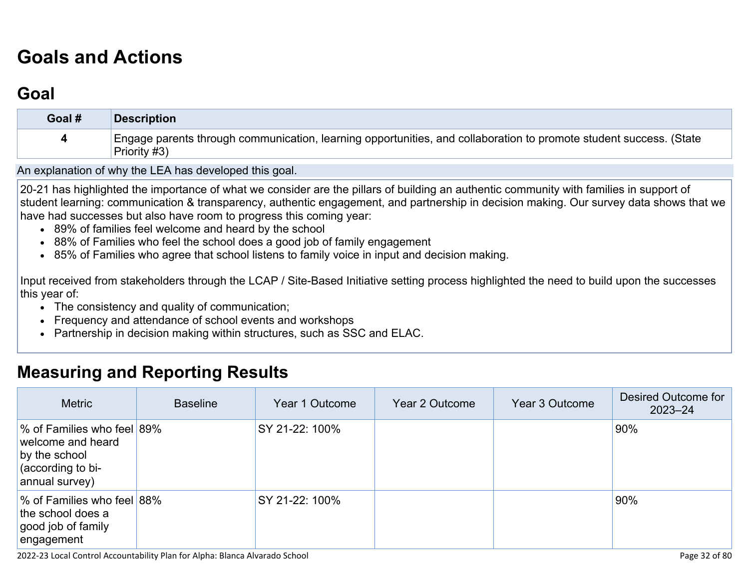# Goals and Actions

## Goal

| Goal # | Description |
|---|---|
| 4 | Engage parents through communication, learning opportunities, and collaboration to promote student success. (State Priority #3) |

An explanation of why the LEA has developed this goal.

20-21 has highlighted the importance of what we consider are the pillars of building an authentic community with families in support of student learning: communication & transparency, authentic engagement, and partnership in decision making. Our survey data shows that we have had successes but also have room to progress this coming year:

- 89% of families feel welcome and heard by the school
- 88% of Families who feel the school does a good job of family engagement
- 85% of Families who agree that school listens to family voice in input and decision making.

Input received from stakeholders through the LCAP / Site-Based Initiative setting process highlighted the need to build upon the successes this year of:

- The consistency and quality of communication;
- Frequency and attendance of school events and workshops
- Partnership in decision making within structures, such as SSC and ELAC.

# Measuring and Reporting Results

| Metric | Baseline | Year 1 Outcome | Year 2 Outcome | Year 3 Outcome | Desired Outcome for 2023–24 |
|---|---|---|---|---|---|
| % of Families who feel welcome and heard by the school (according to bi-annual survey) | 89% | SY 21-22: 100% | | | 90% |
| % of Families who feel the school does a good job of family engagement | 88% | SY 21-22: 100% | | | 90% |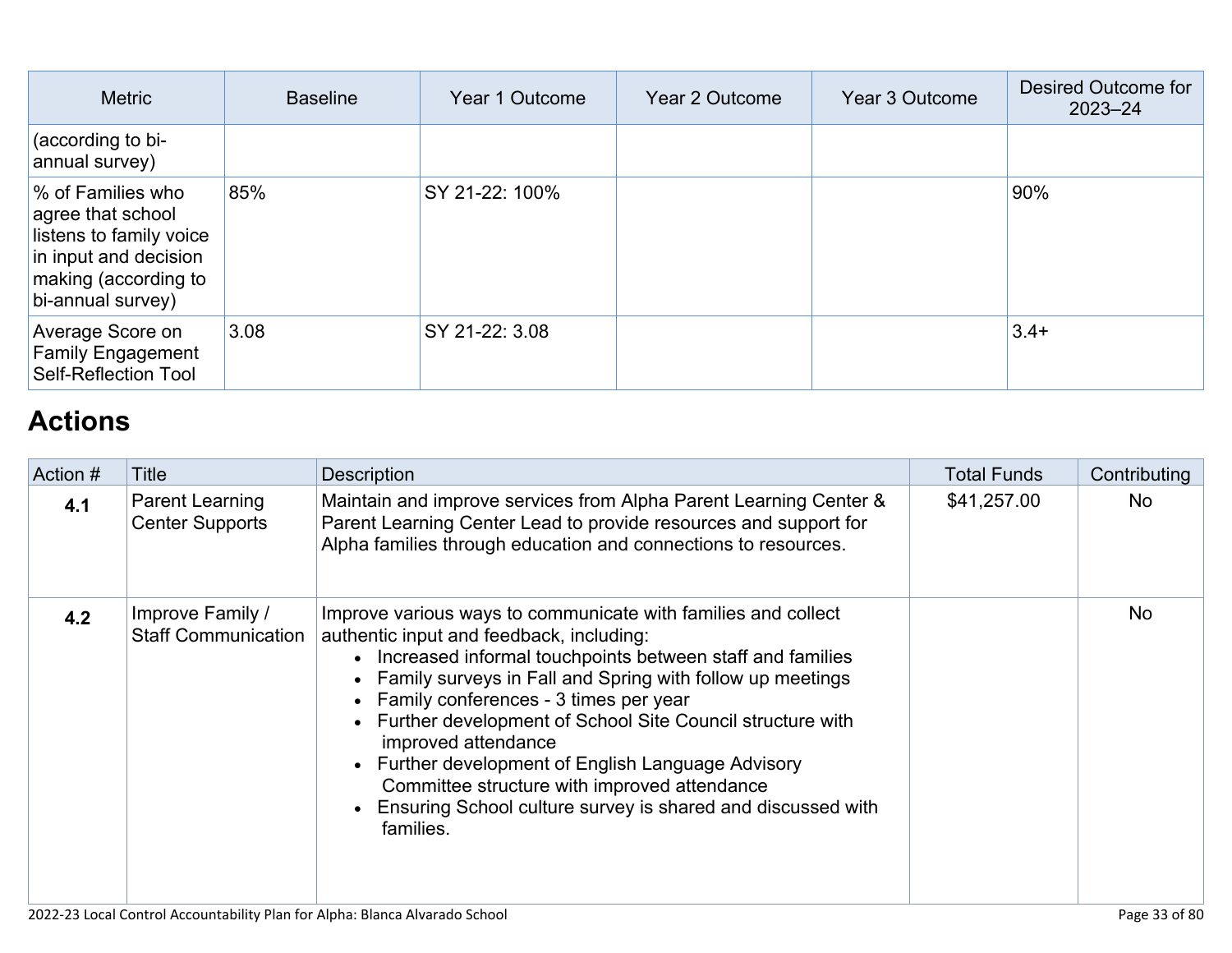| Metric | Baseline | Year 1 Outcome | Year 2 Outcome | Year 3 Outcome | Desired Outcome for 2023–24 |
|---|---|---|---|---|---|
| (according to bi-annual survey) | | | | | |
| % of Families who agree that school listens to family voice in input and decision making (according to bi-annual survey) | 85% | SY 21-22: 100% | | | 90% |
| Average Score on Family Engagement Self-Reflection Tool | 3.08 | SY 21-22: 3.08 | | | 3.4+ |

## Actions

| Action # | Title | Description | Total Funds | Contributing |
|---|---|---|---|---|
| **4.1** | Parent Learning Center Supports | Maintain and improve services from Alpha Parent Learning Center & Parent Learning Center Lead to provide resources and support for Alpha families through education and connections to resources. | $41,257.00 | No |
| **4.2** | Improve Family / Staff Communication | Improve various ways to communicate with families and collect authentic input and feedback, including: <br>• Increased informal touchpoints between staff and families <br>• Family surveys in Fall and Spring with follow up meetings <br>• Family conferences - 3 times per year <br>• Further development of School Site Council structure with improved attendance <br>• Further development of English Language Advisory Committee structure with improved attendance <br>• Ensuring School culture survey is shared and discussed with families. | | No |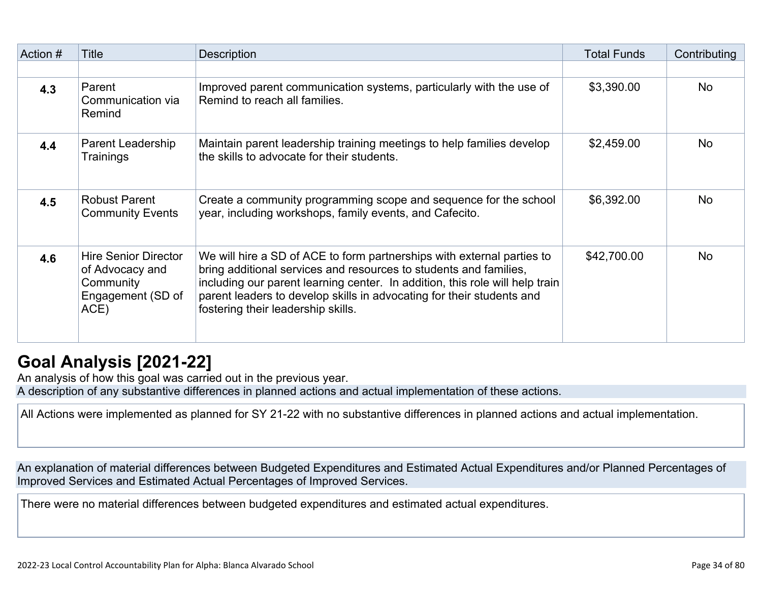| Action # | Title | Description | Total Funds | Contributing |
| --- | --- | --- | --- | --- |
| | | | | |
| **4.3** | Parent Communication via Remind | Improved parent communication systems, particularly with the use of Remind to reach all families. | $3,390.00 | No |
| **4.4** | Parent Leadership Trainings | Maintain parent leadership training meetings to help families develop the skills to advocate for their students. | $2,459.00 | No |
| **4.5** | Robust Parent Community Events | Create a community programming scope and sequence for the school year, including workshops, family events, and Cafecito. | $6,392.00 | No |
| **4.6** | Hire Senior Director of Advocacy and Community Engagement (SD of ACE) | We will hire a SD of ACE to form partnerships with external parties to bring additional services and resources to students and families, including our parent learning center. In addition, this role will help train parent leaders to develop skills in advocating for their students and fostering their leadership skills. | $42,700.00 | No |

## Goal Analysis [2021-22]

An analysis of how this goal was carried out in the previous year.

A description of any substantive differences in planned actions and actual implementation of these actions.

All Actions were implemented as planned for SY 21-22 with no substantive differences in planned actions and actual implementation.

An explanation of material differences between Budgeted Expenditures and Estimated Actual Expenditures and/or Planned Percentages of Improved Services and Estimated Actual Percentages of Improved Services.

There were no material differences between budgeted expenditures and estimated actual expenditures.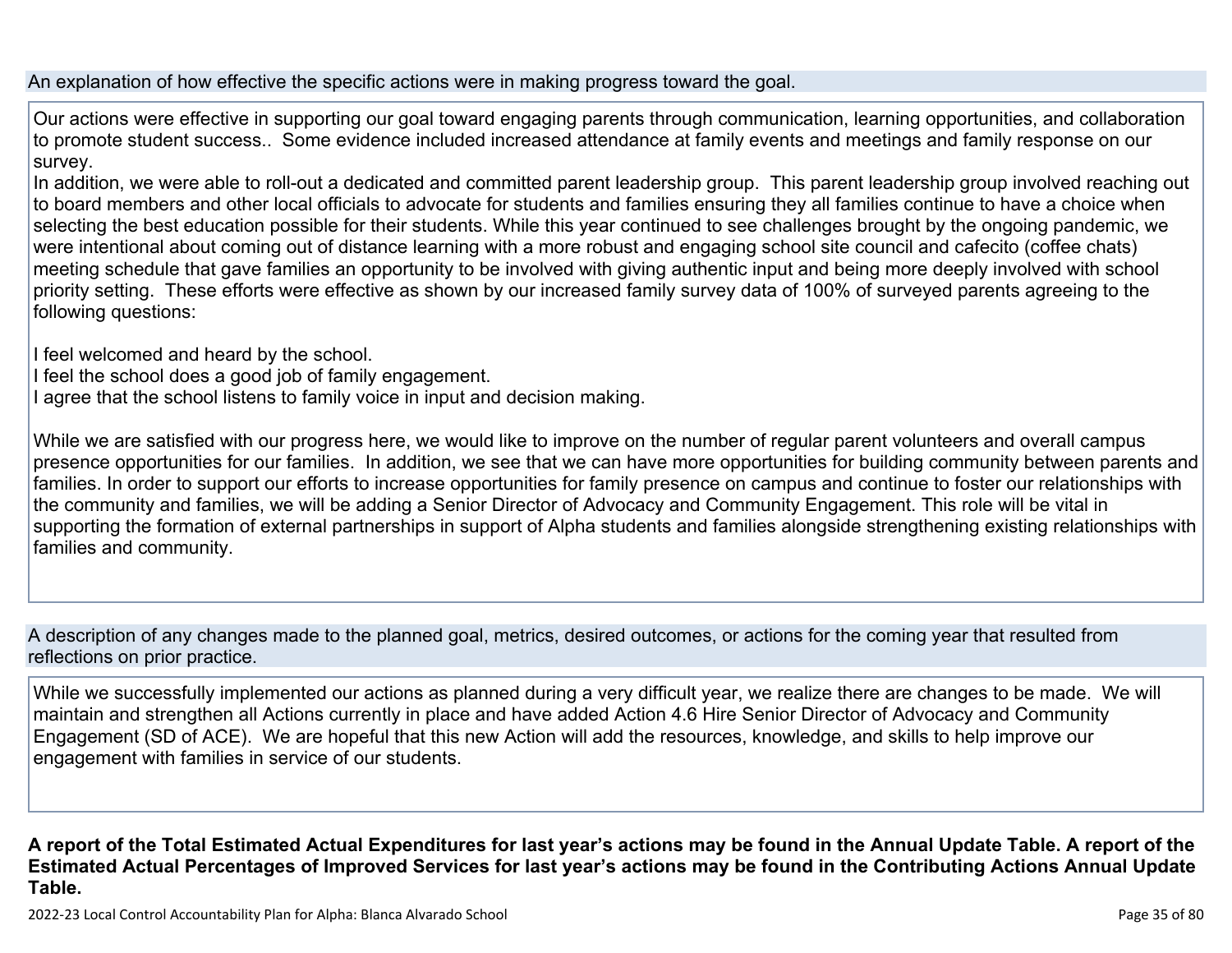An explanation of how effective the specific actions were in making progress toward the goal.

Our actions were effective in supporting our goal toward engaging parents through communication, learning opportunities, and collaboration to promote student success.. Some evidence included increased attendance at family events and meetings and family response on our survey.
In addition, we were able to roll-out a dedicated and committed parent leadership group. This parent leadership group involved reaching out to board members and other local officials to advocate for students and families ensuring they all families continue to have a choice when selecting the best education possible for their students. While this year continued to see challenges brought by the ongoing pandemic, we were intentional about coming out of distance learning with a more robust and engaging school site council and cafecito (coffee chats) meeting schedule that gave families an opportunity to be involved with giving authentic input and being more deeply involved with school priority setting. These efforts were effective as shown by our increased family survey data of 100% of surveyed parents agreeing to the following questions:

I feel welcomed and heard by the school.
I feel the school does a good job of family engagement.
I agree that the school listens to family voice in input and decision making.

While we are satisfied with our progress here, we would like to improve on the number of regular parent volunteers and overall campus presence opportunities for our families. In addition, we see that we can have more opportunities for building community between parents and families. In order to support our efforts to increase opportunities for family presence on campus and continue to foster our relationships with the community and families, we will be adding a Senior Director of Advocacy and Community Engagement. This role will be vital in supporting the formation of external partnerships in support of Alpha students and families alongside strengthening existing relationships with families and community.

A description of any changes made to the planned goal, metrics, desired outcomes, or actions for the coming year that resulted from reflections on prior practice.

While we successfully implemented our actions as planned during a very difficult year, we realize there are changes to be made. We will maintain and strengthen all Actions currently in place and have added Action 4.6 Hire Senior Director of Advocacy and Community Engagement (SD of ACE). We are hopeful that this new Action will add the resources, knowledge, and skills to help improve our engagement with families in service of our students.

**A report of the Total Estimated Actual Expenditures for last year's actions may be found in the Annual Update Table. A report of the Estimated Actual Percentages of Improved Services for last year's actions may be found in the Contributing Actions Annual Update Table.**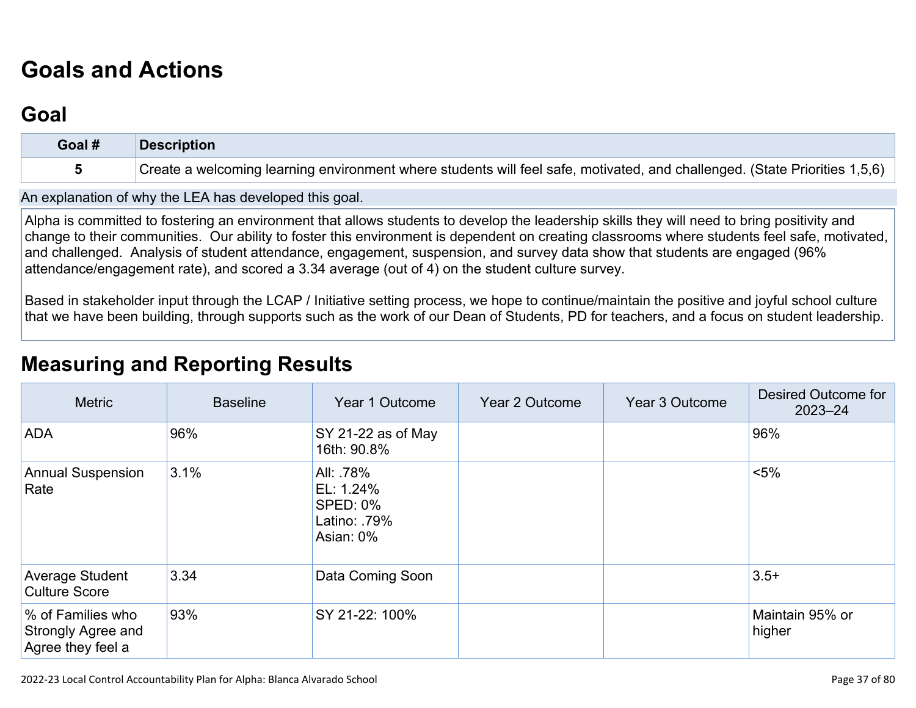# Goals and Actions

## Goal

| Goal # | Description |
| --- | --- |
| 5 | Create a welcoming learning environment where students will feel safe, motivated, and challenged. (State Priorities 1,5,6) |

An explanation of why the LEA has developed this goal.

Alpha is committed to fostering an environment that allows students to develop the leadership skills they will need to bring positivity and change to their communities. Our ability to foster this environment is dependent on creating classrooms where students feel safe, motivated, and challenged. Analysis of student attendance, engagement, suspension, and survey data show that students are engaged (96% attendance/engagement rate), and scored a 3.34 average (out of 4) on the student culture survey.

Based in stakeholder input through the LCAP / Initiative setting process, we hope to continue/maintain the positive and joyful school culture that we have been building, through supports such as the work of our Dean of Students, PD for teachers, and a focus on student leadership.

## Measuring and Reporting Results

| Metric | Baseline | Year 1 Outcome | Year 2 Outcome | Year 3 Outcome | Desired Outcome for 2023–24 |
| --- | --- | --- | --- | --- | --- |
| ADA | 96% | SY 21-22 as of May 16th: 90.8% | | | 96% |
| Annual Suspension Rate | 3.1% | All: .78%<br>EL: 1.24%<br>SPED: 0%<br>Latino: .79%<br>Asian: 0% | | | <5% |
| Average Student Culture Score | 3.34 | Data Coming Soon | | | 3.5+ |
| % of Families who Strongly Agree and Agree they feel a | 93% | SY 21-22: 100% | | | Maintain 95% or higher |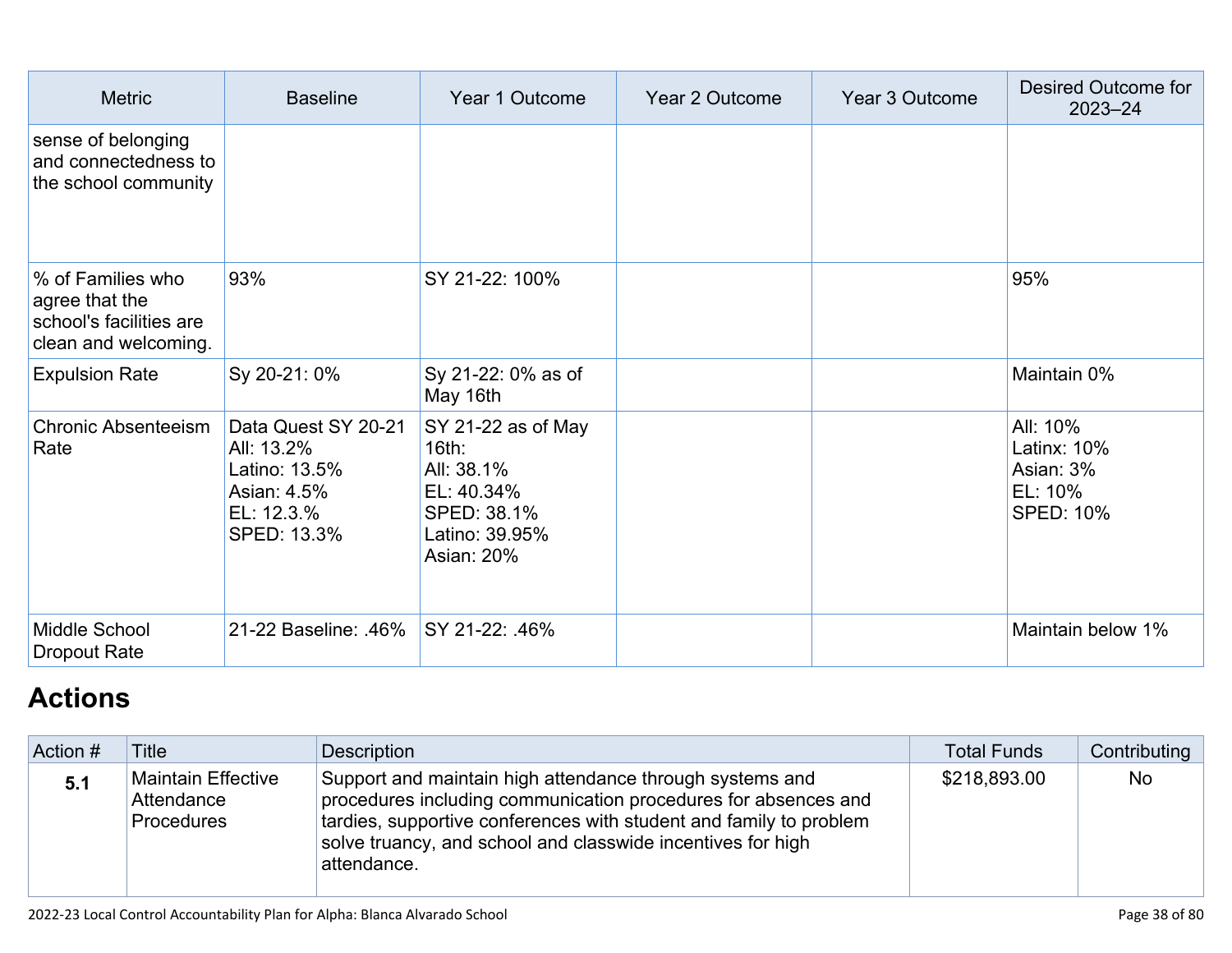| Metric | Baseline | Year 1 Outcome | Year 2 Outcome | Year 3 Outcome | Desired Outcome for 2023–24 |
|---|---|---|---|---|---|
| sense of belonging and connectedness to the school community | | | | | |
| % of Families who agree that the school's facilities are clean and welcoming. | 93% | SY 21-22: 100% | | | 95% |
| Expulsion Rate | Sy 20-21: 0% | Sy 21-22: 0% as of May 16th | | | Maintain 0% |
| Chronic Absenteeism Rate | Data Quest SY 20-21<br>All: 13.2%<br>Latino: 13.5%<br>Asian: 4.5%<br>EL: 12.3.%<br>SPED: 13.3% | SY 21-22 as of May 16th:<br>All: 38.1%<br>EL: 40.34%<br>SPED: 38.1%<br>Latino: 39.95%<br>Asian: 20% | | | All: 10%<br>Latinx: 10%<br>Asian: 3%<br>EL: 10%<br>SPED: 10% |
| Middle School Dropout Rate | 21-22 Baseline: .46% | SY 21-22: .46% | | | Maintain below 1% |

## Actions

| Action # | Title | Description | Total Funds | Contributing |
|---|---|---|---|---|
| **5.1** | Maintain Effective Attendance Procedures | Support and maintain high attendance through systems and procedures including communication procedures for absences and tardies, supportive conferences with student and family to problem solve truancy, and school and classwide incentives for high attendance. | $218,893.00 | No |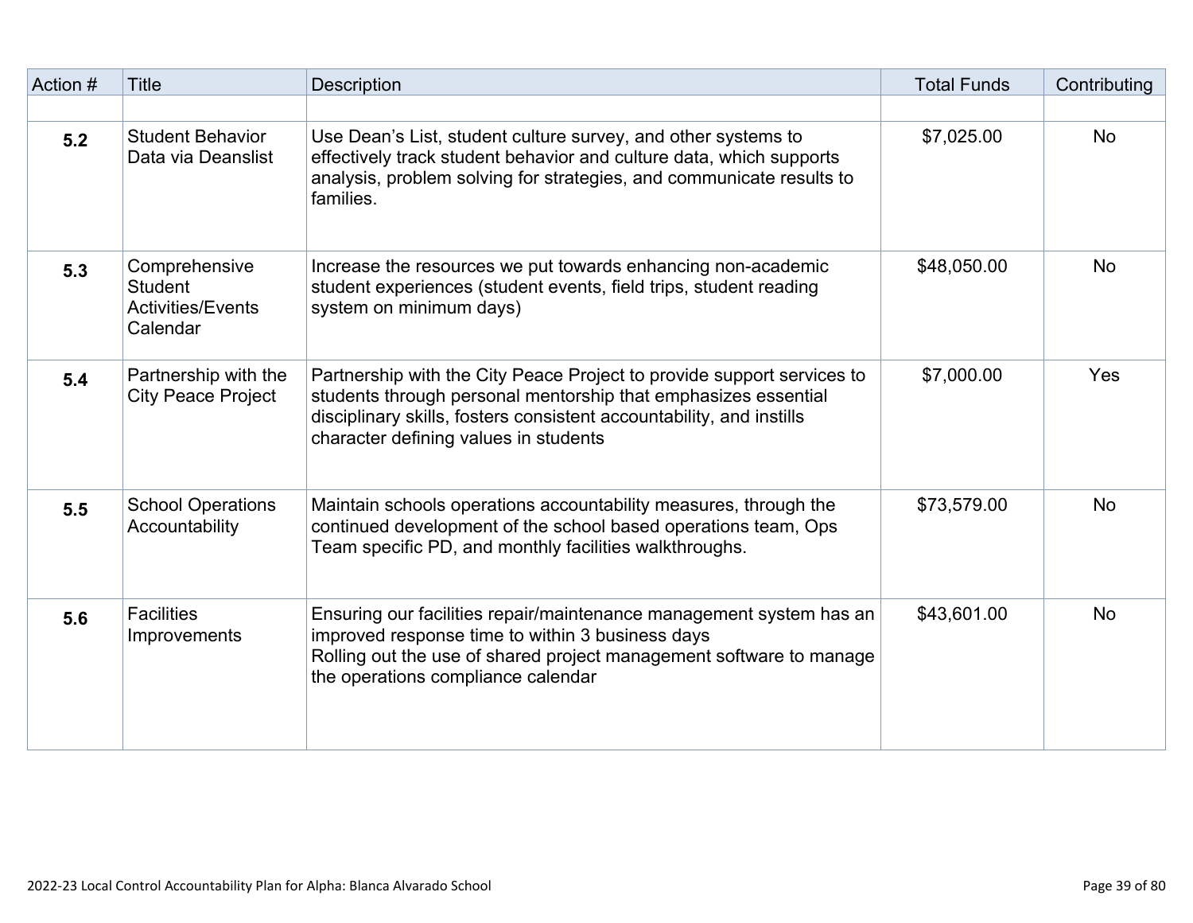| Action # | Title | Description | Total Funds | Contributing |
| --- | --- | --- | --- | --- |
| | | | | |
| **5.2** | Student Behavior Data via Deanslist | Use Dean's List, student culture survey, and other systems to effectively track student behavior and culture data, which supports analysis, problem solving for strategies, and communicate results to families. | $7,025.00 | No |
| **5.3** | Comprehensive Student Activities/Events Calendar | Increase the resources we put towards enhancing non-academic student experiences (student events, field trips, student reading system on minimum days) | $48,050.00 | No |
| **5.4** | Partnership with the City Peace Project | Partnership with the City Peace Project to provide support services to students through personal mentorship that emphasizes essential disciplinary skills, fosters consistent accountability, and instills character defining values in students | $7,000.00 | Yes |
| **5.5** | School Operations Accountability | Maintain schools operations accountability measures, through the continued development of the school based operations team, Ops Team specific PD, and monthly facilities walkthroughs. | $73,579.00 | No |
| **5.6** | Facilities Improvements | Ensuring our facilities repair/maintenance management system has an improved response time to within 3 business days<br>Rolling out the use of shared project management software to manage the operations compliance calendar | $43,601.00 | No |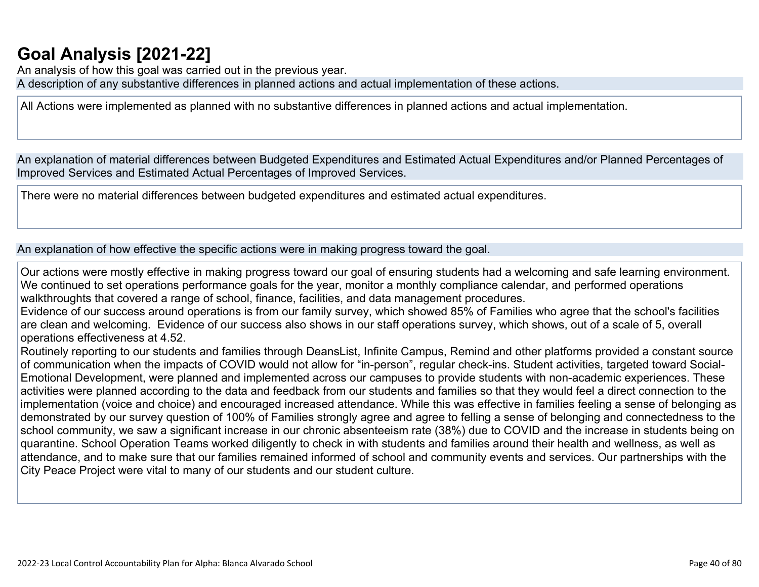# Goal Analysis [2021-22]

An analysis of how this goal was carried out in the previous year.

A description of any substantive differences in planned actions and actual implementation of these actions.

All Actions were implemented as planned with no substantive differences in planned actions and actual implementation.

An explanation of material differences between Budgeted Expenditures and Estimated Actual Expenditures and/or Planned Percentages of Improved Services and Estimated Actual Percentages of Improved Services.

There were no material differences between budgeted expenditures and estimated actual expenditures.

An explanation of how effective the specific actions were in making progress toward the goal.

Our actions were mostly effective in making progress toward our goal of ensuring students had a welcoming and safe learning environment. We continued to set operations performance goals for the year, monitor a monthly compliance calendar, and performed operations walkthroughts that covered a range of school, finance, facilities, and data management procedures.
Evidence of our success around operations is from our family survey, which showed 85% of Families who agree that the school's facilities are clean and welcoming. Evidence of our success also shows in our staff operations survey, which shows, out of a scale of 5, overall operations effectiveness at 4.52.
Routinely reporting to our students and families through DeansList, Infinite Campus, Remind and other platforms provided a constant source of communication when the impacts of COVID would not allow for “in-person”, regular check-ins. Student activities, targeted toward Social-Emotional Development, were planned and implemented across our campuses to provide students with non-academic experiences. These activities were planned according to the data and feedback from our students and families so that they would feel a direct connection to the implementation (voice and choice) and encouraged increased attendance. While this was effective in families feeling a sense of belonging as demonstrated by our survey question of 100% of Families strongly agree and agree to felling a sense of belonging and connectedness to the school community, we saw a significant increase in our chronic absenteeism rate (38%) due to COVID and the increase in students being on quarantine. School Operation Teams worked diligently to check in with students and families around their health and wellness, as well as attendance, and to make sure that our families remained informed of school and community events and services. Our partnerships with the City Peace Project were vital to many of our students and our student culture.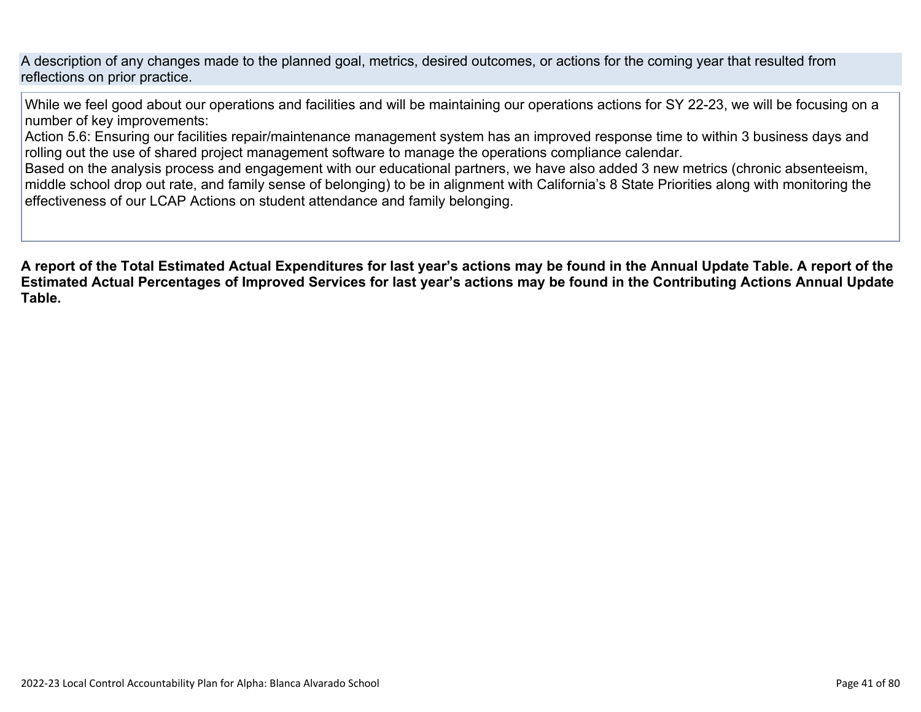A description of any changes made to the planned goal, metrics, desired outcomes, or actions for the coming year that resulted from reflections on prior practice.

While we feel good about our operations and facilities and will be maintaining our operations actions for SY 22-23, we will be focusing on a number of key improvements:
Action 5.6: Ensuring our facilities repair/maintenance management system has an improved response time to within 3 business days and rolling out the use of shared project management software to manage the operations compliance calendar.
Based on the analysis process and engagement with our educational partners, we have also added 3 new metrics (chronic absenteeism, middle school drop out rate, and family sense of belonging) to be in alignment with California's 8 State Priorities along with monitoring the effectiveness of our LCAP Actions on student attendance and family belonging.

**A report of the Total Estimated Actual Expenditures for last year's actions may be found in the Annual Update Table. A report of the Estimated Actual Percentages of Improved Services for last year's actions may be found in the Contributing Actions Annual Update Table.**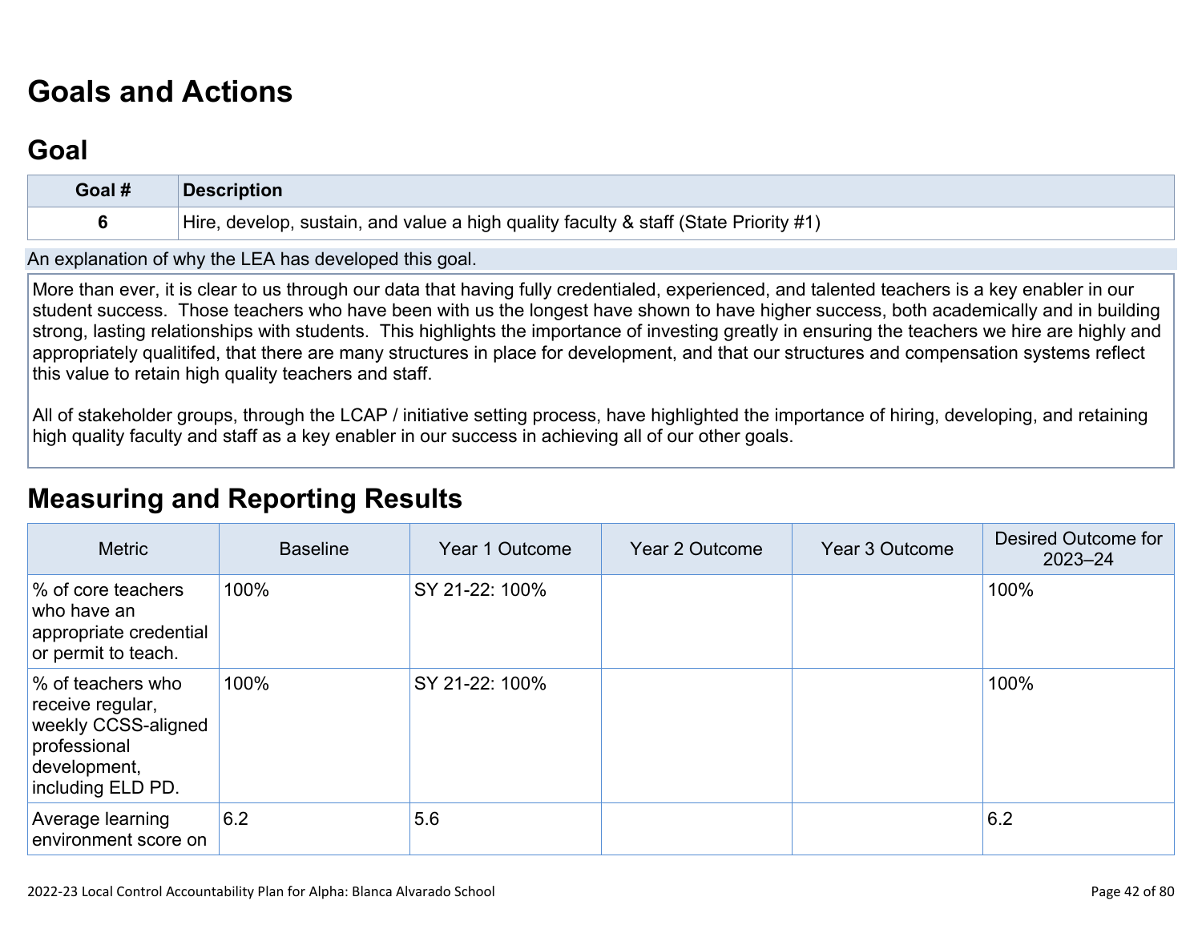# Goals and Actions

## Goal

| Goal # | Description |
| --- | --- |
| 6 | Hire, develop, sustain, and value a high quality faculty & staff (State Priority #1) |

An explanation of why the LEA has developed this goal.

More than ever, it is clear to us through our data that having fully credentialed, experienced, and talented teachers is a key enabler in our student success. Those teachers who have been with us the longest have shown to have higher success, both academically and in building strong, lasting relationships with students. This highlights the importance of investing greatly in ensuring the teachers we hire are highly and appropriately qualitifed, that there are many structures in place for development, and that our structures and compensation systems reflect this value to retain high quality teachers and staff.

All of stakeholder groups, through the LCAP / initiative setting process, have highlighted the importance of hiring, developing, and retaining high quality faculty and staff as a key enabler in our success in achieving all of our other goals.

# Measuring and Reporting Results

| Metric | Baseline | Year 1 Outcome | Year 2 Outcome | Year 3 Outcome | Desired Outcome for 2023–24 |
| --- | --- | --- | --- | --- | --- |
| % of core teachers who have an appropriate credential or permit to teach. | 100% | SY 21-22: 100% | | | 100% |
| % of teachers who receive regular, weekly CCSS-aligned professional development, including ELD PD. | 100% | SY 21-22: 100% | | | 100% |
| Average learning environment score on | 6.2 | 5.6 | | | 6.2 |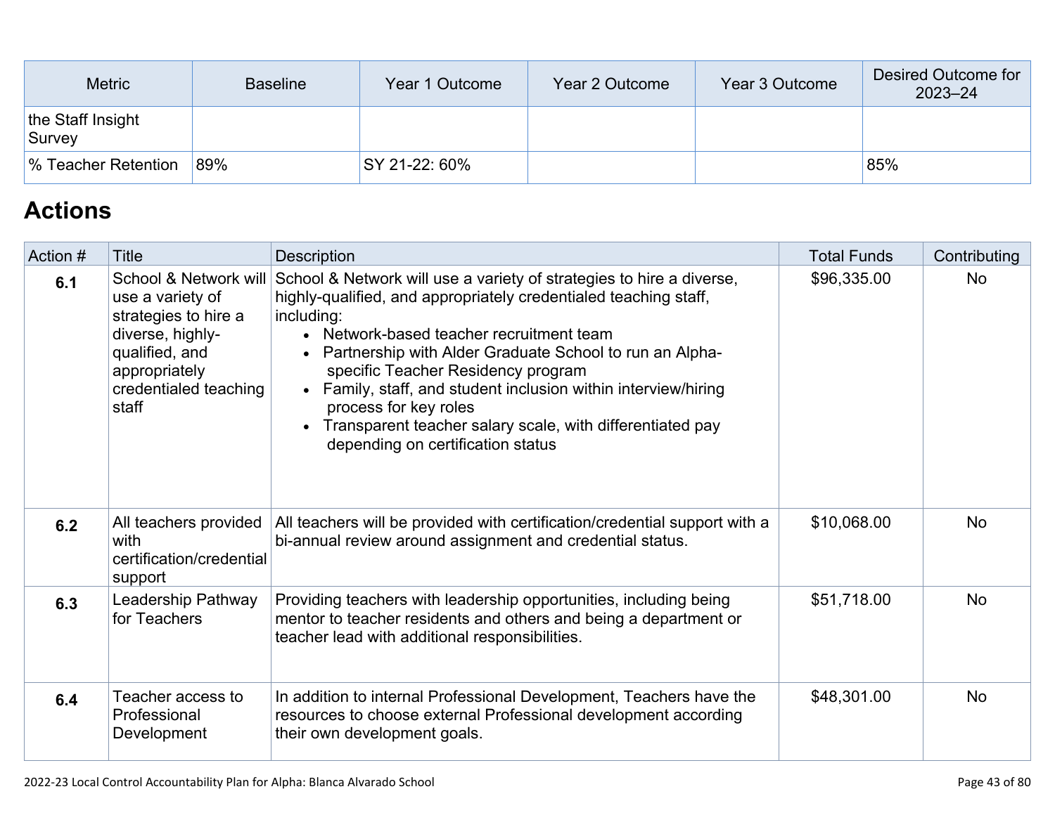| Metric | Baseline | Year 1 Outcome | Year 2 Outcome | Year 3 Outcome | Desired Outcome for 2023–24 |
|---|---|---|---|---|---|
| the Staff Insight Survey | | | | | |
| % Teacher Retention | 89% | SY 21-22: 60% | | | 85% |

## Actions

| Action # | Title | Description | Total Funds | Contributing |
|---|---|---|---|---|
| **6.1** | School & Network will use a variety of strategies to hire a diverse, highly-qualified, and appropriately credentialed teaching staff | School & Network will use a variety of strategies to hire a diverse, highly-qualified, and appropriately credentialed teaching staff, including: <br>• Network-based teacher recruitment team <br>• Partnership with Alder Graduate School to run an Alpha-specific Teacher Residency program <br>• Family, staff, and student inclusion within interview/hiring process for key roles <br>• Transparent teacher salary scale, with differentiated pay depending on certification status | $96,335.00 | No |
| **6.2** | All teachers provided with certification/credential support | All teachers will be provided with certification/credential support with a bi-annual review around assignment and credential status. | $10,068.00 | No |
| **6.3** | Leadership Pathway for Teachers | Providing teachers with leadership opportunities, including being mentor to teacher residents and others and being a department or teacher lead with additional responsibilities. | $51,718.00 | No |
| **6.4** | Teacher access to Professional Development | In addition to internal Professional Development, Teachers have the resources to choose external Professional development according their own development goals. | $48,301.00 | No |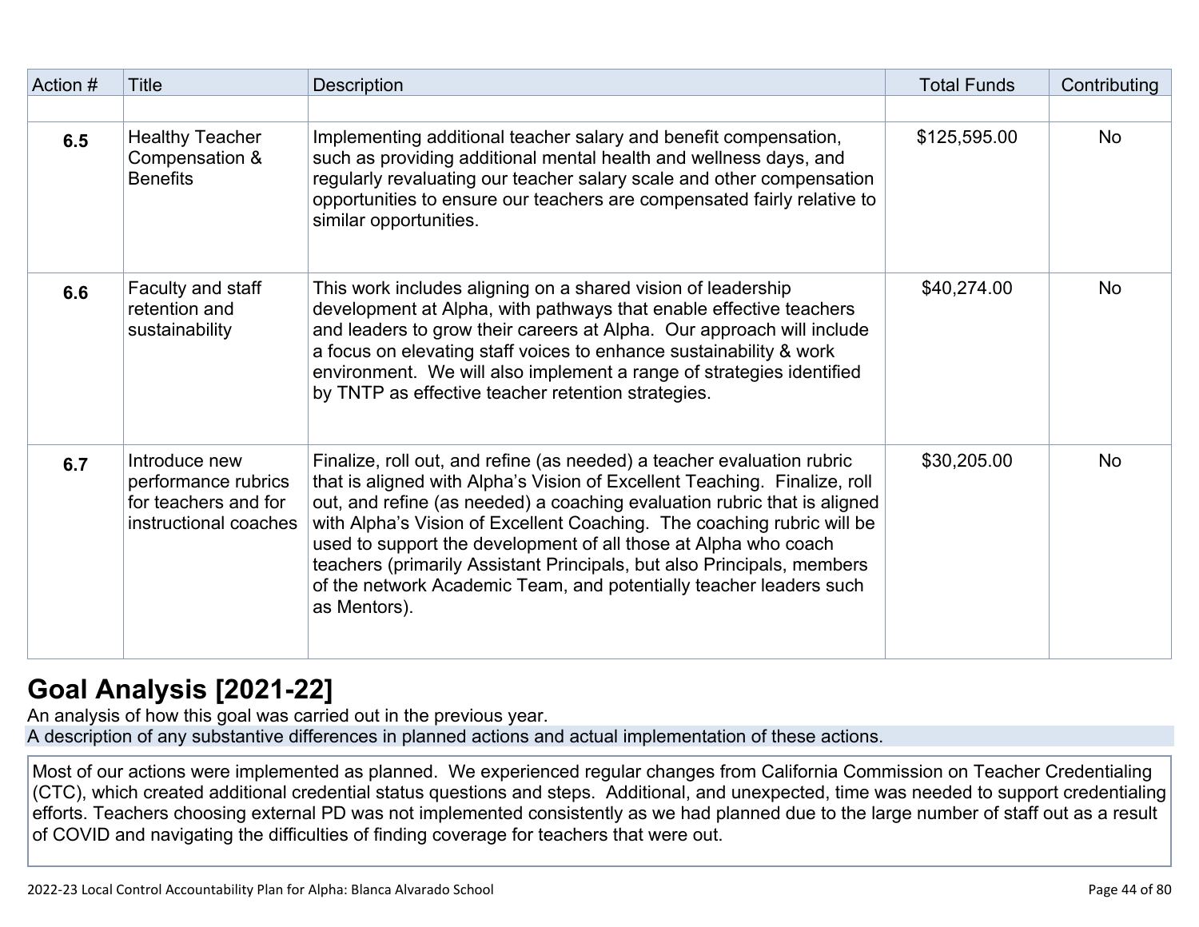| Action # | Title | Description | Total Funds | Contributing |
|---|---|---|---|---|
| | | | | |
| **6.5** | Healthy Teacher Compensation & Benefits | Implementing additional teacher salary and benefit compensation, such as providing additional mental health and wellness days, and regularly revaluating our teacher salary scale and other compensation opportunities to ensure our teachers are compensated fairly relative to similar opportunities. | $125,595.00 | No |
| **6.6** | Faculty and staff retention and sustainability | This work includes aligning on a shared vision of leadership development at Alpha, with pathways that enable effective teachers and leaders to grow their careers at Alpha. Our approach will include a focus on elevating staff voices to enhance sustainability & work environment. We will also implement a range of strategies identified by TNTP as effective teacher retention strategies. | $40,274.00 | No |
| **6.7** | Introduce new performance rubrics for teachers and for instructional coaches | Finalize, roll out, and refine (as needed) a teacher evaluation rubric that is aligned with Alpha's Vision of Excellent Teaching. Finalize, roll out, and refine (as needed) a coaching evaluation rubric that is aligned with Alpha's Vision of Excellent Coaching. The coaching rubric will be used to support the development of all those at Alpha who coach teachers (primarily Assistant Principals, but also Principals, members of the network Academic Team, and potentially teacher leaders such as Mentors). | $30,205.00 | No |

# Goal Analysis [2021-22]

An analysis of how this goal was carried out in the previous year.

A description of any substantive differences in planned actions and actual implementation of these actions.

Most of our actions were implemented as planned. We experienced regular changes from California Commission on Teacher Credentialing (CTC), which created additional credential status questions and steps. Additional, and unexpected, time was needed to support credentialing efforts. Teachers choosing external PD was not implemented consistently as we had planned due to the large number of staff out as a result of COVID and navigating the difficulties of finding coverage for teachers that were out.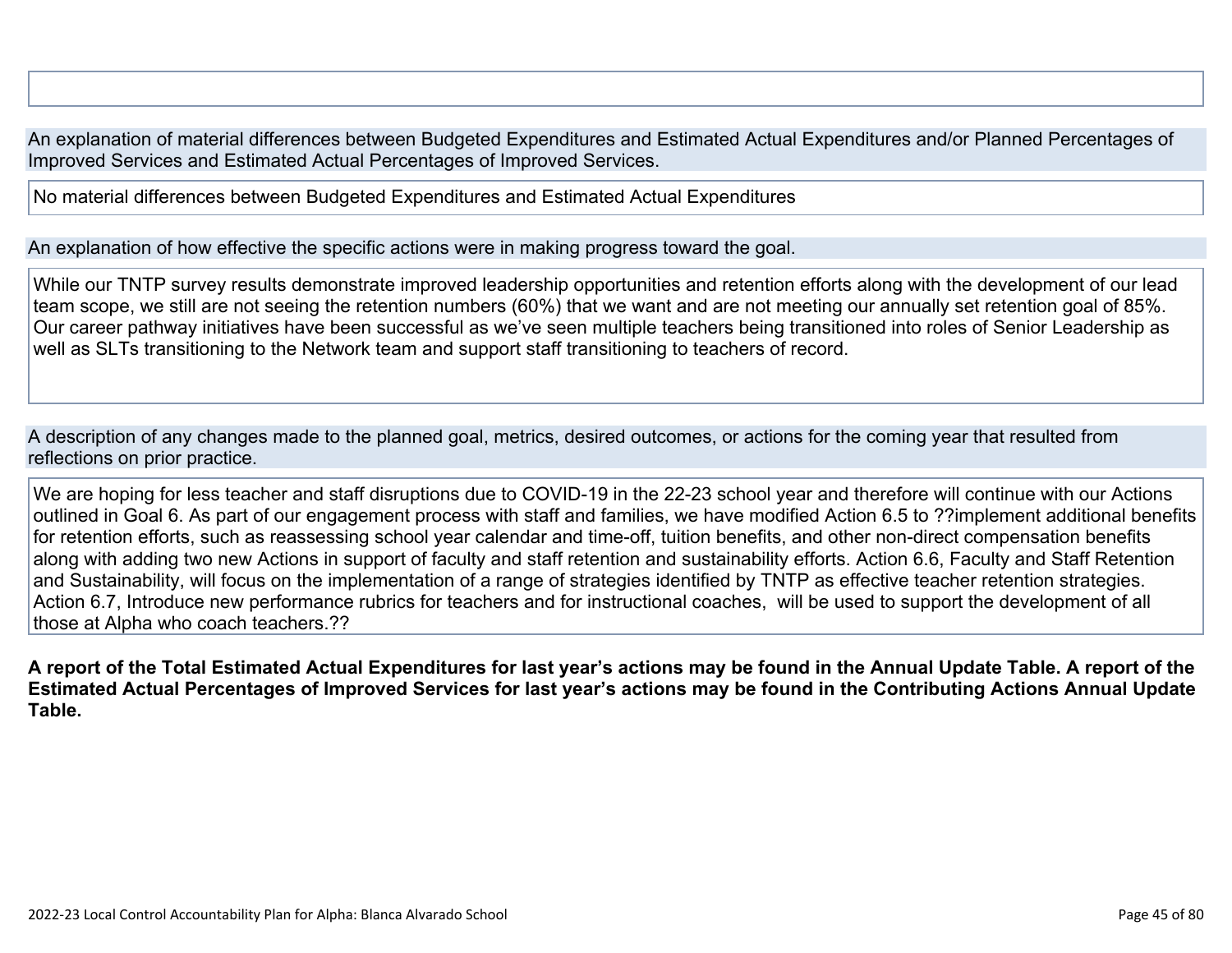An explanation of material differences between Budgeted Expenditures and Estimated Actual Expenditures and/or Planned Percentages of Improved Services and Estimated Actual Percentages of Improved Services.

No material differences between Budgeted Expenditures and Estimated Actual Expenditures

An explanation of how effective the specific actions were in making progress toward the goal.

While our TNTP survey results demonstrate improved leadership opportunities and retention efforts along with the development of our lead team scope, we still are not seeing the retention numbers (60%) that we want and are not meeting our annually set retention goal of 85%. Our career pathway initiatives have been successful as we've seen multiple teachers being transitioned into roles of Senior Leadership as well as SLTs transitioning to the Network team and support staff transitioning to teachers of record.

A description of any changes made to the planned goal, metrics, desired outcomes, or actions for the coming year that resulted from reflections on prior practice.

We are hoping for less teacher and staff disruptions due to COVID-19 in the 22-23 school year and therefore will continue with our Actions outlined in Goal 6. As part of our engagement process with staff and families, we have modified Action 6.5 to ??implement additional benefits for retention efforts, such as reassessing school year calendar and time-off, tuition benefits, and other non-direct compensation benefits along with adding two new Actions in support of faculty and staff retention and sustainability efforts. Action 6.6, Faculty and Staff Retention and Sustainability, will focus on the implementation of a range of strategies identified by TNTP as effective teacher retention strategies. Action 6.7, Introduce new performance rubrics for teachers and for instructional coaches, will be used to support the development of all those at Alpha who coach teachers.??

**A report of the Total Estimated Actual Expenditures for last year's actions may be found in the Annual Update Table. A report of the Estimated Actual Percentages of Improved Services for last year's actions may be found in the Contributing Actions Annual Update Table.**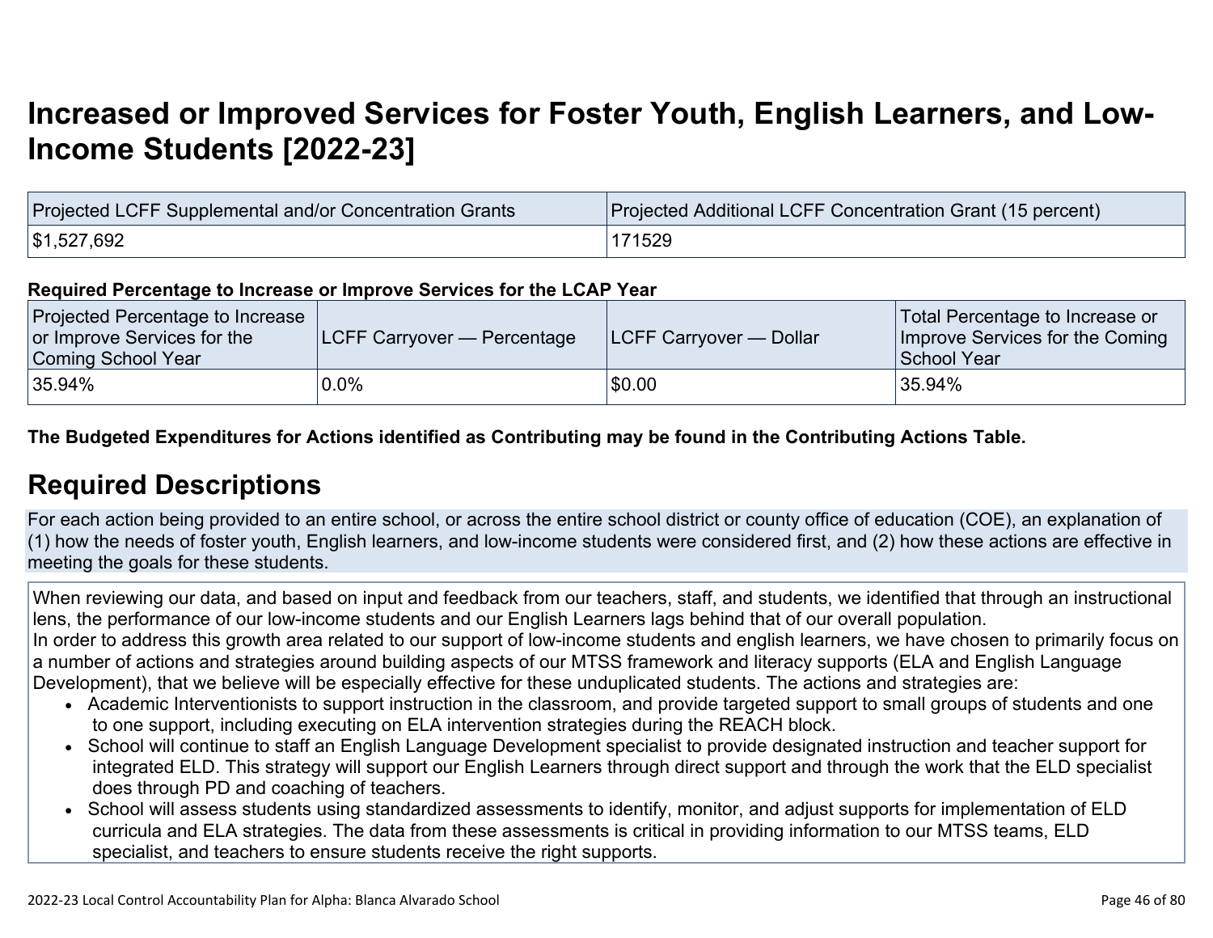# Increased or Improved Services for Foster Youth, English Learners, and Low-Income Students [2022-23]

| Projected LCFF Supplemental and/or Concentration Grants | Projected Additional LCFF Concentration Grant (15 percent) |
| --- | --- |
| $1,527,692 | 171529 |

**Required Percentage to Increase or Improve Services for the LCAP Year**

| Projected Percentage to Increase or Improve Services for the Coming School Year | LCFF Carryover — Percentage | LCFF Carryover — Dollar | Total Percentage to Increase or Improve Services for the Coming School Year |
| --- | --- | --- | --- |
| 35.94% | 0.0% | $0.00 | 35.94% |

**The Budgeted Expenditures for Actions identified as Contributing may be found in the Contributing Actions Table.**

## Required Descriptions

For each action being provided to an entire school, or across the entire school district or county office of education (COE), an explanation of (1) how the needs of foster youth, English learners, and low-income students were considered first, and (2) how these actions are effective in meeting the goals for these students.

When reviewing our data, and based on input and feedback from our teachers, staff, and students, we identified that through an instructional lens, the performance of our low-income students and our English Learners lags behind that of our overall population.
In order to address this growth area related to our support of low-income students and english learners, we have chosen to primarily focus on a number of actions and strategies around building aspects of our MTSS framework and literacy supports (ELA and English Language Development), that we believe will be especially effective for these unduplicated students. The actions and strategies are:

- Academic Interventionists to support instruction in the classroom, and provide targeted support to small groups of students and one to one support, including executing on ELA intervention strategies during the REACH block.
- School will continue to staff an English Language Development specialist to provide designated instruction and teacher support for integrated ELD. This strategy will support our English Learners through direct support and through the work that the ELD specialist does through PD and coaching of teachers.
- School will assess students using standardized assessments to identify, monitor, and adjust supports for implementation of ELD curricula and ELA strategies. The data from these assessments is critical in providing information to our MTSS teams, ELD specialist, and teachers to ensure students receive the right supports.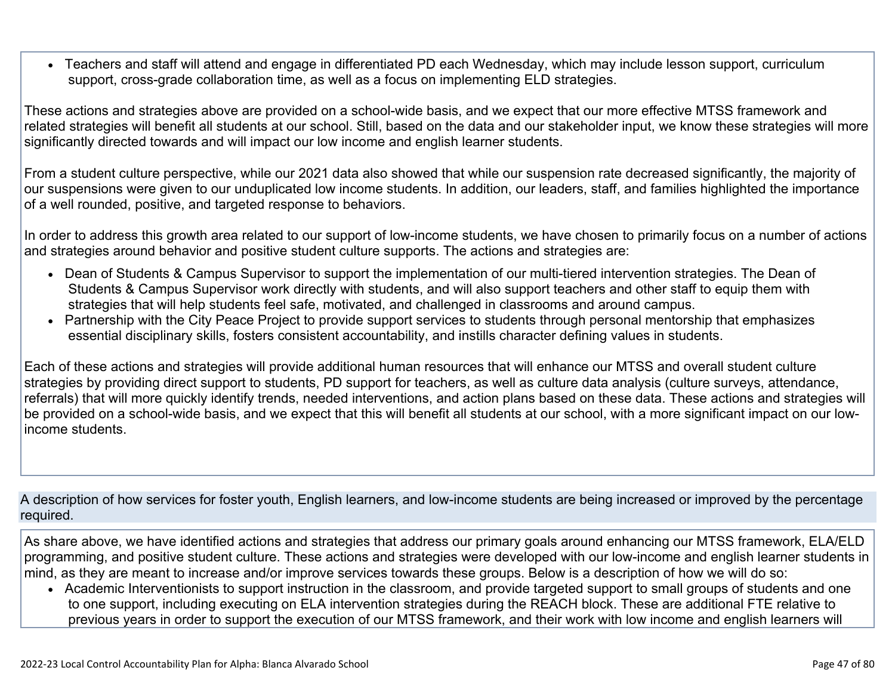- Teachers and staff will attend and engage in differentiated PD each Wednesday, which may include lesson support, curriculum support, cross-grade collaboration time, as well as a focus on implementing ELD strategies.

These actions and strategies above are provided on a school-wide basis, and we expect that our more effective MTSS framework and related strategies will benefit all students at our school. Still, based on the data and our stakeholder input, we know these strategies will more significantly directed towards and will impact our low income and english learner students.

From a student culture perspective, while our 2021 data also showed that while our suspension rate decreased significantly, the majority of our suspensions were given to our unduplicated low income students. In addition, our leaders, staff, and families highlighted the importance of a well rounded, positive, and targeted response to behaviors.

In order to address this growth area related to our support of low-income students, we have chosen to primarily focus on a number of actions and strategies around behavior and positive student culture supports. The actions and strategies are:

- Dean of Students & Campus Supervisor to support the implementation of our multi-tiered intervention strategies. The Dean of Students & Campus Supervisor work directly with students, and will also support teachers and other staff to equip them with strategies that will help students feel safe, motivated, and challenged in classrooms and around campus.
- Partnership with the City Peace Project to provide support services to students through personal mentorship that emphasizes essential disciplinary skills, fosters consistent accountability, and instills character defining values in students.

Each of these actions and strategies will provide additional human resources that will enhance our MTSS and overall student culture strategies by providing direct support to students, PD support for teachers, as well as culture data analysis (culture surveys, attendance, referrals) that will more quickly identify trends, needed interventions, and action plans based on these data. These actions and strategies will be provided on a school-wide basis, and we expect that this will benefit all students at our school, with a more significant impact on our low-income students.

A description of how services for foster youth, English learners, and low-income students are being increased or improved by the percentage required.

As share above, we have identified actions and strategies that address our primary goals around enhancing our MTSS framework, ELA/ELD programming, and positive student culture. These actions and strategies were developed with our low-income and english learner students in mind, as they are meant to increase and/or improve services towards these groups. Below is a description of how we will do so:

- Academic Interventionists to support instruction in the classroom, and provide targeted support to small groups of students and one to one support, including executing on ELA intervention strategies during the REACH block. These are additional FTE relative to previous years in order to support the execution of our MTSS framework, and their work with low income and english learners will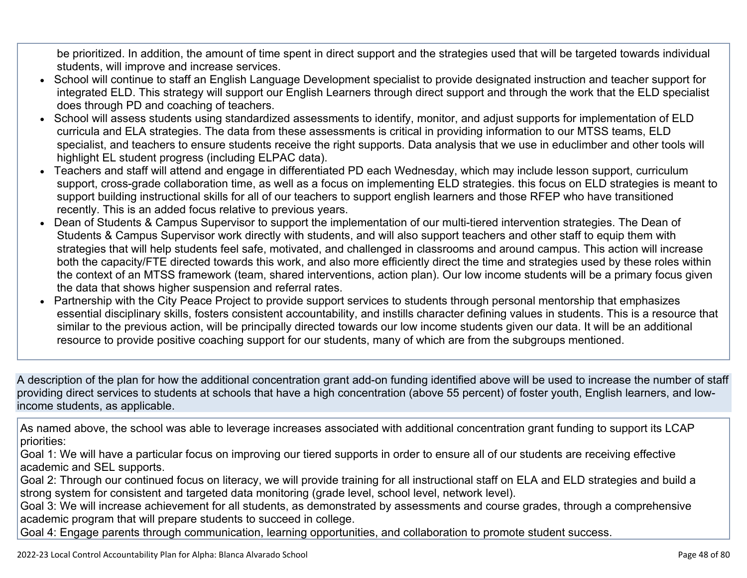be prioritized. In addition, the amount of time spent in direct support and the strategies used that will be targeted towards individual students, will improve and increase services.

- School will continue to staff an English Language Development specialist to provide designated instruction and teacher support for integrated ELD. This strategy will support our English Learners through direct support and through the work that the ELD specialist does through PD and coaching of teachers.
- School will assess students using standardized assessments to identify, monitor, and adjust supports for implementation of ELD curricula and ELA strategies. The data from these assessments is critical in providing information to our MTSS teams, ELD specialist, and teachers to ensure students receive the right supports. Data analysis that we use in educlimber and other tools will highlight EL student progress (including ELPAC data).
- Teachers and staff will attend and engage in differentiated PD each Wednesday, which may include lesson support, curriculum support, cross-grade collaboration time, as well as a focus on implementing ELD strategies. this focus on ELD strategies is meant to support building instructional skills for all of our teachers to support english learners and those RFEP who have transitioned recently. This is an added focus relative to previous years.
- Dean of Students & Campus Supervisor to support the implementation of our multi-tiered intervention strategies. The Dean of Students & Campus Supervisor work directly with students, and will also support teachers and other staff to equip them with strategies that will help students feel safe, motivated, and challenged in classrooms and around campus. This action will increase both the capacity/FTE directed towards this work, and also more efficiently direct the time and strategies used by these roles within the context of an MTSS framework (team, shared interventions, action plan). Our low income students will be a primary focus given the data that shows higher suspension and referral rates.
- Partnership with the City Peace Project to provide support services to students through personal mentorship that emphasizes essential disciplinary skills, fosters consistent accountability, and instills character defining values in students. This is a resource that similar to the previous action, will be principally directed towards our low income students given our data. It will be an additional resource to provide positive coaching support for our students, many of which are from the subgroups mentioned.

A description of the plan for how the additional concentration grant add-on funding identified above will be used to increase the number of staff providing direct services to students at schools that have a high concentration (above 55 percent) of foster youth, English learners, and low-income students, as applicable.

As named above, the school was able to leverage increases associated with additional concentration grant funding to support its LCAP priorities:
Goal 1: We will have a particular focus on improving our tiered supports in order to ensure all of our students are receiving effective academic and SEL supports.
Goal 2: Through our continued focus on literacy, we will provide training for all instructional staff on ELA and ELD strategies and build a strong system for consistent and targeted data monitoring (grade level, school level, network level).
Goal 3: We will increase achievement for all students, as demonstrated by assessments and course grades, through a comprehensive academic program that will prepare students to succeed in college.
Goal 4: Engage parents through communication, learning opportunities, and collaboration to promote student success.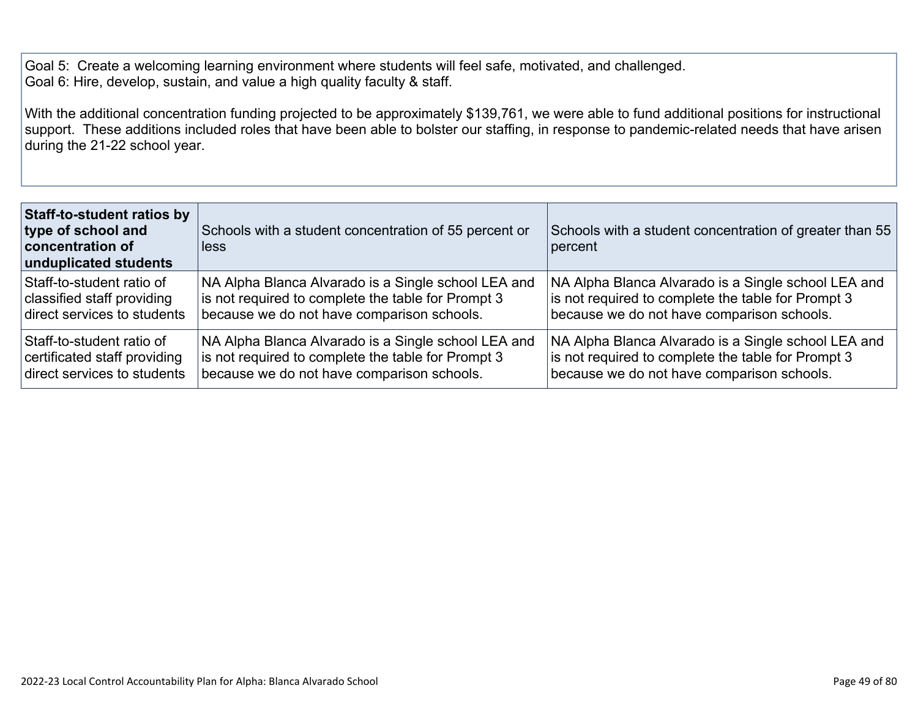Goal 5: Create a welcoming learning environment where students will feel safe, motivated, and challenged.
Goal 6: Hire, develop, sustain, and value a high quality faculty & staff.

With the additional concentration funding projected to be approximately $139,761, we were able to fund additional positions for instructional support. These additions included roles that have been able to bolster our staffing, in response to pandemic-related needs that have arisen during the 21-22 school year.

| **Staff-to-student ratios by type of school and concentration of unduplicated students** | Schools with a student concentration of 55 percent or less | Schools with a student concentration of greater than 55 percent |
|---|---|---|
| Staff-to-student ratio of classified staff providing direct services to students | NA Alpha Blanca Alvarado is a Single school LEA and is not required to complete the table for Prompt 3 because we do not have comparison schools. | NA Alpha Blanca Alvarado is a Single school LEA and is not required to complete the table for Prompt 3 because we do not have comparison schools. |
| Staff-to-student ratio of certificated staff providing direct services to students | NA Alpha Blanca Alvarado is a Single school LEA and is not required to complete the table for Prompt 3 because we do not have comparison schools. | NA Alpha Blanca Alvarado is a Single school LEA and is not required to complete the table for Prompt 3 because we do not have comparison schools. |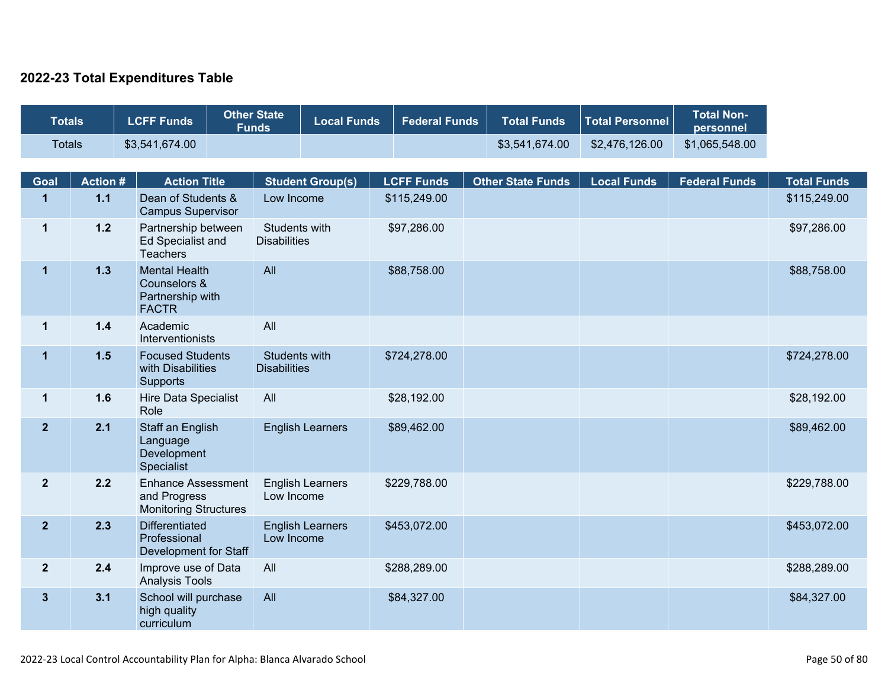## 2022-23 Total Expenditures Table

| Totals | LCFF Funds | Other State Funds | Local Funds | Federal Funds | Total Funds | Total Personnel | Total Non-personnel |
|---|---|---|---|---|---|---|---|
| Totals | $3,541,674.00 | | | | $3,541,674.00 | $2,476,126.00 | $1,065,548.00 |

| Goal | Action # | Action Title | Student Group(s) | LCFF Funds | Other State Funds | Local Funds | Federal Funds | Total Funds |
|---|---|---|---|---|---|---|---|---|
| 1 | 1.1 | Dean of Students & Campus Supervisor | Low Income | $115,249.00 | | | | $115,249.00 |
| 1 | 1.2 | Partnership between Ed Specialist and Teachers | Students with Disabilities | $97,286.00 | | | | $97,286.00 |
| 1 | 1.3 | Mental Health Counselors & Partnership with FACTR | All | $88,758.00 | | | | $88,758.00 |
| 1 | 1.4 | Academic Interventionists | All | | | | | |
| 1 | 1.5 | Focused Students with Disabilities Supports | Students with Disabilities | $724,278.00 | | | | $724,278.00 |
| 1 | 1.6 | Hire Data Specialist Role | All | $28,192.00 | | | | $28,192.00 |
| 2 | 2.1 | Staff an English Language Development Specialist | English Learners | $89,462.00 | | | | $89,462.00 |
| 2 | 2.2 | Enhance Assessment and Progress Monitoring Structures | English Learners Low Income | $229,788.00 | | | | $229,788.00 |
| 2 | 2.3 | Differentiated Professional Development for Staff | English Learners Low Income | $453,072.00 | | | | $453,072.00 |
| 2 | 2.4 | Improve use of Data Analysis Tools | All | $288,289.00 | | | | $288,289.00 |
| 3 | 3.1 | School will purchase high quality curriculum | All | $84,327.00 | | | | $84,327.00 |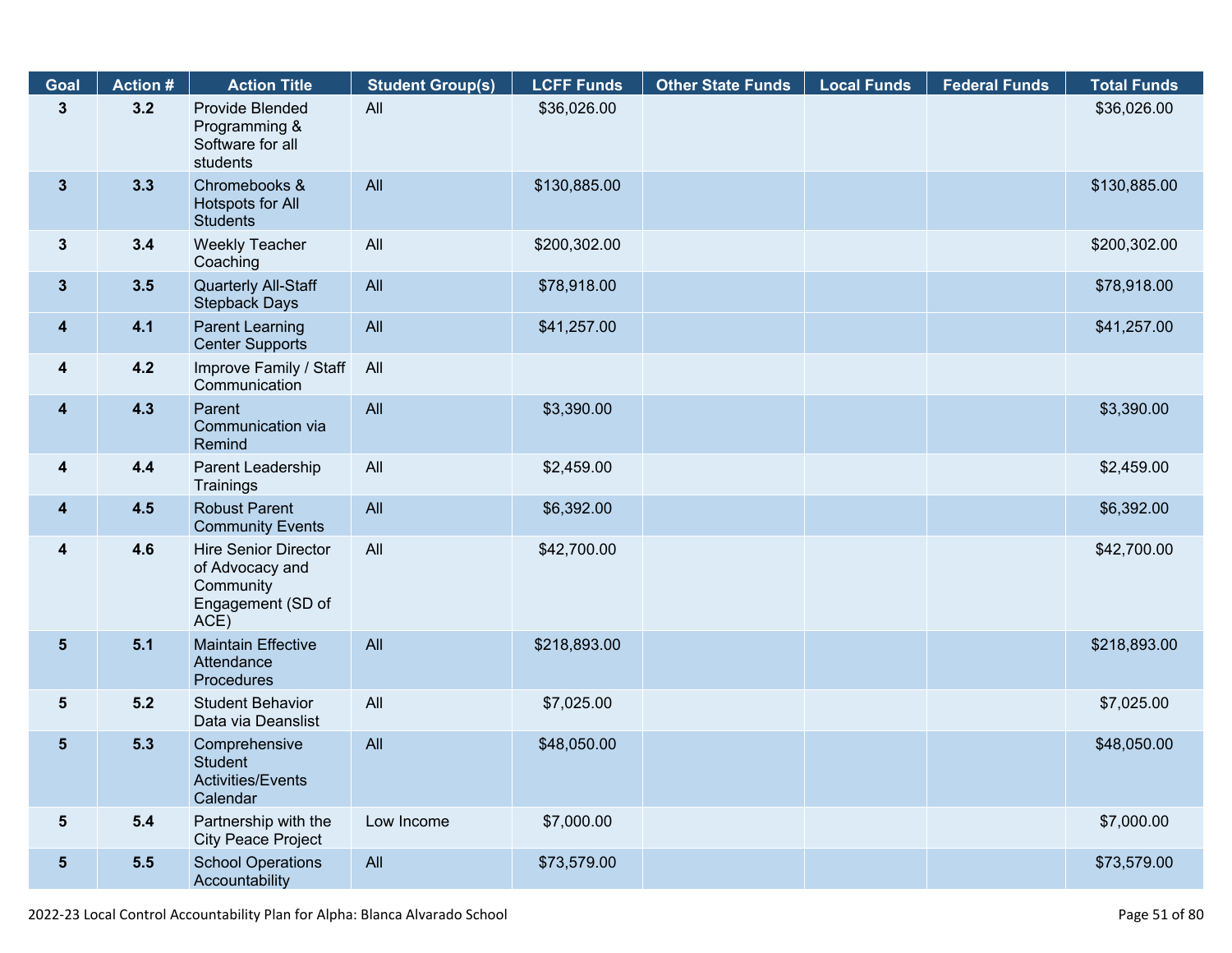| Goal | Action # | Action Title | Student Group(s) | LCFF Funds | Other State Funds | Local Funds | Federal Funds | Total Funds |
|---|---|---|---|---|---|---|---|---|
| 3 | 3.2 | Provide Blended Programming & Software for all students | All | $36,026.00 | | | | $36,026.00 |
| 3 | 3.3 | Chromebooks & Hotspots for All Students | All | $130,885.00 | | | | $130,885.00 |
| 3 | 3.4 | Weekly Teacher Coaching | All | $200,302.00 | | | | $200,302.00 |
| 3 | 3.5 | Quarterly All-Staff Stepback Days | All | $78,918.00 | | | | $78,918.00 |
| 4 | 4.1 | Parent Learning Center Supports | All | $41,257.00 | | | | $41,257.00 |
| 4 | 4.2 | Improve Family / Staff Communication | All | | | | | |
| 4 | 4.3 | Parent Communication via Remind | All | $3,390.00 | | | | $3,390.00 |
| 4 | 4.4 | Parent Leadership Trainings | All | $2,459.00 | | | | $2,459.00 |
| 4 | 4.5 | Robust Parent Community Events | All | $6,392.00 | | | | $6,392.00 |
| 4 | 4.6 | Hire Senior Director of Advocacy and Community Engagement (SD of ACE) | All | $42,700.00 | | | | $42,700.00 |
| 5 | 5.1 | Maintain Effective Attendance Procedures | All | $218,893.00 | | | | $218,893.00 |
| 5 | 5.2 | Student Behavior Data via Deanslist | All | $7,025.00 | | | | $7,025.00 |
| 5 | 5.3 | Comprehensive Student Activities/Events Calendar | All | $48,050.00 | | | | $48,050.00 |
| 5 | 5.4 | Partnership with the City Peace Project | Low Income | $7,000.00 | | | | $7,000.00 |
| 5 | 5.5 | School Operations Accountability | All | $73,579.00 | | | | $73,579.00 |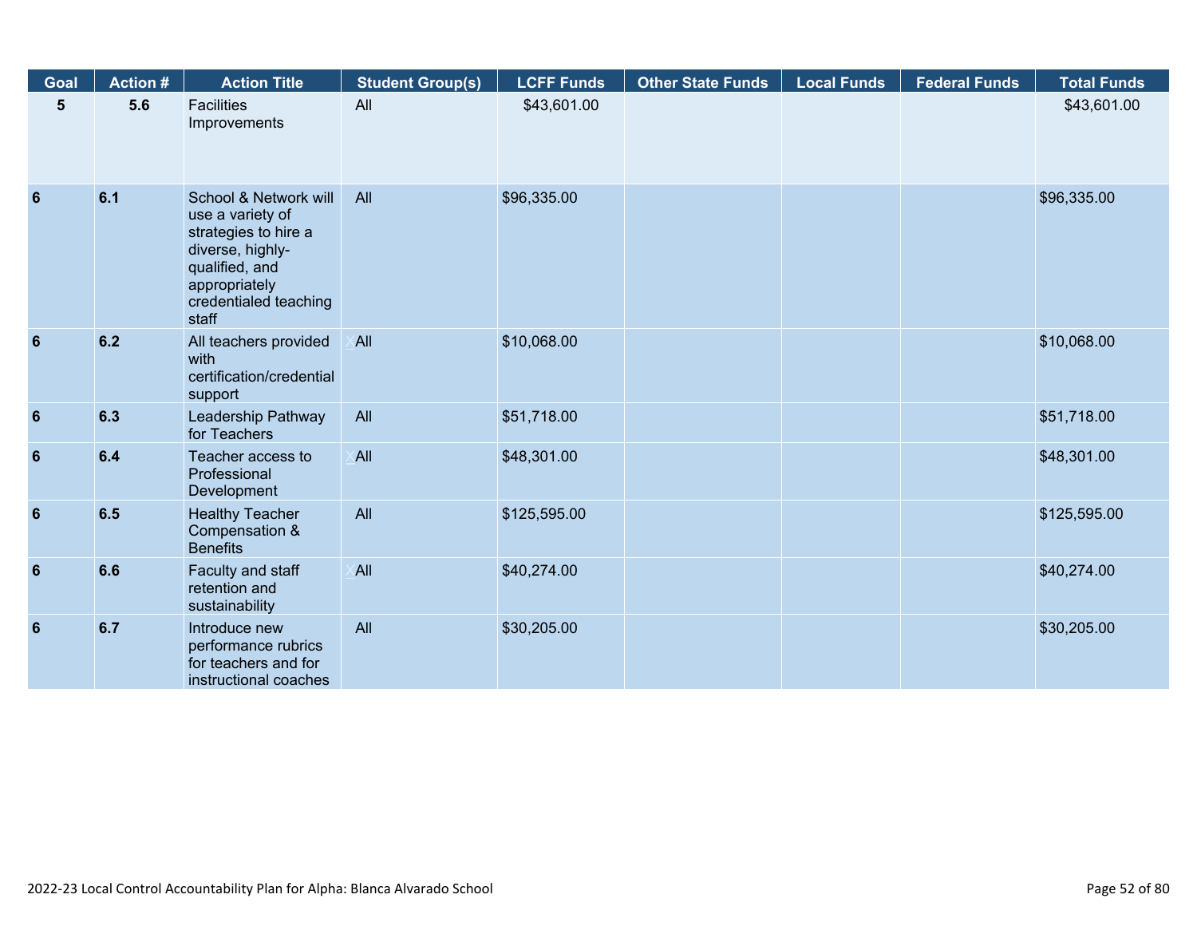| Goal | Action # | Action Title | Student Group(s) | LCFF Funds | Other State Funds | Local Funds | Federal Funds | Total Funds |
|---|---|---|---|---|---|---|---|---|
| 5 | 5.6 | Facilities Improvements | All | $43,601.00 | | | | $43,601.00 |
| 6 | 6.1 | School & Network will use a variety of strategies to hire a diverse, highly-qualified, and appropriately credentialed teaching staff | All | $96,335.00 | | | | $96,335.00 |
| 6 | 6.2 | All teachers provided with certification/credential support | X All | $10,068.00 | | | | $10,068.00 |
| 6 | 6.3 | Leadership Pathway for Teachers | All | $51,718.00 | | | | $51,718.00 |
| 6 | 6.4 | Teacher access to Professional Development | X All | $48,301.00 | | | | $48,301.00 |
| 6 | 6.5 | Healthy Teacher Compensation & Benefits | All | $125,595.00 | | | | $125,595.00 |
| 6 | 6.6 | Faculty and staff retention and sustainability | X All | $40,274.00 | | | | $40,274.00 |
| 6 | 6.7 | Introduce new performance rubrics for teachers and for instructional coaches | All | $30,205.00 | | | | $30,205.00 |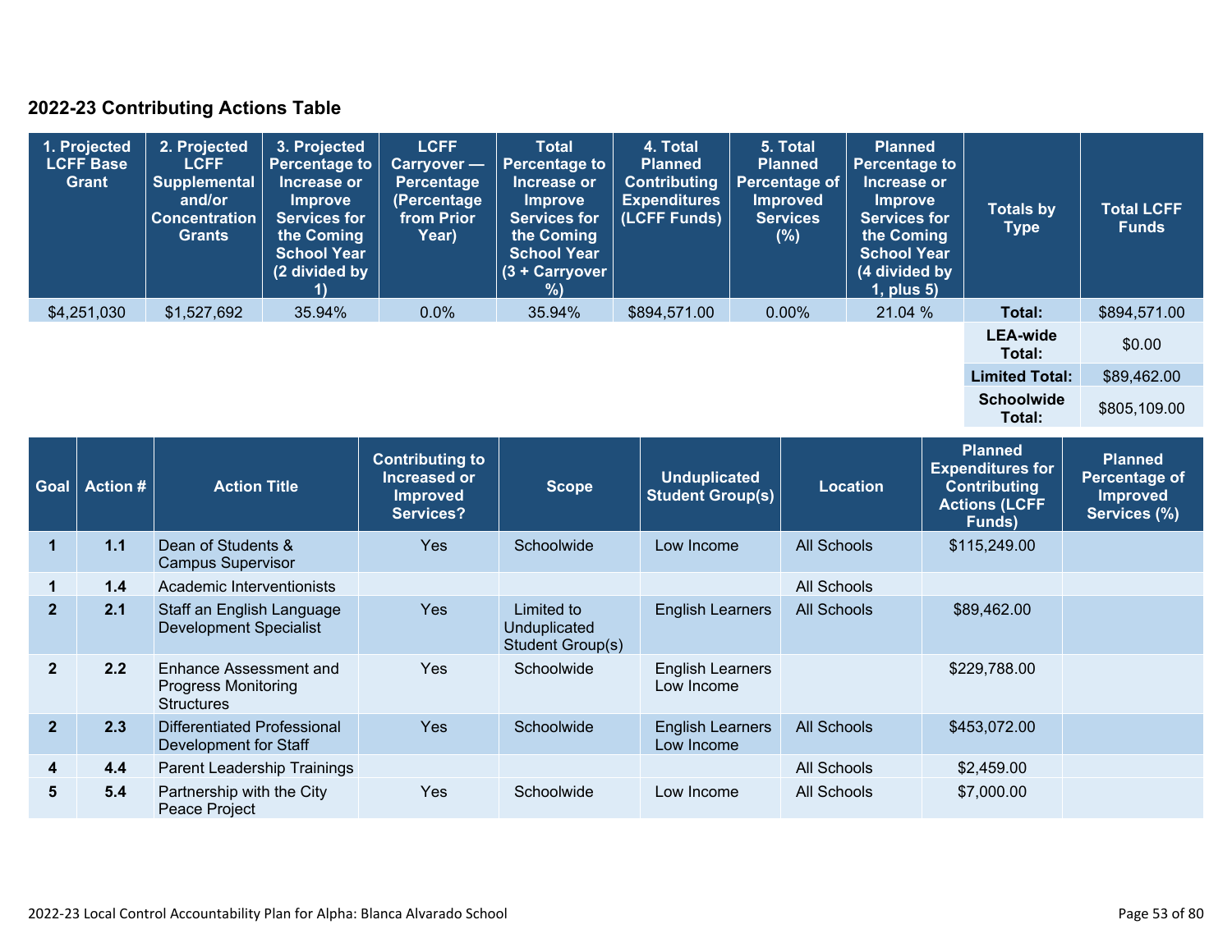## 2022-23 Contributing Actions Table

| 1. Projected LCFF Base Grant | 2. Projected LCFF Supplemental and/or Concentration Grants | 3. Projected Percentage to Increase or Improve Services for the Coming School Year (2 divided by 1) | LCFF Carryover — Percentage (Percentage from Prior Year) | Total Percentage to Increase or Improve Services for the Coming School Year (3 + Carryover %) | 4. Total Planned Contributing Expenditures (LCFF Funds) | 5. Total Planned Percentage of Improved Services (%) | Planned Percentage to Increase or Improve Services for the Coming School Year (4 divided by 1, plus 5) | Totals by Type | Total LCFF Funds |
|---|---|---|---|---|---|---|---|---|---|
| $4,251,030 | $1,527,692 | 35.94% | 0.0% | 35.94% | $894,571.00 | 0.00% | 21.04 % | **Total:** | $894,571.00 |
| | | | | | | | | **LEA-wide Total:** | $0.00 |
| | | | | | | | | **Limited Total:** | $89,462.00 |
| | | | | | | | | **Schoolwide Total:** | $805,109.00 |

| Goal | Action # | Action Title | Contributing to Increased or Improved Services? | Scope | Unduplicated Student Group(s) | Location | Planned Expenditures for Contributing Actions (LCFF Funds) | Planned Percentage of Improved Services (%) |
|---|---|---|---|---|---|---|---|---|
| 1 | 1.1 | Dean of Students & Campus Supervisor | Yes | Schoolwide | Low Income | All Schools | $115,249.00 | |
| 1 | 1.4 | Academic Interventionists | | | | All Schools | | |
| 2 | 2.1 | Staff an English Language Development Specialist | Yes | Limited to Unduplicated Student Group(s) | English Learners | All Schools | $89,462.00 | |
| 2 | 2.2 | Enhance Assessment and Progress Monitoring Structures | Yes | Schoolwide | English Learners Low Income | | $229,788.00 | |
| 2 | 2.3 | Differentiated Professional Development for Staff | Yes | Schoolwide | English Learners Low Income | All Schools | $453,072.00 | |
| 4 | 4.4 | Parent Leadership Trainings | | | | All Schools | $2,459.00 | |
| 5 | 5.4 | Partnership with the City Peace Project | Yes | Schoolwide | Low Income | All Schools | $7,000.00 | |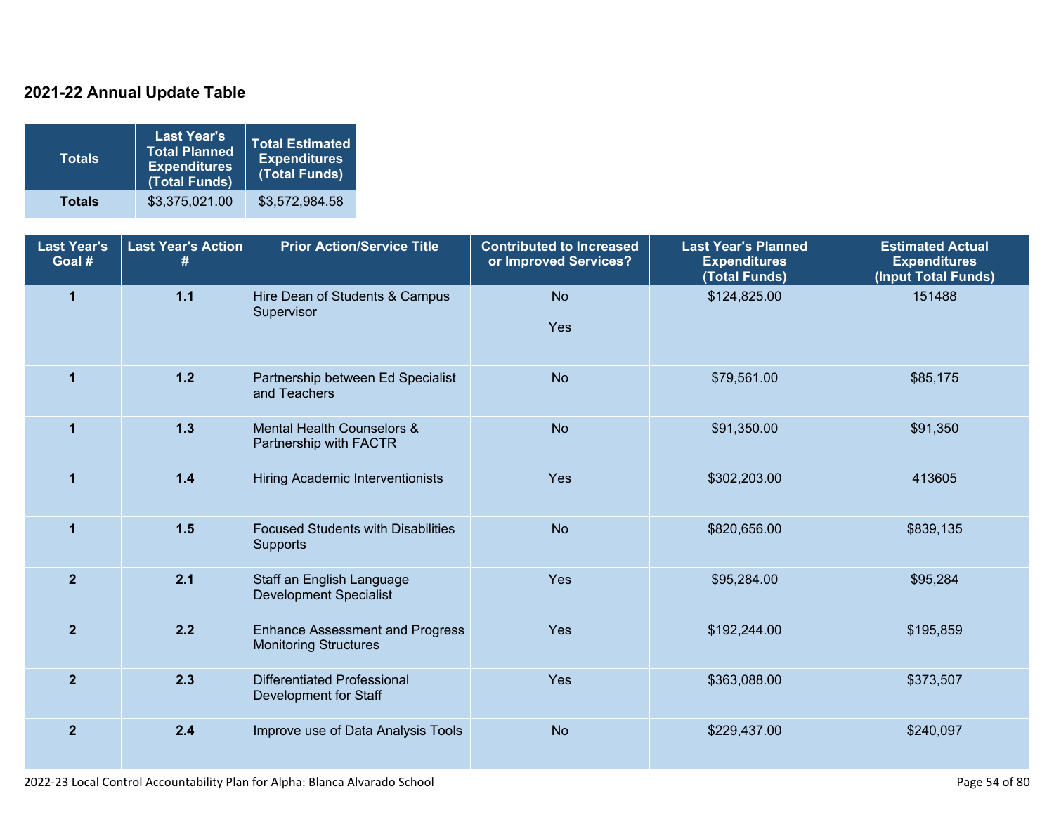## 2021-22 Annual Update Table

| Totals | Last Year's Total Planned Expenditures (Total Funds) | Total Estimated Expenditures (Total Funds) |
|---|---|---|
| **Totals** | $3,375,021.00 | $3,572,984.58 |

| Last Year's Goal # | Last Year's Action # | Prior Action/Service Title | Contributed to Increased or Improved Services? | Last Year's Planned Expenditures (Total Funds) | Estimated Actual Expenditures (Input Total Funds) |
|---|---|---|---|---|---|
| 1 | 1.1 | Hire Dean of Students & Campus Supervisor | No<br><br>Yes | $124,825.00 | 151488 |
| 1 | 1.2 | Partnership between Ed Specialist and Teachers | No | $79,561.00 | $85,175 |
| 1 | 1.3 | Mental Health Counselors & Partnership with FACTR | No | $91,350.00 | $91,350 |
| 1 | 1.4 | Hiring Academic Interventionists | Yes | $302,203.00 | 413605 |
| 1 | 1.5 | Focused Students with Disabilities Supports | No | $820,656.00 | $839,135 |
| 2 | 2.1 | Staff an English Language Development Specialist | Yes | $95,284.00 | $95,284 |
| 2 | 2.2 | Enhance Assessment and Progress Monitoring Structures | Yes | $192,244.00 | $195,859 |
| 2 | 2.3 | Differentiated Professional Development for Staff | Yes | $363,088.00 | $373,507 |
| 2 | 2.4 | Improve use of Data Analysis Tools | No | $229,437.00 | $240,097 |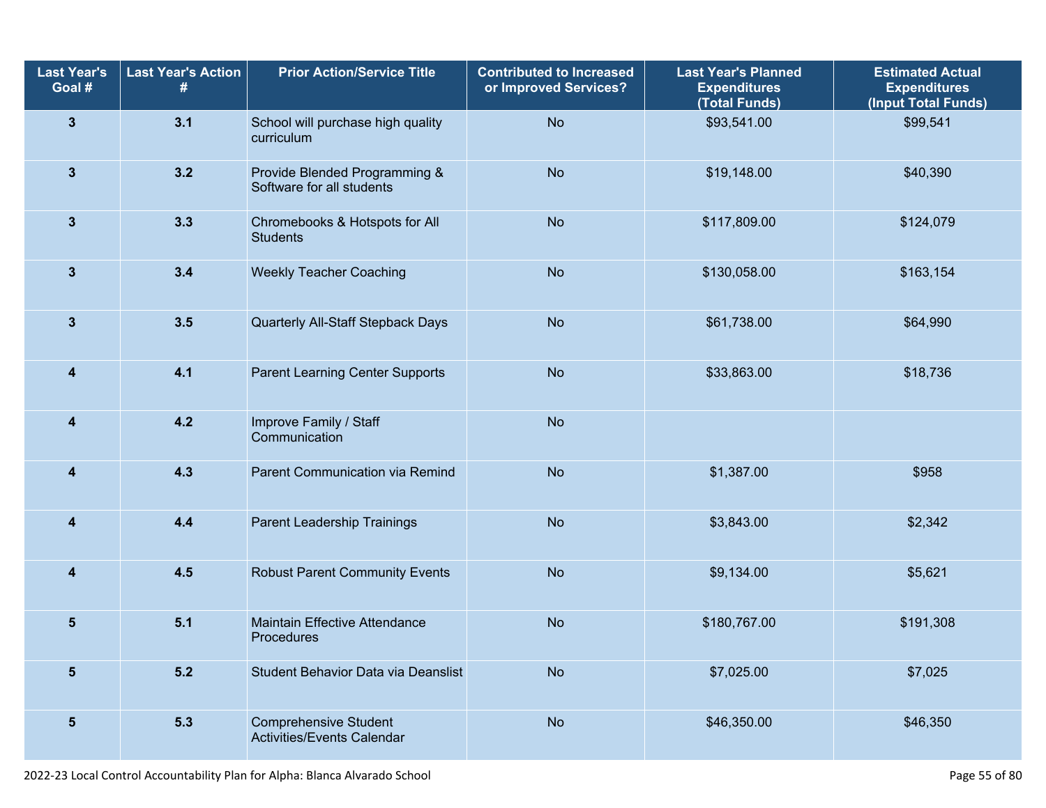| Last Year's Goal # | Last Year's Action # | Prior Action/Service Title | Contributed to Increased or Improved Services? | Last Year's Planned Expenditures (Total Funds) | Estimated Actual Expenditures (Input Total Funds) |
|---|---|---|---|---|---|
| 3 | 3.1 | School will purchase high quality curriculum | No | $93,541.00 | $99,541 |
| 3 | 3.2 | Provide Blended Programming & Software for all students | No | $19,148.00 | $40,390 |
| 3 | 3.3 | Chromebooks & Hotspots for All Students | No | $117,809.00 | $124,079 |
| 3 | 3.4 | Weekly Teacher Coaching | No | $130,058.00 | $163,154 |
| 3 | 3.5 | Quarterly All-Staff Stepback Days | No | $61,738.00 | $64,990 |
| 4 | 4.1 | Parent Learning Center Supports | No | $33,863.00 | $18,736 |
| 4 | 4.2 | Improve Family / Staff Communication | No | | |
| 4 | 4.3 | Parent Communication via Remind | No | $1,387.00 | $958 |
| 4 | 4.4 | Parent Leadership Trainings | No | $3,843.00 | $2,342 |
| 4 | 4.5 | Robust Parent Community Events | No | $9,134.00 | $5,621 |
| 5 | 5.1 | Maintain Effective Attendance Procedures | No | $180,767.00 | $191,308 |
| 5 | 5.2 | Student Behavior Data via Deanslist | No | $7,025.00 | $7,025 |
| 5 | 5.3 | Comprehensive Student Activities/Events Calendar | No | $46,350.00 | $46,350 |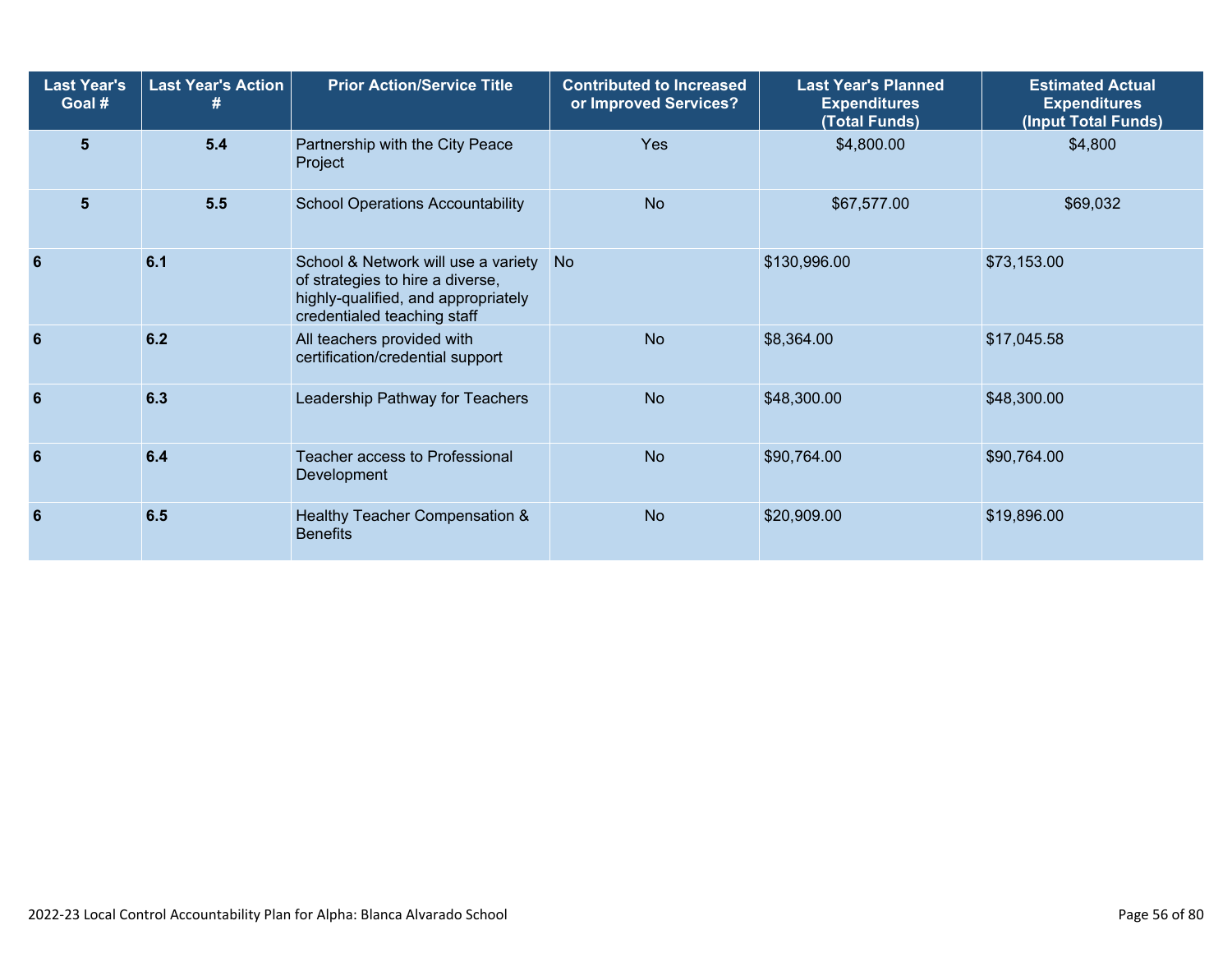| Last Year's Goal # | Last Year's Action # | Prior Action/Service Title | Contributed to Increased or Improved Services? | Last Year's Planned Expenditures (Total Funds) | Estimated Actual Expenditures (Input Total Funds) |
|---|---|---|---|---|---|
| 5 | 5.4 | Partnership with the City Peace Project | Yes | $4,800.00 | $4,800 |
| 5 | 5.5 | School Operations Accountability | No | $67,577.00 | $69,032 |
| 6 | 6.1 | School & Network will use a variety of strategies to hire a diverse, highly-qualified, and appropriately credentialed teaching staff | No | $130,996.00 | $73,153.00 |
| 6 | 6.2 | All teachers provided with certification/credential support | No | $8,364.00 | $17,045.58 |
| 6 | 6.3 | Leadership Pathway for Teachers | No | $48,300.00 | $48,300.00 |
| 6 | 6.4 | Teacher access to Professional Development | No | $90,764.00 | $90,764.00 |
| 6 | 6.5 | Healthy Teacher Compensation & Benefits | No | $20,909.00 | $19,896.00 |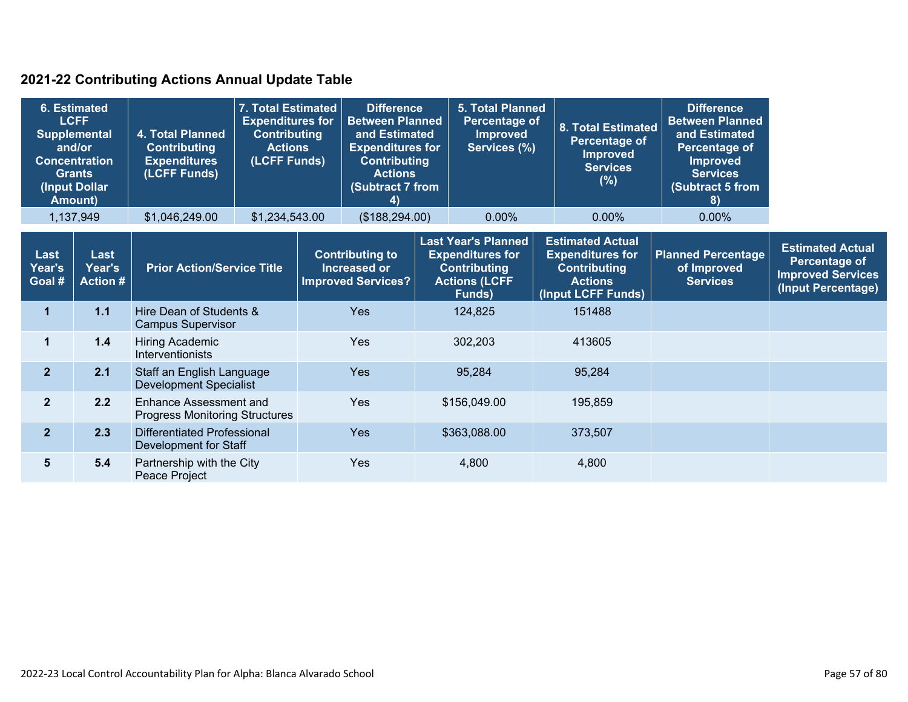## 2021-22 Contributing Actions Annual Update Table

| 6. Estimated LCFF Supplemental and/or Concentration Grants (Input Dollar Amount) | 4. Total Planned Contributing Expenditures (LCFF Funds) | 7. Total Estimated Expenditures for Contributing Actions (LCFF Funds) | Difference Between Planned and Estimated Expenditures for Contributing Actions (Subtract 7 from 4) | 5. Total Planned Percentage of Improved Services (%) | 8. Total Estimated Percentage of Improved Services (%) | Difference Between Planned and Estimated Percentage of Improved Services (Subtract 5 from 8) |
|---|---|---|---|---|---|---|
| 1,137,949 | $1,046,249.00 | $1,234,543.00 | ($188,294.00) | 0.00% | 0.00% | 0.00% |

| Last Year's Goal # | Last Year's Action # | Prior Action/Service Title | Contributing to Increased or Improved Services? | Last Year's Planned Expenditures for Contributing Actions (LCFF Funds) | Estimated Actual Expenditures for Contributing Actions (Input LCFF Funds) | Planned Percentage of Improved Services | Estimated Actual Percentage of Improved Services (Input Percentage) |
|---|---|---|---|---|---|---|---|
| 1 | 1.1 | Hire Dean of Students & Campus Supervisor | Yes | 124,825 | 151488 | | |
| 1 | 1.4 | Hiring Academic Interventionists | Yes | 302,203 | 413605 | | |
| 2 | 2.1 | Staff an English Language Development Specialist | Yes | 95,284 | 95,284 | | |
| 2 | 2.2 | Enhance Assessment and Progress Monitoring Structures | Yes | $156,049.00 | 195,859 | | |
| 2 | 2.3 | Differentiated Professional Development for Staff | Yes | $363,088.00 | 373,507 | | |
| 5 | 5.4 | Partnership with the City Peace Project | Yes | 4,800 | 4,800 | | |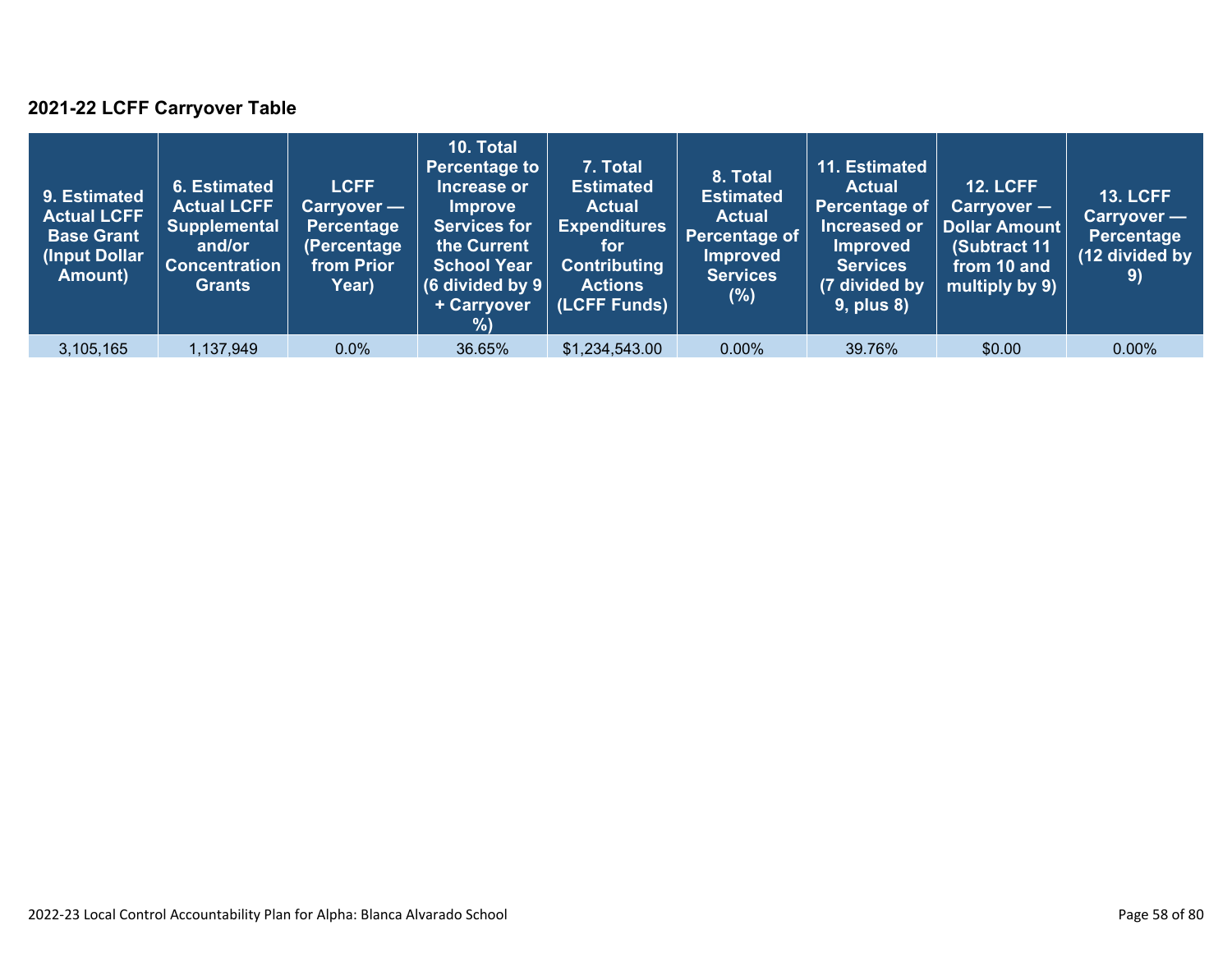### 2021-22 LCFF Carryover Table

| 9. Estimated Actual LCFF Base Grant (Input Dollar Amount) | 6. Estimated Actual LCFF Supplemental and/or Concentration Grants | LCFF Carryover — Percentage (Percentage from Prior Year) | 10. Total Percentage to Increase or Improve Services for the Current School Year (6 divided by 9 + Carryover %) | 7. Total Estimated Actual Expenditures for Contributing Actions (LCFF Funds) | 8. Total Estimated Actual Percentage of Improved Services (%) | 11. Estimated Actual Percentage of Increased or Improved Services (7 divided by 9, plus 8) | 12. LCFF Carryover — Dollar Amount (Subtract 11 from 10 and multiply by 9) | 13. LCFF Carryover — Percentage (12 divided by 9) |
|---|---|---|---|---|---|---|---|---|
| 3,105,165 | 1,137,949 | 0.0% | 36.65% | $1,234,543.00 | 0.00% | 39.76% | $0.00 | 0.00% |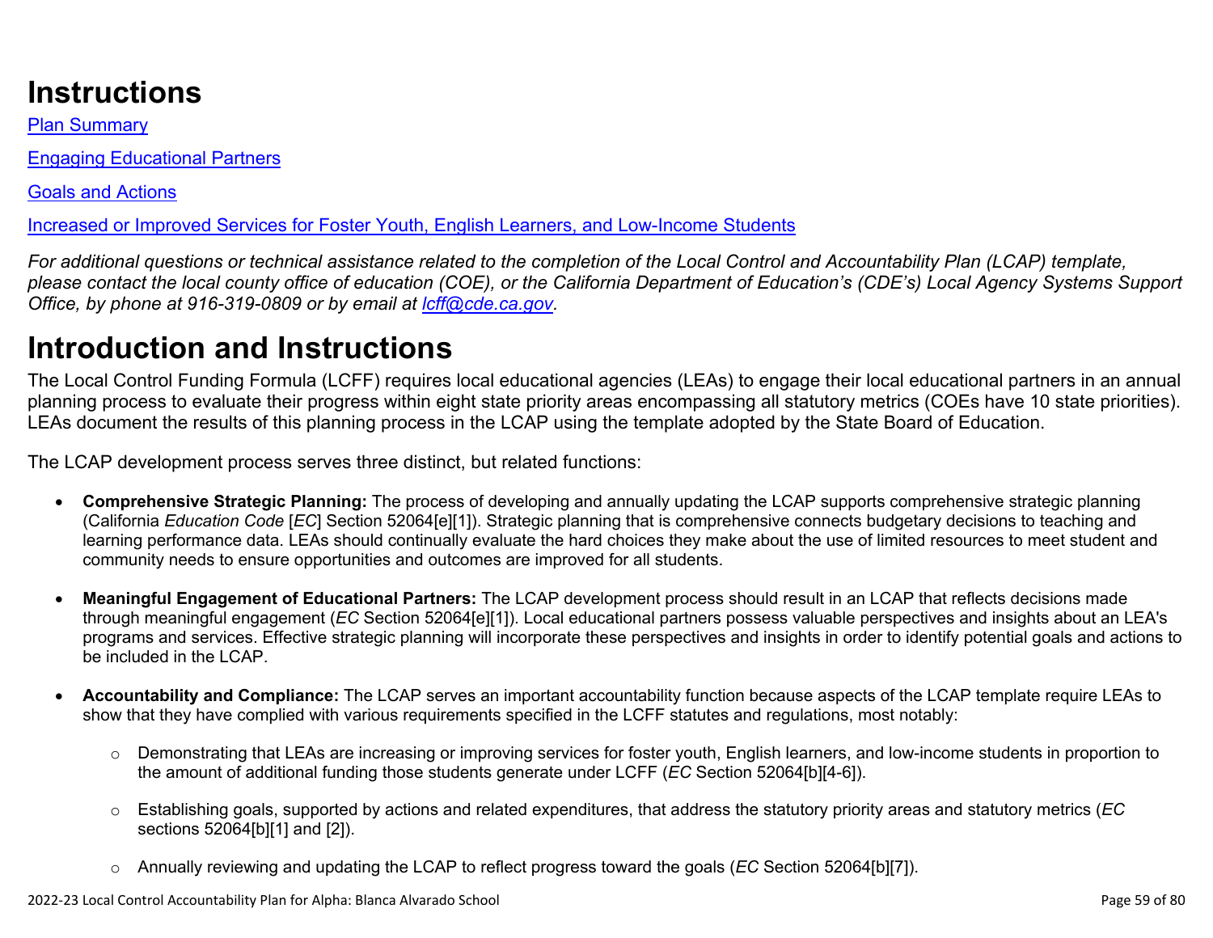# Instructions

[Plan Summary](#)

[Engaging Educational Partners](#)

[Goals and Actions](#)

[Increased or Improved Services for Foster Youth, English Learners, and Low-Income Students](#)

*For additional questions or technical assistance related to the completion of the Local Control and Accountability Plan (LCAP) template, please contact the local county office of education (COE), or the California Department of Education's (CDE's) Local Agency Systems Support Office, by phone at 916-319-0809 or by email at [lcff@cde.ca.gov](mailto:lcff@cde.ca.gov).*

# Introduction and Instructions

The Local Control Funding Formula (LCFF) requires local educational agencies (LEAs) to engage their local educational partners in an annual planning process to evaluate their progress within eight state priority areas encompassing all statutory metrics (COEs have 10 state priorities). LEAs document the results of this planning process in the LCAP using the template adopted by the State Board of Education.

The LCAP development process serves three distinct, but related functions:

- **Comprehensive Strategic Planning:** The process of developing and annually updating the LCAP supports comprehensive strategic planning (California *Education Code* [*EC*] Section 52064[e][1]). Strategic planning that is comprehensive connects budgetary decisions to teaching and learning performance data. LEAs should continually evaluate the hard choices they make about the use of limited resources to meet student and community needs to ensure opportunities and outcomes are improved for all students.

- **Meaningful Engagement of Educational Partners:** The LCAP development process should result in an LCAP that reflects decisions made through meaningful engagement (*EC* Section 52064[e][1]). Local educational partners possess valuable perspectives and insights about an LEA's programs and services. Effective strategic planning will incorporate these perspectives and insights in order to identify potential goals and actions to be included in the LCAP.

- **Accountability and Compliance:** The LCAP serves an important accountability function because aspects of the LCAP template require LEAs to show that they have complied with various requirements specified in the LCFF statutes and regulations, most notably:

    - Demonstrating that LEAs are increasing or improving services for foster youth, English learners, and low-income students in proportion to the amount of additional funding those students generate under LCFF (*EC* Section 52064[b][4-6]).

    - Establishing goals, supported by actions and related expenditures, that address the statutory priority areas and statutory metrics (*EC* sections 52064[b][1] and [2]).

    - Annually reviewing and updating the LCAP to reflect progress toward the goals (*EC* Section 52064[b][7]).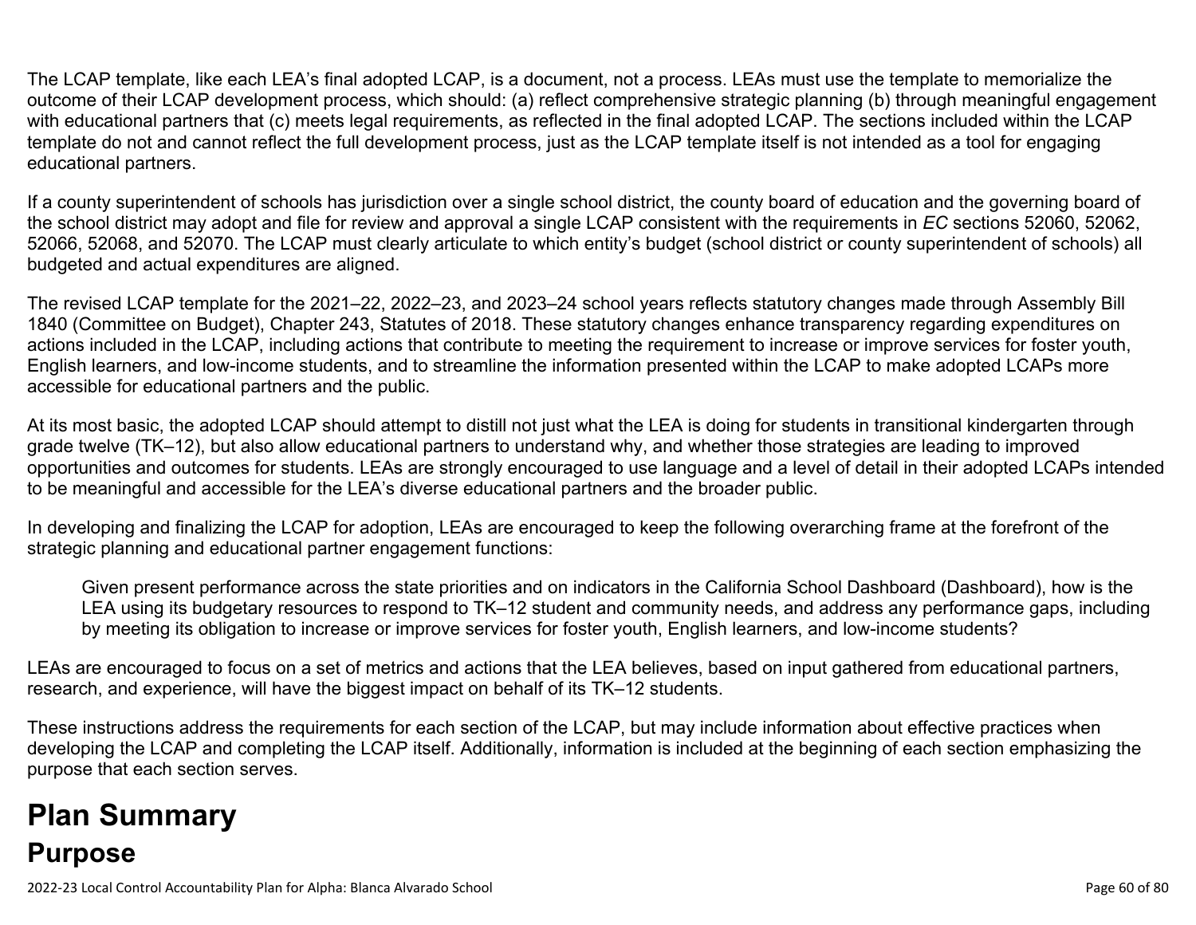The LCAP template, like each LEA's final adopted LCAP, is a document, not a process. LEAs must use the template to memorialize the outcome of their LCAP development process, which should: (a) reflect comprehensive strategic planning (b) through meaningful engagement with educational partners that (c) meets legal requirements, as reflected in the final adopted LCAP. The sections included within the LCAP template do not and cannot reflect the full development process, just as the LCAP template itself is not intended as a tool for engaging educational partners.

If a county superintendent of schools has jurisdiction over a single school district, the county board of education and the governing board of the school district may adopt and file for review and approval a single LCAP consistent with the requirements in *EC* sections 52060, 52062, 52066, 52068, and 52070. The LCAP must clearly articulate to which entity's budget (school district or county superintendent of schools) all budgeted and actual expenditures are aligned.

The revised LCAP template for the 2021–22, 2022–23, and 2023–24 school years reflects statutory changes made through Assembly Bill 1840 (Committee on Budget), Chapter 243, Statutes of 2018. These statutory changes enhance transparency regarding expenditures on actions included in the LCAP, including actions that contribute to meeting the requirement to increase or improve services for foster youth, English learners, and low-income students, and to streamline the information presented within the LCAP to make adopted LCAPs more accessible for educational partners and the public.

At its most basic, the adopted LCAP should attempt to distill not just what the LEA is doing for students in transitional kindergarten through grade twelve (TK–12), but also allow educational partners to understand why, and whether those strategies are leading to improved opportunities and outcomes for students. LEAs are strongly encouraged to use language and a level of detail in their adopted LCAPs intended to be meaningful and accessible for the LEA's diverse educational partners and the broader public.

In developing and finalizing the LCAP for adoption, LEAs are encouraged to keep the following overarching frame at the forefront of the strategic planning and educational partner engagement functions:

> Given present performance across the state priorities and on indicators in the California School Dashboard (Dashboard), how is the LEA using its budgetary resources to respond to TK–12 student and community needs, and address any performance gaps, including by meeting its obligation to increase or improve services for foster youth, English learners, and low-income students?

LEAs are encouraged to focus on a set of metrics and actions that the LEA believes, based on input gathered from educational partners, research, and experience, will have the biggest impact on behalf of its TK–12 students.

These instructions address the requirements for each section of the LCAP, but may include information about effective practices when developing the LCAP and completing the LCAP itself. Additionally, information is included at the beginning of each section emphasizing the purpose that each section serves.

# Plan Summary

## Purpose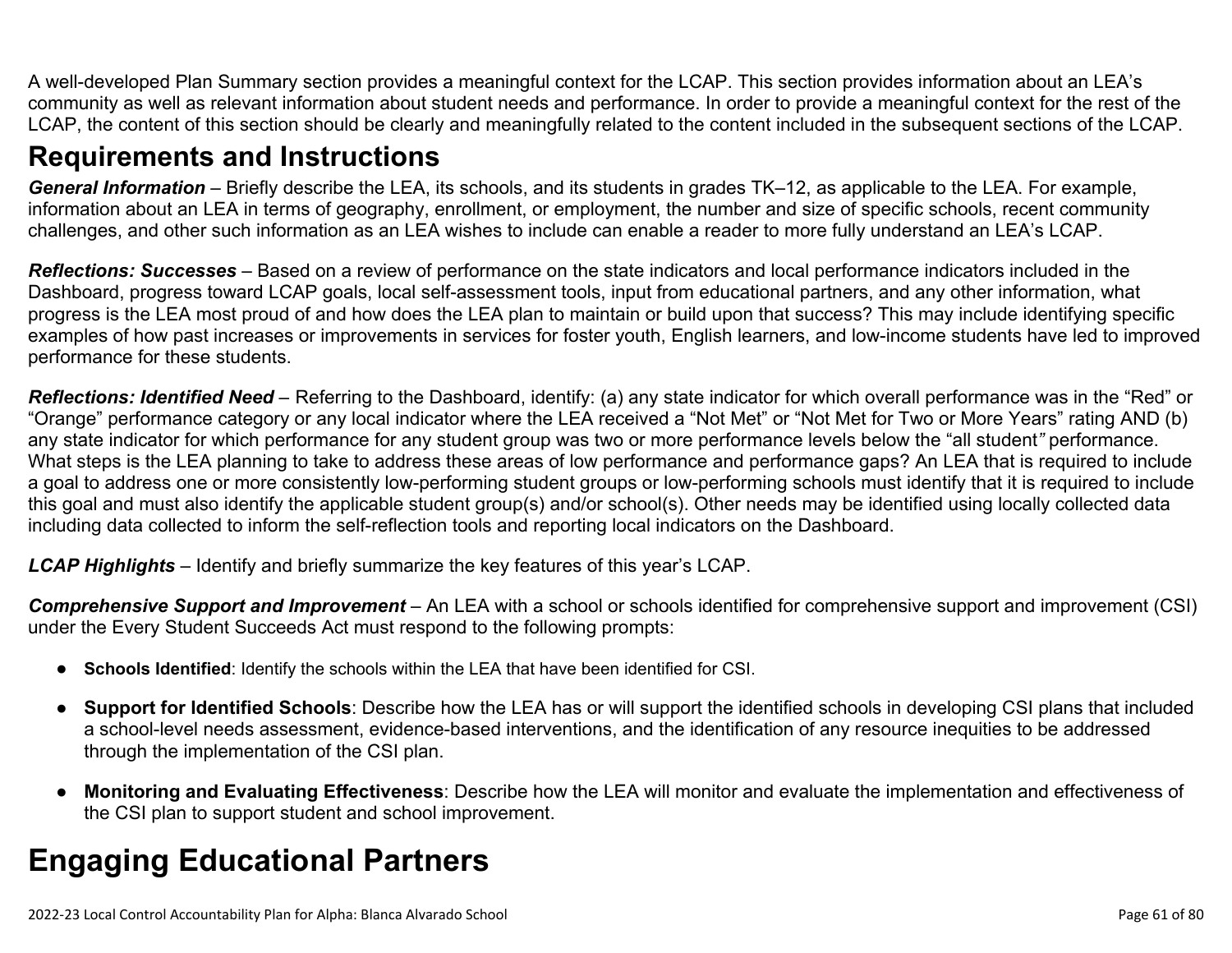A well-developed Plan Summary section provides a meaningful context for the LCAP. This section provides information about an LEA's community as well as relevant information about student needs and performance. In order to provide a meaningful context for the rest of the LCAP, the content of this section should be clearly and meaningfully related to the content included in the subsequent sections of the LCAP.

## Requirements and Instructions

***General Information*** – Briefly describe the LEA, its schools, and its students in grades TK–12, as applicable to the LEA. For example, information about an LEA in terms of geography, enrollment, or employment, the number and size of specific schools, recent community challenges, and other such information as an LEA wishes to include can enable a reader to more fully understand an LEA's LCAP.

***Reflections: Successes*** – Based on a review of performance on the state indicators and local performance indicators included in the Dashboard, progress toward LCAP goals, local self-assessment tools, input from educational partners, and any other information, what progress is the LEA most proud of and how does the LEA plan to maintain or build upon that success? This may include identifying specific examples of how past increases or improvements in services for foster youth, English learners, and low-income students have led to improved performance for these students.

***Reflections: Identified Need*** – Referring to the Dashboard, identify: (a) any state indicator for which overall performance was in the "Red" or "Orange" performance category or any local indicator where the LEA received a "Not Met" or "Not Met for Two or More Years" rating AND (b) any state indicator for which performance for any student group was two or more performance levels below the "all student*"* performance. What steps is the LEA planning to take to address these areas of low performance and performance gaps? An LEA that is required to include a goal to address one or more consistently low-performing student groups or low-performing schools must identify that it is required to include this goal and must also identify the applicable student group(s) and/or school(s). Other needs may be identified using locally collected data including data collected to inform the self-reflection tools and reporting local indicators on the Dashboard.

***LCAP Highlights*** – Identify and briefly summarize the key features of this year's LCAP.

***Comprehensive Support and Improvement*** – An LEA with a school or schools identified for comprehensive support and improvement (CSI) under the Every Student Succeeds Act must respond to the following prompts:

- **Schools Identified**: Identify the schools within the LEA that have been identified for CSI.
- **Support for Identified Schools**: Describe how the LEA has or will support the identified schools in developing CSI plans that included a school-level needs assessment, evidence-based interventions, and the identification of any resource inequities to be addressed through the implementation of the CSI plan.
- **Monitoring and Evaluating Effectiveness**: Describe how the LEA will monitor and evaluate the implementation and effectiveness of the CSI plan to support student and school improvement.

# Engaging Educational Partners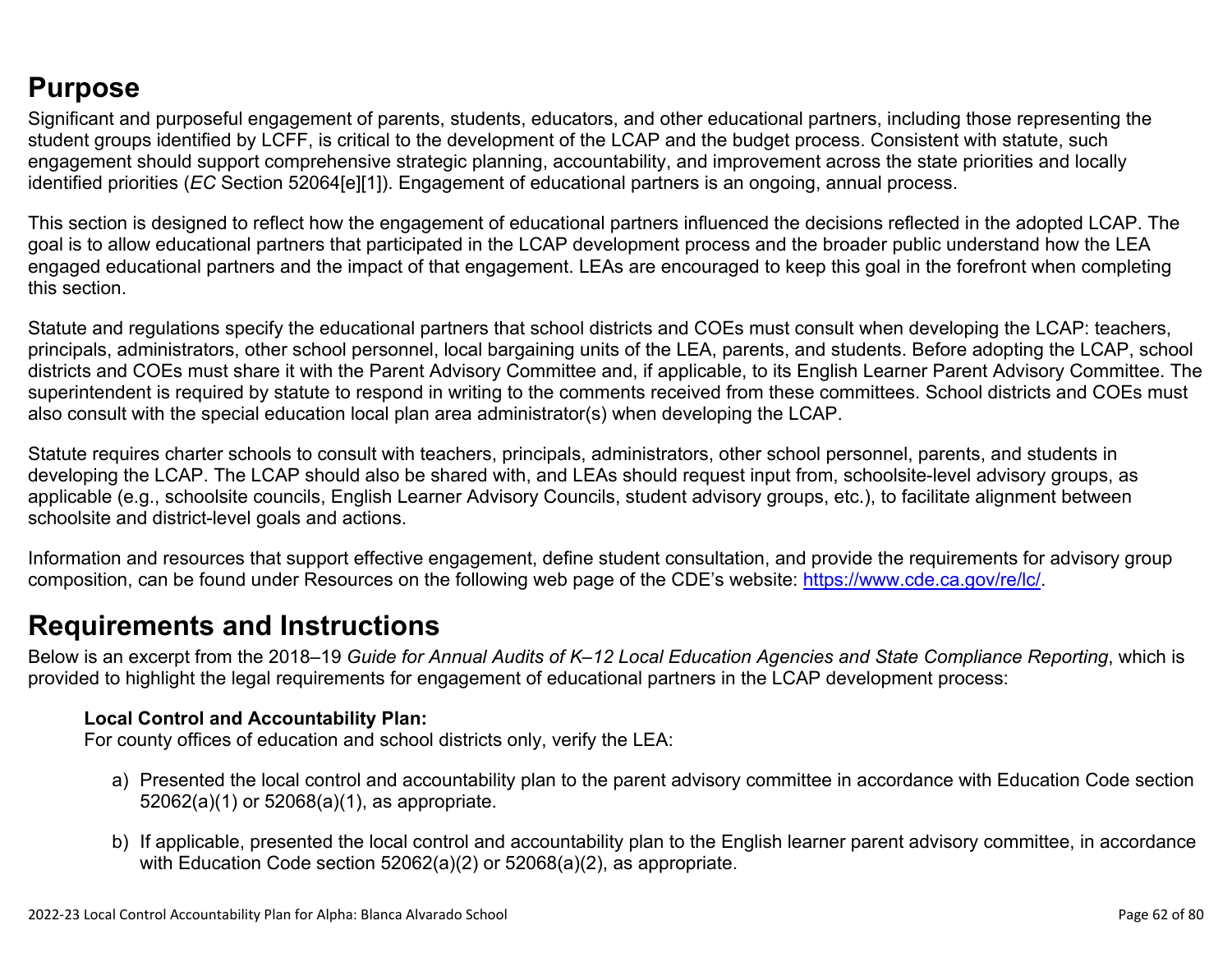## Purpose

Significant and purposeful engagement of parents, students, educators, and other educational partners, including those representing the student groups identified by LCFF, is critical to the development of the LCAP and the budget process. Consistent with statute, such engagement should support comprehensive strategic planning, accountability, and improvement across the state priorities and locally identified priorities (*EC* Section 52064[e][1]). Engagement of educational partners is an ongoing, annual process.

This section is designed to reflect how the engagement of educational partners influenced the decisions reflected in the adopted LCAP. The goal is to allow educational partners that participated in the LCAP development process and the broader public understand how the LEA engaged educational partners and the impact of that engagement. LEAs are encouraged to keep this goal in the forefront when completing this section.

Statute and regulations specify the educational partners that school districts and COEs must consult when developing the LCAP: teachers, principals, administrators, other school personnel, local bargaining units of the LEA, parents, and students. Before adopting the LCAP, school districts and COEs must share it with the Parent Advisory Committee and, if applicable, to its English Learner Parent Advisory Committee. The superintendent is required by statute to respond in writing to the comments received from these committees. School districts and COEs must also consult with the special education local plan area administrator(s) when developing the LCAP.

Statute requires charter schools to consult with teachers, principals, administrators, other school personnel, parents, and students in developing the LCAP. The LCAP should also be shared with, and LEAs should request input from, schoolsite-level advisory groups, as applicable (e.g., schoolsite councils, English Learner Advisory Councils, student advisory groups, etc.), to facilitate alignment between schoolsite and district-level goals and actions.

Information and resources that support effective engagement, define student consultation, and provide the requirements for advisory group composition, can be found under Resources on the following web page of the CDE's website: https://www.cde.ca.gov/re/lc/.

## Requirements and Instructions

Below is an excerpt from the 2018–19 *Guide for Annual Audits of K–12 Local Education Agencies and State Compliance Reporting*, which is provided to highlight the legal requirements for engagement of educational partners in the LCAP development process:

> **Local Control and Accountability Plan:**
> For county offices of education and school districts only, verify the LEA:
>
> a) Presented the local control and accountability plan to the parent advisory committee in accordance with Education Code section 52062(a)(1) or 52068(a)(1), as appropriate.
>
> b) If applicable, presented the local control and accountability plan to the English learner parent advisory committee, in accordance with Education Code section 52062(a)(2) or 52068(a)(2), as appropriate.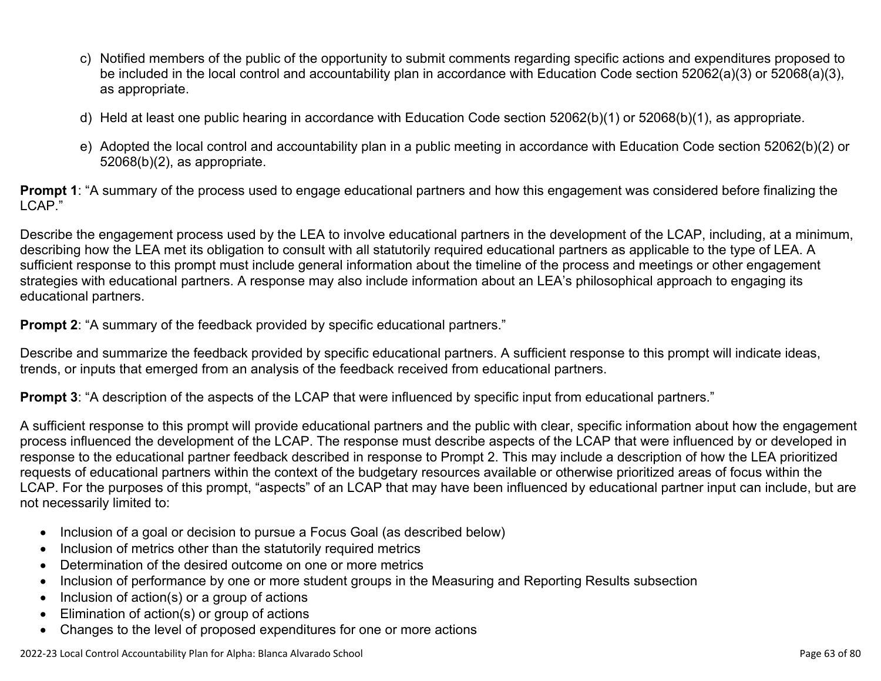c) Notified members of the public of the opportunity to submit comments regarding specific actions and expenditures proposed to be included in the local control and accountability plan in accordance with Education Code section 52062(a)(3) or 52068(a)(3), as appropriate.

d) Held at least one public hearing in accordance with Education Code section 52062(b)(1) or 52068(b)(1), as appropriate.

e) Adopted the local control and accountability plan in a public meeting in accordance with Education Code section 52062(b)(2) or 52068(b)(2), as appropriate.

**Prompt 1**: "A summary of the process used to engage educational partners and how this engagement was considered before finalizing the LCAP."

Describe the engagement process used by the LEA to involve educational partners in the development of the LCAP, including, at a minimum, describing how the LEA met its obligation to consult with all statutorily required educational partners as applicable to the type of LEA. A sufficient response to this prompt must include general information about the timeline of the process and meetings or other engagement strategies with educational partners. A response may also include information about an LEA's philosophical approach to engaging its educational partners.

**Prompt 2**: "A summary of the feedback provided by specific educational partners."

Describe and summarize the feedback provided by specific educational partners. A sufficient response to this prompt will indicate ideas, trends, or inputs that emerged from an analysis of the feedback received from educational partners.

**Prompt 3**: "A description of the aspects of the LCAP that were influenced by specific input from educational partners."

A sufficient response to this prompt will provide educational partners and the public with clear, specific information about how the engagement process influenced the development of the LCAP. The response must describe aspects of the LCAP that were influenced by or developed in response to the educational partner feedback described in response to Prompt 2. This may include a description of how the LEA prioritized requests of educational partners within the context of the budgetary resources available or otherwise prioritized areas of focus within the LCAP. For the purposes of this prompt, "aspects" of an LCAP that may have been influenced by educational partner input can include, but are not necessarily limited to:

- Inclusion of a goal or decision to pursue a Focus Goal (as described below)
- Inclusion of metrics other than the statutorily required metrics
- Determination of the desired outcome on one or more metrics
- Inclusion of performance by one or more student groups in the Measuring and Reporting Results subsection
- Inclusion of action(s) or a group of actions
- Elimination of action(s) or group of actions
- Changes to the level of proposed expenditures for one or more actions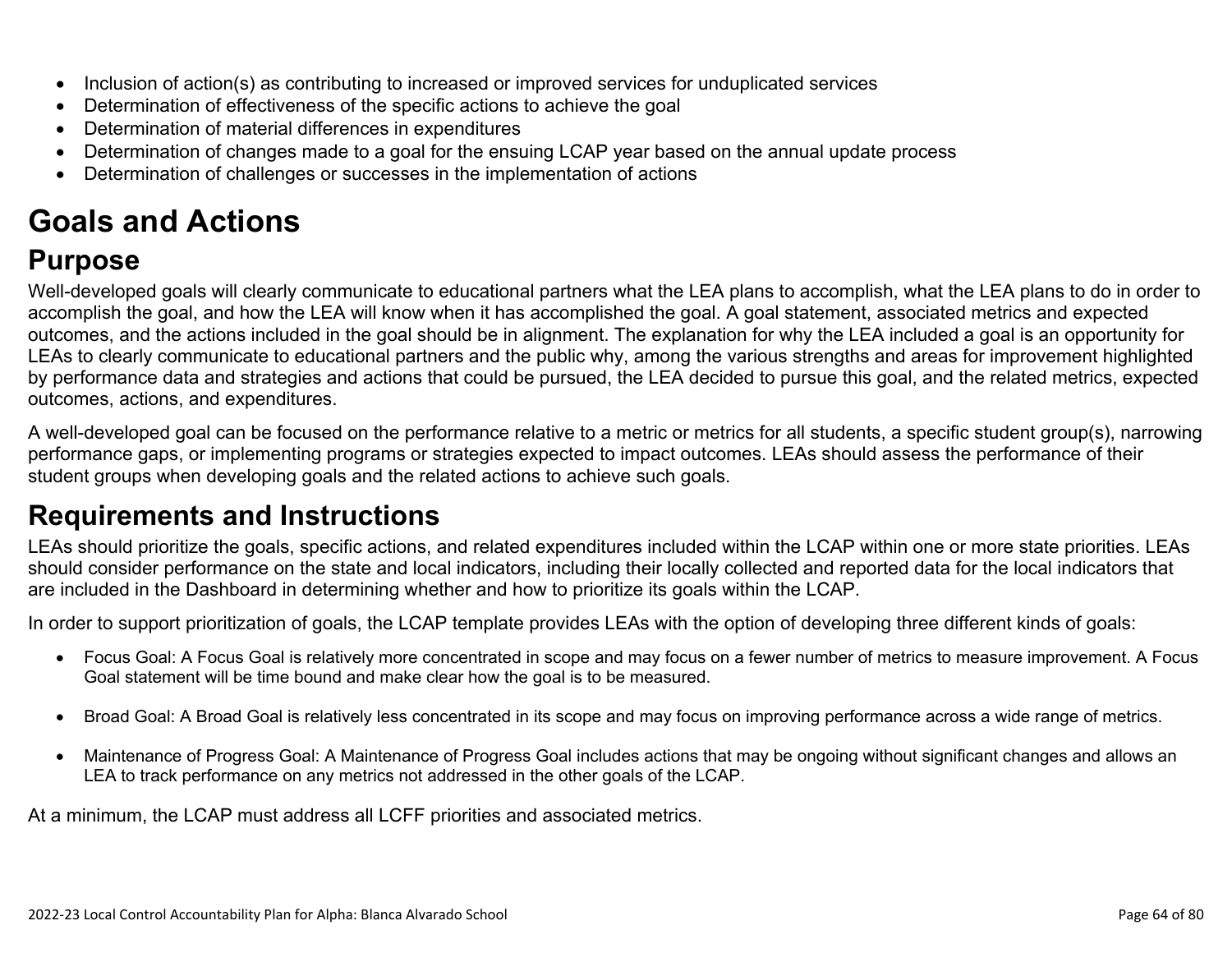- Inclusion of action(s) as contributing to increased or improved services for unduplicated services
- Determination of effectiveness of the specific actions to achieve the goal
- Determination of material differences in expenditures
- Determination of changes made to a goal for the ensuing LCAP year based on the annual update process
- Determination of challenges or successes in the implementation of actions

# Goals and Actions

## Purpose

Well-developed goals will clearly communicate to educational partners what the LEA plans to accomplish, what the LEA plans to do in order to accomplish the goal, and how the LEA will know when it has accomplished the goal. A goal statement, associated metrics and expected outcomes, and the actions included in the goal should be in alignment. The explanation for why the LEA included a goal is an opportunity for LEAs to clearly communicate to educational partners and the public why, among the various strengths and areas for improvement highlighted by performance data and strategies and actions that could be pursued, the LEA decided to pursue this goal, and the related metrics, expected outcomes, actions, and expenditures.

A well-developed goal can be focused on the performance relative to a metric or metrics for all students, a specific student group(s), narrowing performance gaps, or implementing programs or strategies expected to impact outcomes. LEAs should assess the performance of their student groups when developing goals and the related actions to achieve such goals.

## Requirements and Instructions

LEAs should prioritize the goals, specific actions, and related expenditures included within the LCAP within one or more state priorities. LEAs should consider performance on the state and local indicators, including their locally collected and reported data for the local indicators that are included in the Dashboard in determining whether and how to prioritize its goals within the LCAP.

In order to support prioritization of goals, the LCAP template provides LEAs with the option of developing three different kinds of goals:

- Focus Goal: A Focus Goal is relatively more concentrated in scope and may focus on a fewer number of metrics to measure improvement. A Focus Goal statement will be time bound and make clear how the goal is to be measured.
- Broad Goal: A Broad Goal is relatively less concentrated in its scope and may focus on improving performance across a wide range of metrics.
- Maintenance of Progress Goal: A Maintenance of Progress Goal includes actions that may be ongoing without significant changes and allows an LEA to track performance on any metrics not addressed in the other goals of the LCAP.

At a minimum, the LCAP must address all LCFF priorities and associated metrics.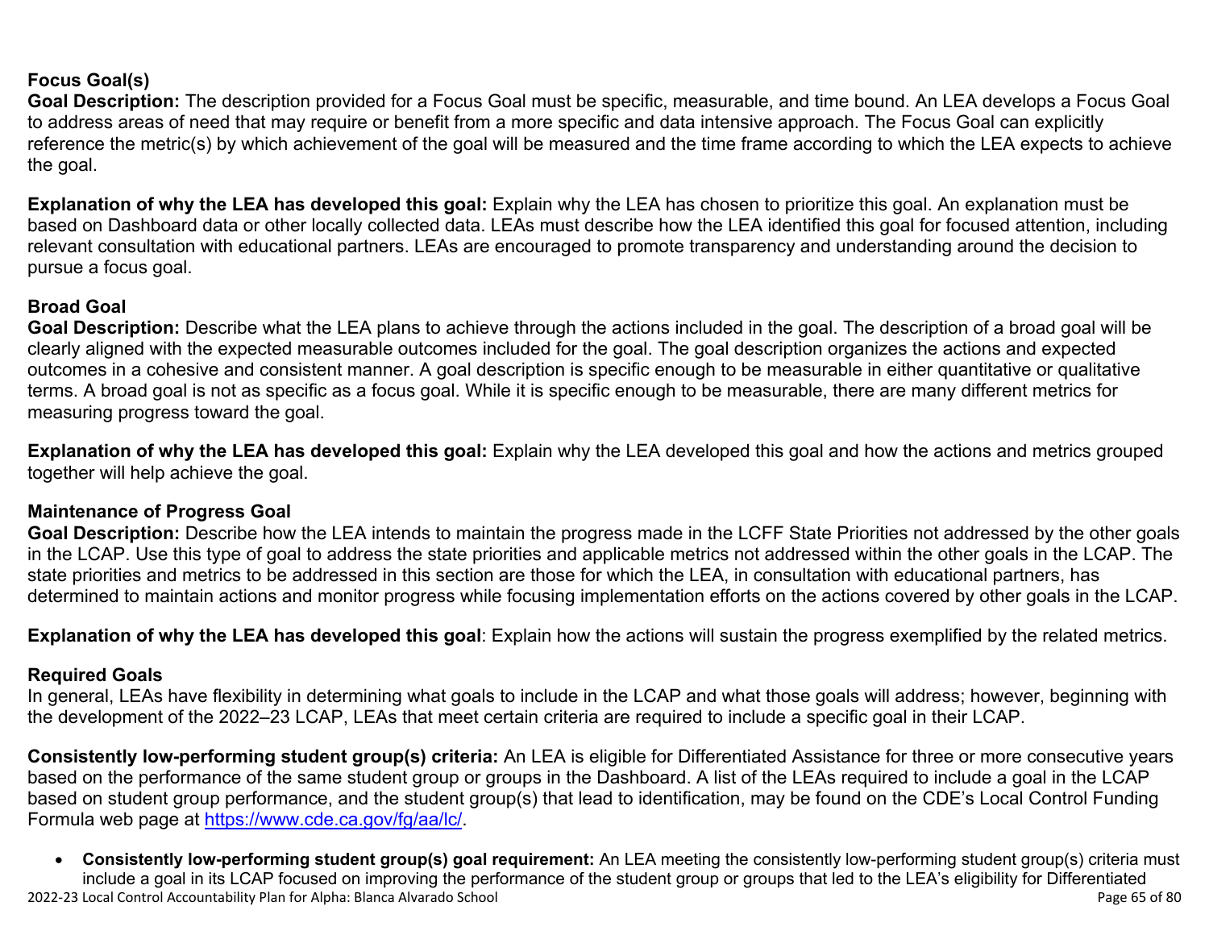**Focus Goal(s)**

**Goal Description:** The description provided for a Focus Goal must be specific, measurable, and time bound. An LEA develops a Focus Goal to address areas of need that may require or benefit from a more specific and data intensive approach. The Focus Goal can explicitly reference the metric(s) by which achievement of the goal will be measured and the time frame according to which the LEA expects to achieve the goal.

**Explanation of why the LEA has developed this goal:** Explain why the LEA has chosen to prioritize this goal. An explanation must be based on Dashboard data or other locally collected data. LEAs must describe how the LEA identified this goal for focused attention, including relevant consultation with educational partners. LEAs are encouraged to promote transparency and understanding around the decision to pursue a focus goal.

**Broad Goal**

**Goal Description:** Describe what the LEA plans to achieve through the actions included in the goal. The description of a broad goal will be clearly aligned with the expected measurable outcomes included for the goal. The goal description organizes the actions and expected outcomes in a cohesive and consistent manner. A goal description is specific enough to be measurable in either quantitative or qualitative terms. A broad goal is not as specific as a focus goal. While it is specific enough to be measurable, there are many different metrics for measuring progress toward the goal.

**Explanation of why the LEA has developed this goal:** Explain why the LEA developed this goal and how the actions and metrics grouped together will help achieve the goal.

**Maintenance of Progress Goal**

**Goal Description:** Describe how the LEA intends to maintain the progress made in the LCFF State Priorities not addressed by the other goals in the LCAP. Use this type of goal to address the state priorities and applicable metrics not addressed within the other goals in the LCAP. The state priorities and metrics to be addressed in this section are those for which the LEA, in consultation with educational partners, has determined to maintain actions and monitor progress while focusing implementation efforts on the actions covered by other goals in the LCAP.

**Explanation of why the LEA has developed this goal**: Explain how the actions will sustain the progress exemplified by the related metrics.

**Required Goals**

In general, LEAs have flexibility in determining what goals to include in the LCAP and what those goals will address; however, beginning with the development of the 2022–23 LCAP, LEAs that meet certain criteria are required to include a specific goal in their LCAP.

**Consistently low-performing student group(s) criteria:** An LEA is eligible for Differentiated Assistance for three or more consecutive years based on the performance of the same student group or groups in the Dashboard. A list of the LEAs required to include a goal in the LCAP based on student group performance, and the student group(s) that lead to identification, may be found on the CDE's Local Control Funding Formula web page at [https://www.cde.ca.gov/fg/aa/lc/](https://www.cde.ca.gov/fg/aa/lc/).

- **Consistently low-performing student group(s) goal requirement:** An LEA meeting the consistently low-performing student group(s) criteria must include a goal in its LCAP focused on improving the performance of the student group or groups that led to the LEA's eligibility for Differentiated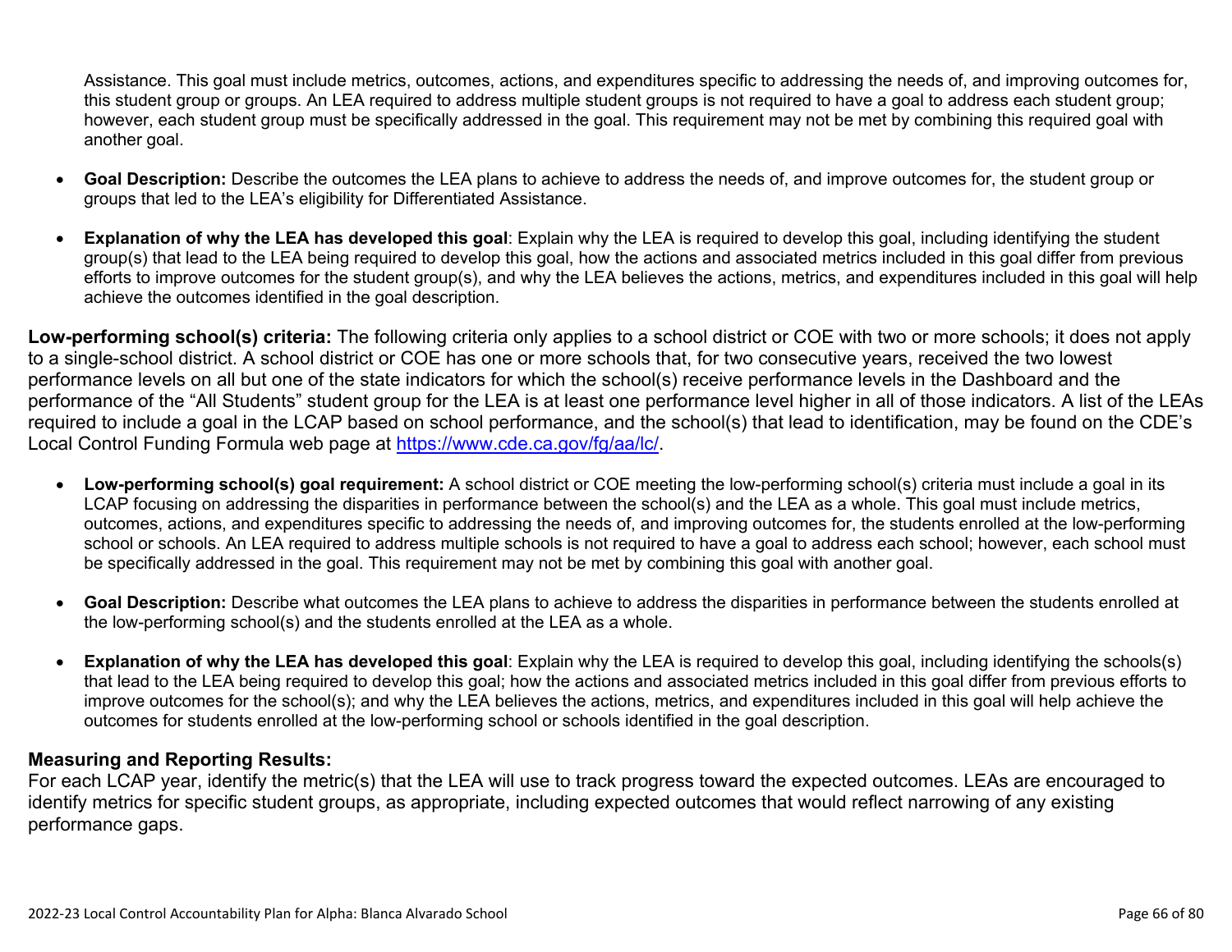Assistance. This goal must include metrics, outcomes, actions, and expenditures specific to addressing the needs of, and improving outcomes for, this student group or groups. An LEA required to address multiple student groups is not required to have a goal to address each student group; however, each student group must be specifically addressed in the goal. This requirement may not be met by combining this required goal with another goal.

- **Goal Description:** Describe the outcomes the LEA plans to achieve to address the needs of, and improve outcomes for, the student group or groups that led to the LEA's eligibility for Differentiated Assistance.
- **Explanation of why the LEA has developed this goal**: Explain why the LEA is required to develop this goal, including identifying the student group(s) that lead to the LEA being required to develop this goal, how the actions and associated metrics included in this goal differ from previous efforts to improve outcomes for the student group(s), and why the LEA believes the actions, metrics, and expenditures included in this goal will help achieve the outcomes identified in the goal description.

**Low-performing school(s) criteria:** The following criteria only applies to a school district or COE with two or more schools; it does not apply to a single-school district. A school district or COE has one or more schools that, for two consecutive years, received the two lowest performance levels on all but one of the state indicators for which the school(s) receive performance levels in the Dashboard and the performance of the "All Students" student group for the LEA is at least one performance level higher in all of those indicators. A list of the LEAs required to include a goal in the LCAP based on school performance, and the school(s) that lead to identification, may be found on the CDE's Local Control Funding Formula web page at [https://www.cde.ca.gov/fg/aa/lc/](https://www.cde.ca.gov/fg/aa/lc/).

- **Low-performing school(s) goal requirement:** A school district or COE meeting the low-performing school(s) criteria must include a goal in its LCAP focusing on addressing the disparities in performance between the school(s) and the LEA as a whole. This goal must include metrics, outcomes, actions, and expenditures specific to addressing the needs of, and improving outcomes for, the students enrolled at the low-performing school or schools. An LEA required to address multiple schools is not required to have a goal to address each school; however, each school must be specifically addressed in the goal. This requirement may not be met by combining this goal with another goal.
- **Goal Description:** Describe what outcomes the LEA plans to achieve to address the disparities in performance between the students enrolled at the low-performing school(s) and the students enrolled at the LEA as a whole.
- **Explanation of why the LEA has developed this goal**: Explain why the LEA is required to develop this goal, including identifying the schools(s) that lead to the LEA being required to develop this goal; how the actions and associated metrics included in this goal differ from previous efforts to improve outcomes for the school(s); and why the LEA believes the actions, metrics, and expenditures included in this goal will help achieve the outcomes for students enrolled at the low-performing school or schools identified in the goal description.

### Measuring and Reporting Results:

For each LCAP year, identify the metric(s) that the LEA will use to track progress toward the expected outcomes. LEAs are encouraged to identify metrics for specific student groups, as appropriate, including expected outcomes that would reflect narrowing of any existing performance gaps.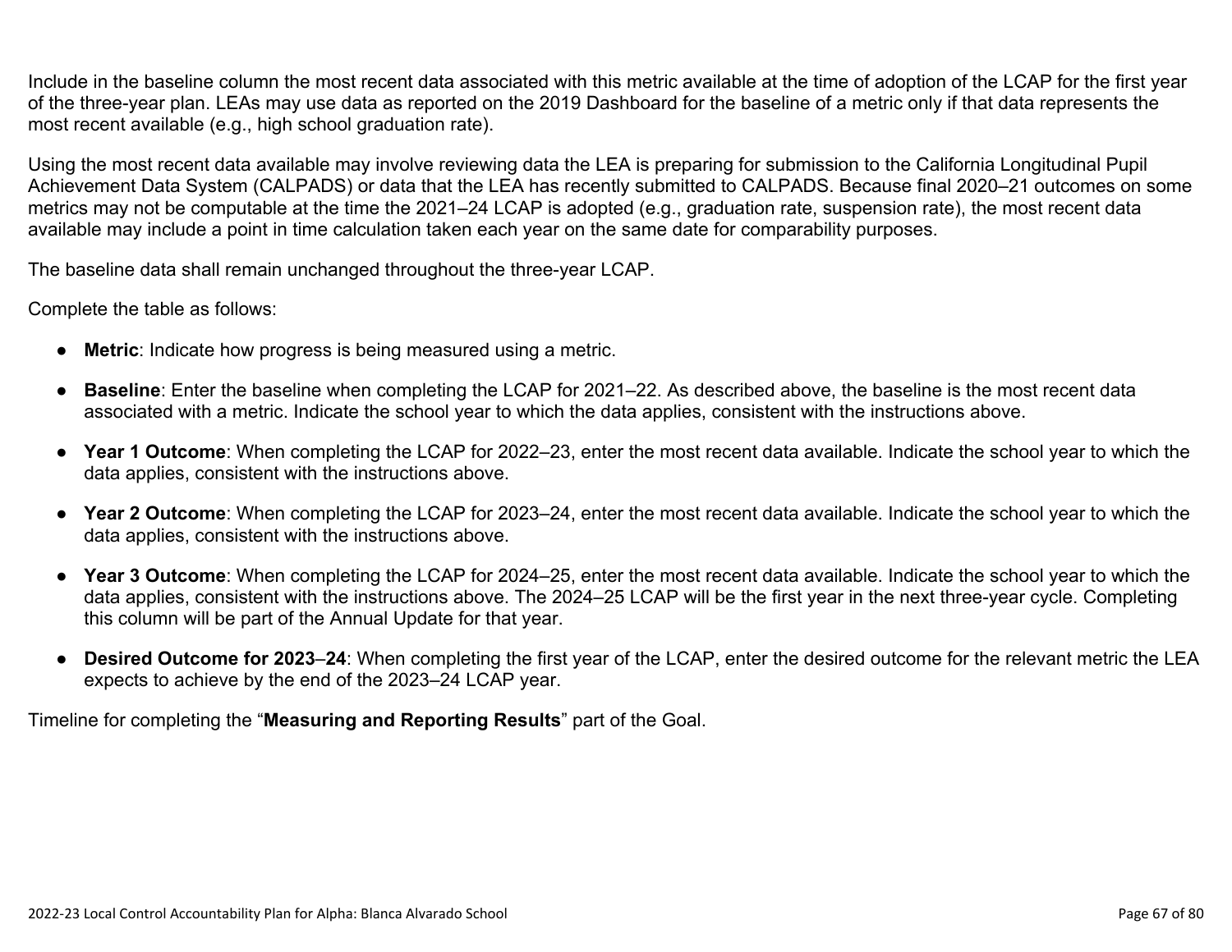Include in the baseline column the most recent data associated with this metric available at the time of adoption of the LCAP for the first year of the three-year plan. LEAs may use data as reported on the 2019 Dashboard for the baseline of a metric only if that data represents the most recent available (e.g., high school graduation rate).

Using the most recent data available may involve reviewing data the LEA is preparing for submission to the California Longitudinal Pupil Achievement Data System (CALPADS) or data that the LEA has recently submitted to CALPADS. Because final 2020–21 outcomes on some metrics may not be computable at the time the 2021–24 LCAP is adopted (e.g., graduation rate, suspension rate), the most recent data available may include a point in time calculation taken each year on the same date for comparability purposes.

The baseline data shall remain unchanged throughout the three-year LCAP.

Complete the table as follows:

- **Metric**: Indicate how progress is being measured using a metric.
- **Baseline**: Enter the baseline when completing the LCAP for 2021–22. As described above, the baseline is the most recent data associated with a metric. Indicate the school year to which the data applies, consistent with the instructions above.
- **Year 1 Outcome**: When completing the LCAP for 2022–23, enter the most recent data available. Indicate the school year to which the data applies, consistent with the instructions above.
- **Year 2 Outcome**: When completing the LCAP for 2023–24, enter the most recent data available. Indicate the school year to which the data applies, consistent with the instructions above.
- **Year 3 Outcome**: When completing the LCAP for 2024–25, enter the most recent data available. Indicate the school year to which the data applies, consistent with the instructions above. The 2024–25 LCAP will be the first year in the next three-year cycle. Completing this column will be part of the Annual Update for that year.
- **Desired Outcome for 2023–24**: When completing the first year of the LCAP, enter the desired outcome for the relevant metric the LEA expects to achieve by the end of the 2023–24 LCAP year.

Timeline for completing the "**Measuring and Reporting Results**" part of the Goal.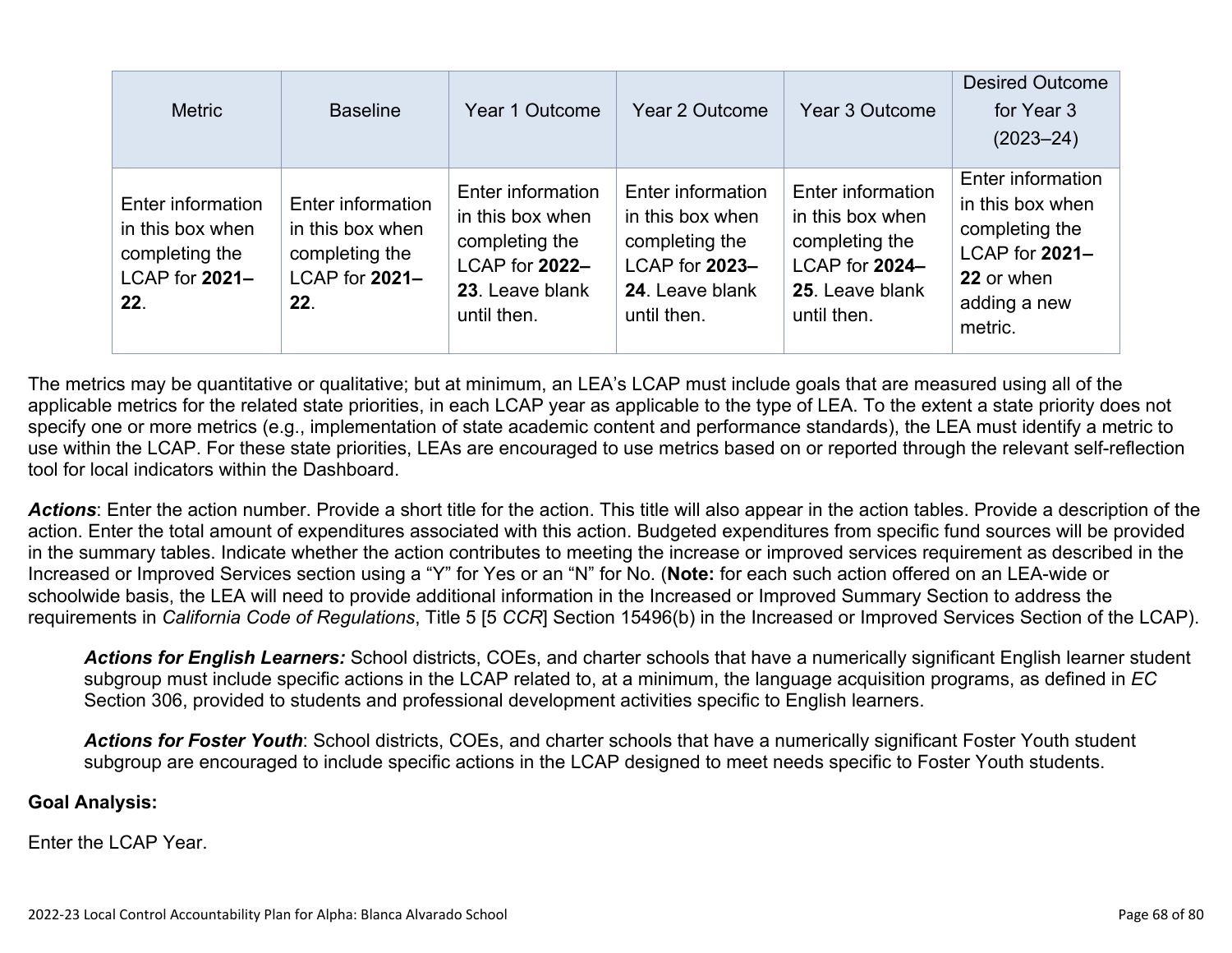| Metric | Baseline | Year 1 Outcome | Year 2 Outcome | Year 3 Outcome | Desired Outcome for Year 3 (2023–24) |
|---|---|---|---|---|---|
| Enter information in this box when completing the LCAP for **2021–22**. | Enter information in this box when completing the LCAP for **2021–22**. | Enter information in this box when completing the LCAP for **2022–23**. Leave blank until then. | Enter information in this box when completing the LCAP for **2023–24**. Leave blank until then. | Enter information in this box when completing the LCAP for **2024–25**. Leave blank until then. | Enter information in this box when completing the LCAP for **2021–22** or when adding a new metric. |

The metrics may be quantitative or qualitative; but at minimum, an LEA's LCAP must include goals that are measured using all of the applicable metrics for the related state priorities, in each LCAP year as applicable to the type of LEA. To the extent a state priority does not specify one or more metrics (e.g., implementation of state academic content and performance standards), the LEA must identify a metric to use within the LCAP. For these state priorities, LEAs are encouraged to use metrics based on or reported through the relevant self-reflection tool for local indicators within the Dashboard.

***Actions***: Enter the action number. Provide a short title for the action. This title will also appear in the action tables. Provide a description of the action. Enter the total amount of expenditures associated with this action. Budgeted expenditures from specific fund sources will be provided in the summary tables. Indicate whether the action contributes to meeting the increase or improved services requirement as described in the Increased or Improved Services section using a "Y" for Yes or an "N" for No. (**Note:** for each such action offered on an LEA-wide or schoolwide basis, the LEA will need to provide additional information in the Increased or Improved Summary Section to address the requirements in *California Code of Regulations*, Title 5 [5 *CCR*] Section 15496(b) in the Increased or Improved Services Section of the LCAP).

> ***Actions for English Learners:*** School districts, COEs, and charter schools that have a numerically significant English learner student subgroup must include specific actions in the LCAP related to, at a minimum, the language acquisition programs, as defined in *EC* Section 306, provided to students and professional development activities specific to English learners.
>
> ***Actions for Foster Youth***: School districts, COEs, and charter schools that have a numerically significant Foster Youth student subgroup are encouraged to include specific actions in the LCAP designed to meet needs specific to Foster Youth students.

**Goal Analysis:**

Enter the LCAP Year.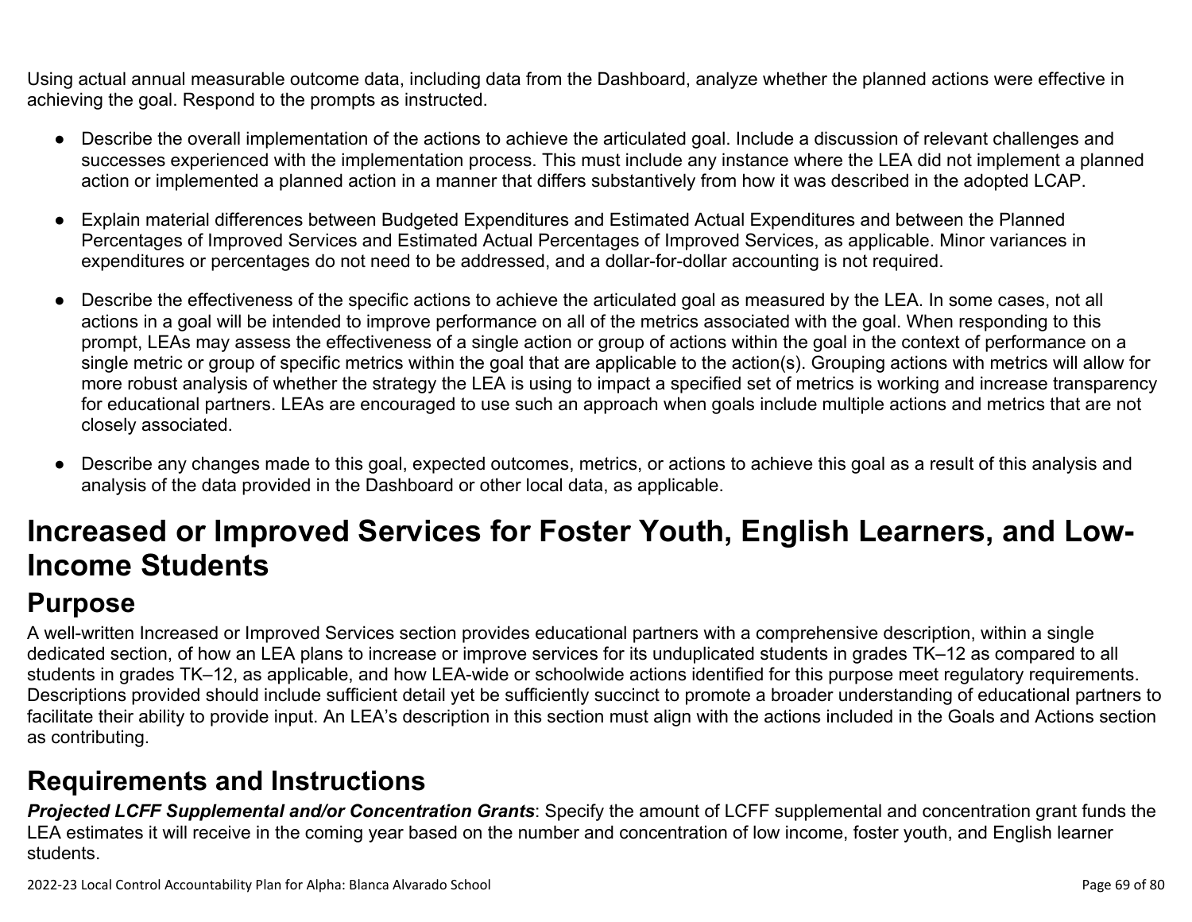Using actual annual measurable outcome data, including data from the Dashboard, analyze whether the planned actions were effective in achieving the goal. Respond to the prompts as instructed.

- Describe the overall implementation of the actions to achieve the articulated goal. Include a discussion of relevant challenges and successes experienced with the implementation process. This must include any instance where the LEA did not implement a planned action or implemented a planned action in a manner that differs substantively from how it was described in the adopted LCAP.
- Explain material differences between Budgeted Expenditures and Estimated Actual Expenditures and between the Planned Percentages of Improved Services and Estimated Actual Percentages of Improved Services, as applicable. Minor variances in expenditures or percentages do not need to be addressed, and a dollar-for-dollar accounting is not required.
- Describe the effectiveness of the specific actions to achieve the articulated goal as measured by the LEA. In some cases, not all actions in a goal will be intended to improve performance on all of the metrics associated with the goal. When responding to this prompt, LEAs may assess the effectiveness of a single action or group of actions within the goal in the context of performance on a single metric or group of specific metrics within the goal that are applicable to the action(s). Grouping actions with metrics will allow for more robust analysis of whether the strategy the LEA is using to impact a specified set of metrics is working and increase transparency for educational partners. LEAs are encouraged to use such an approach when goals include multiple actions and metrics that are not closely associated.
- Describe any changes made to this goal, expected outcomes, metrics, or actions to achieve this goal as a result of this analysis and analysis of the data provided in the Dashboard or other local data, as applicable.

# Increased or Improved Services for Foster Youth, English Learners, and Low-Income Students

## Purpose

A well-written Increased or Improved Services section provides educational partners with a comprehensive description, within a single dedicated section, of how an LEA plans to increase or improve services for its unduplicated students in grades TK–12 as compared to all students in grades TK–12, as applicable, and how LEA-wide or schoolwide actions identified for this purpose meet regulatory requirements. Descriptions provided should include sufficient detail yet be sufficiently succinct to promote a broader understanding of educational partners to facilitate their ability to provide input. An LEA's description in this section must align with the actions included in the Goals and Actions section as contributing.

## Requirements and Instructions

***Projected LCFF Supplemental and/or Concentration Grants***: Specify the amount of LCFF supplemental and concentration grant funds the LEA estimates it will receive in the coming year based on the number and concentration of low income, foster youth, and English learner students.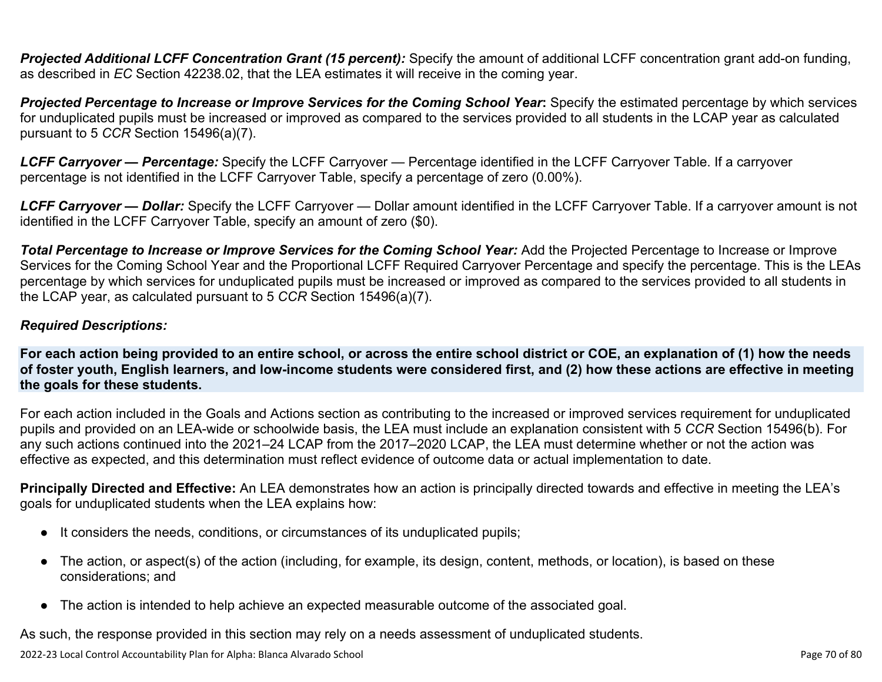***Projected Additional LCFF Concentration Grant (15 percent):*** Specify the amount of additional LCFF concentration grant add-on funding, as described in *EC* Section 42238.02, that the LEA estimates it will receive in the coming year.

***Projected Percentage to Increase or Improve Services for the Coming School Year*:** Specify the estimated percentage by which services for unduplicated pupils must be increased or improved as compared to the services provided to all students in the LCAP year as calculated pursuant to 5 *CCR* Section 15496(a)(7).

***LCFF Carryover — Percentage:*** Specify the LCFF Carryover — Percentage identified in the LCFF Carryover Table. If a carryover percentage is not identified in the LCFF Carryover Table, specify a percentage of zero (0.00%).

***LCFF Carryover — Dollar:*** Specify the LCFF Carryover — Dollar amount identified in the LCFF Carryover Table. If a carryover amount is not identified in the LCFF Carryover Table, specify an amount of zero ($0).

***Total Percentage to Increase or Improve Services for the Coming School Year:*** Add the Projected Percentage to Increase or Improve Services for the Coming School Year and the Proportional LCFF Required Carryover Percentage and specify the percentage. This is the LEAs percentage by which services for unduplicated pupils must be increased or improved as compared to the services provided to all students in the LCAP year, as calculated pursuant to 5 *CCR* Section 15496(a)(7).

***Required Descriptions:***

**For each action being provided to an entire school, or across the entire school district or COE, an explanation of (1) how the needs of foster youth, English learners, and low-income students were considered first, and (2) how these actions are effective in meeting the goals for these students.**

For each action included in the Goals and Actions section as contributing to the increased or improved services requirement for unduplicated pupils and provided on an LEA-wide or schoolwide basis, the LEA must include an explanation consistent with 5 *CCR* Section 15496(b). For any such actions continued into the 2021–24 LCAP from the 2017–2020 LCAP, the LEA must determine whether or not the action was effective as expected, and this determination must reflect evidence of outcome data or actual implementation to date.

**Principally Directed and Effective:** An LEA demonstrates how an action is principally directed towards and effective in meeting the LEA's goals for unduplicated students when the LEA explains how:

- It considers the needs, conditions, or circumstances of its unduplicated pupils;
- The action, or aspect(s) of the action (including, for example, its design, content, methods, or location), is based on these considerations; and
- The action is intended to help achieve an expected measurable outcome of the associated goal.

As such, the response provided in this section may rely on a needs assessment of unduplicated students.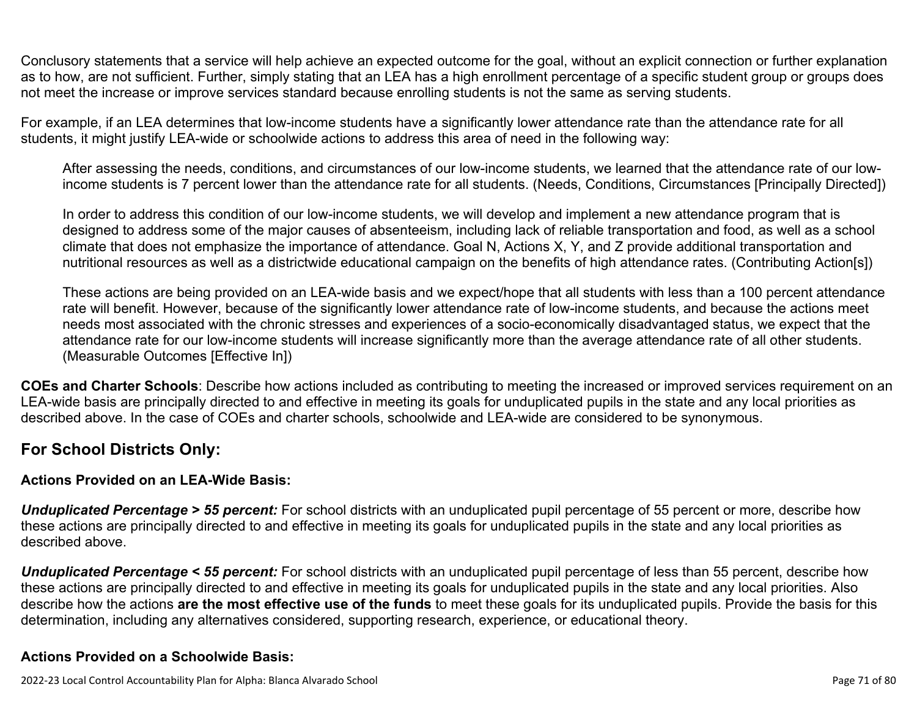Conclusory statements that a service will help achieve an expected outcome for the goal, without an explicit connection or further explanation as to how, are not sufficient. Further, simply stating that an LEA has a high enrollment percentage of a specific student group or groups does not meet the increase or improve services standard because enrolling students is not the same as serving students.

For example, if an LEA determines that low-income students have a significantly lower attendance rate than the attendance rate for all students, it might justify LEA-wide or schoolwide actions to address this area of need in the following way:

> After assessing the needs, conditions, and circumstances of our low-income students, we learned that the attendance rate of our low-income students is 7 percent lower than the attendance rate for all students. (Needs, Conditions, Circumstances [Principally Directed])
>
> In order to address this condition of our low-income students, we will develop and implement a new attendance program that is designed to address some of the major causes of absenteeism, including lack of reliable transportation and food, as well as a school climate that does not emphasize the importance of attendance. Goal N, Actions X, Y, and Z provide additional transportation and nutritional resources as well as a districtwide educational campaign on the benefits of high attendance rates. (Contributing Action[s])
>
> These actions are being provided on an LEA-wide basis and we expect/hope that all students with less than a 100 percent attendance rate will benefit. However, because of the significantly lower attendance rate of low-income students, and because the actions meet needs most associated with the chronic stresses and experiences of a socio-economically disadvantaged status, we expect that the attendance rate for our low-income students will increase significantly more than the average attendance rate of all other students. (Measurable Outcomes [Effective In])

**COEs and Charter Schools**: Describe how actions included as contributing to meeting the increased or improved services requirement on an LEA-wide basis are principally directed to and effective in meeting its goals for unduplicated pupils in the state and any local priorities as described above. In the case of COEs and charter schools, schoolwide and LEA-wide are considered to be synonymous.

## For School Districts Only:

### Actions Provided on an LEA-Wide Basis:

***Unduplicated Percentage > 55 percent:*** For school districts with an unduplicated pupil percentage of 55 percent or more, describe how these actions are principally directed to and effective in meeting its goals for unduplicated pupils in the state and any local priorities as described above.

***Unduplicated Percentage < 55 percent:*** For school districts with an unduplicated pupil percentage of less than 55 percent, describe how these actions are principally directed to and effective in meeting its goals for unduplicated pupils in the state and any local priorities. Also describe how the actions **are the most effective use of the funds** to meet these goals for its unduplicated pupils. Provide the basis for this determination, including any alternatives considered, supporting research, experience, or educational theory.

### Actions Provided on a Schoolwide Basis: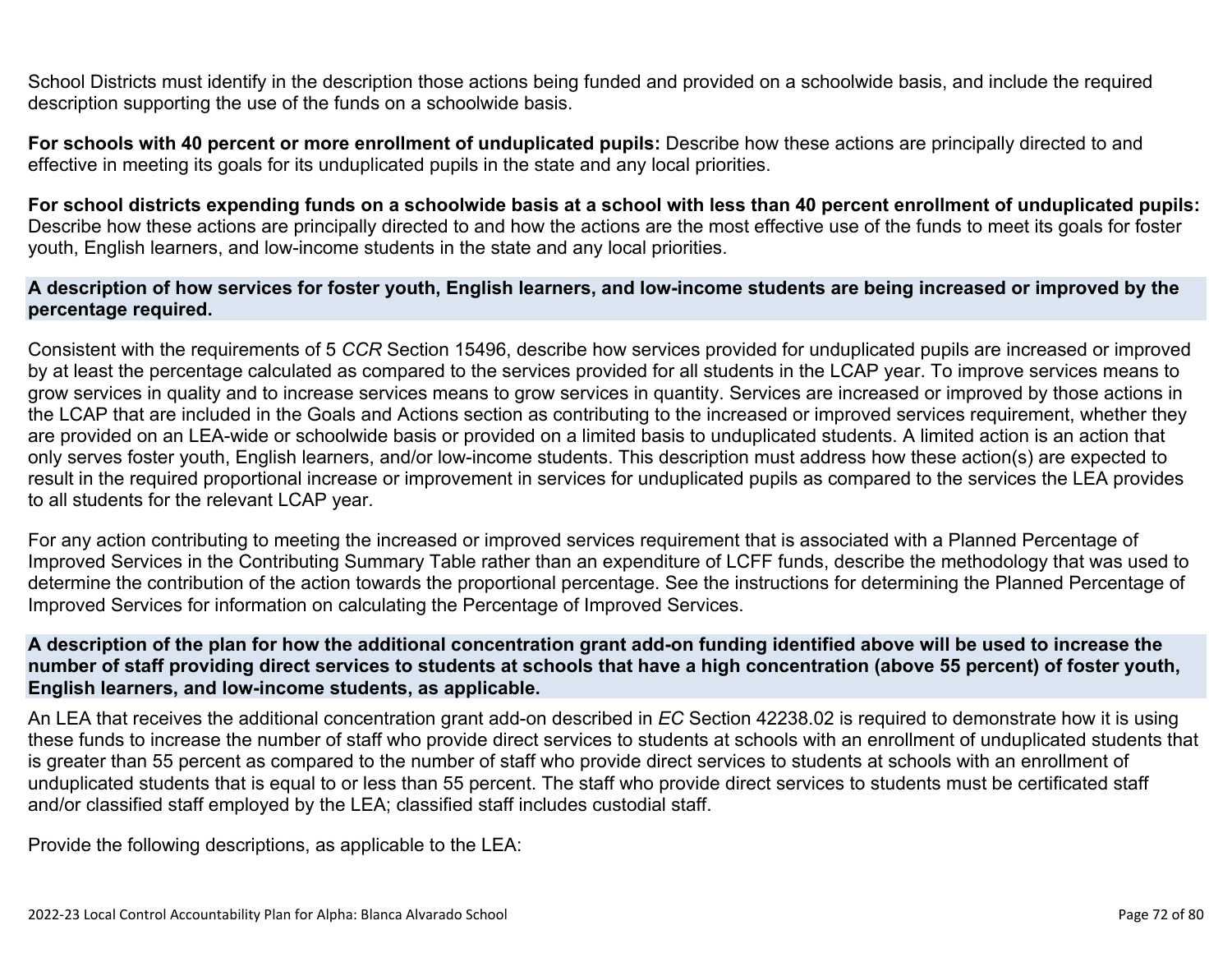School Districts must identify in the description those actions being funded and provided on a schoolwide basis, and include the required description supporting the use of the funds on a schoolwide basis.

**For schools with 40 percent or more enrollment of unduplicated pupils:** Describe how these actions are principally directed to and effective in meeting its goals for its unduplicated pupils in the state and any local priorities.

**For school districts expending funds on a schoolwide basis at a school with less than 40 percent enrollment of unduplicated pupils:** Describe how these actions are principally directed to and how the actions are the most effective use of the funds to meet its goals for foster youth, English learners, and low-income students in the state and any local priorities.

### A description of how services for foster youth, English learners, and low-income students are being increased or improved by the percentage required.

Consistent with the requirements of 5 *CCR* Section 15496, describe how services provided for unduplicated pupils are increased or improved by at least the percentage calculated as compared to the services provided for all students in the LCAP year. To improve services means to grow services in quality and to increase services means to grow services in quantity. Services are increased or improved by those actions in the LCAP that are included in the Goals and Actions section as contributing to the increased or improved services requirement, whether they are provided on an LEA-wide or schoolwide basis or provided on a limited basis to unduplicated students. A limited action is an action that only serves foster youth, English learners, and/or low-income students. This description must address how these action(s) are expected to result in the required proportional increase or improvement in services for unduplicated pupils as compared to the services the LEA provides to all students for the relevant LCAP year.

For any action contributing to meeting the increased or improved services requirement that is associated with a Planned Percentage of Improved Services in the Contributing Summary Table rather than an expenditure of LCFF funds, describe the methodology that was used to determine the contribution of the action towards the proportional percentage. See the instructions for determining the Planned Percentage of Improved Services for information on calculating the Percentage of Improved Services.

### A description of the plan for how the additional concentration grant add-on funding identified above will be used to increase the number of staff providing direct services to students at schools that have a high concentration (above 55 percent) of foster youth, English learners, and low-income students, as applicable.

An LEA that receives the additional concentration grant add-on described in *EC* Section 42238.02 is required to demonstrate how it is using these funds to increase the number of staff who provide direct services to students at schools with an enrollment of unduplicated students that is greater than 55 percent as compared to the number of staff who provide direct services to students at schools with an enrollment of unduplicated students that is equal to or less than 55 percent. The staff who provide direct services to students must be certificated staff and/or classified staff employed by the LEA; classified staff includes custodial staff.

Provide the following descriptions, as applicable to the LEA: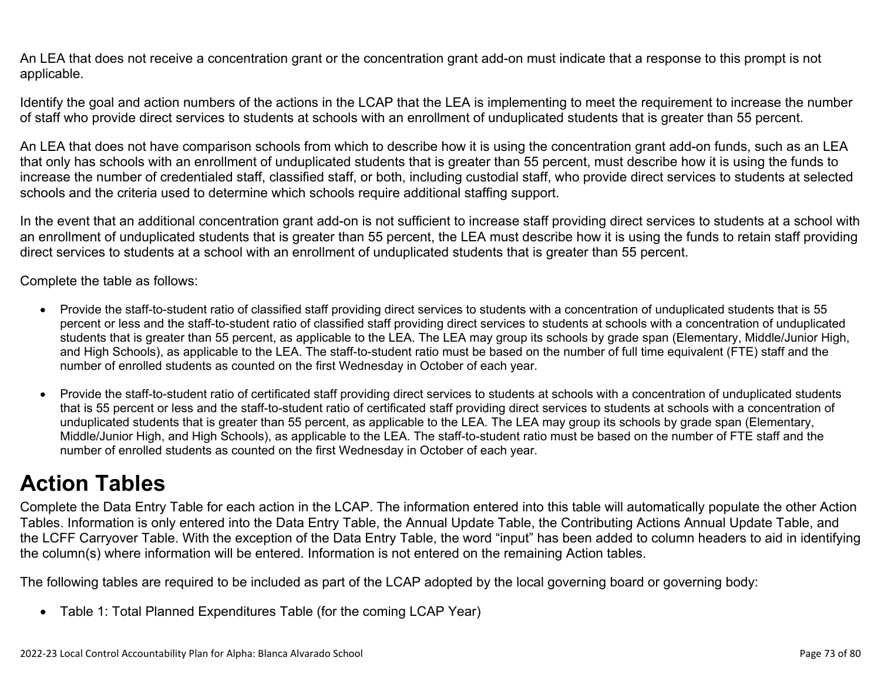An LEA that does not receive a concentration grant or the concentration grant add-on must indicate that a response to this prompt is not applicable.

Identify the goal and action numbers of the actions in the LCAP that the LEA is implementing to meet the requirement to increase the number of staff who provide direct services to students at schools with an enrollment of unduplicated students that is greater than 55 percent.

An LEA that does not have comparison schools from which to describe how it is using the concentration grant add-on funds, such as an LEA that only has schools with an enrollment of unduplicated students that is greater than 55 percent, must describe how it is using the funds to increase the number of credentialed staff, classified staff, or both, including custodial staff, who provide direct services to students at selected schools and the criteria used to determine which schools require additional staffing support.

In the event that an additional concentration grant add-on is not sufficient to increase staff providing direct services to students at a school with an enrollment of unduplicated students that is greater than 55 percent, the LEA must describe how it is using the funds to retain staff providing direct services to students at a school with an enrollment of unduplicated students that is greater than 55 percent.

Complete the table as follows:

- Provide the staff-to-student ratio of classified staff providing direct services to students with a concentration of unduplicated students that is 55 percent or less and the staff-to-student ratio of classified staff providing direct services to students at schools with a concentration of unduplicated students that is greater than 55 percent, as applicable to the LEA. The LEA may group its schools by grade span (Elementary, Middle/Junior High, and High Schools), as applicable to the LEA. The staff-to-student ratio must be based on the number of full time equivalent (FTE) staff and the number of enrolled students as counted on the first Wednesday in October of each year.

- Provide the staff-to-student ratio of certificated staff providing direct services to students at schools with a concentration of unduplicated students that is 55 percent or less and the staff-to-student ratio of certificated staff providing direct services to students at schools with a concentration of unduplicated students that is greater than 55 percent, as applicable to the LEA. The LEA may group its schools by grade span (Elementary, Middle/Junior High, and High Schools), as applicable to the LEA. The staff-to-student ratio must be based on the number of FTE staff and the number of enrolled students as counted on the first Wednesday in October of each year.

# Action Tables

Complete the Data Entry Table for each action in the LCAP. The information entered into this table will automatically populate the other Action Tables. Information is only entered into the Data Entry Table, the Annual Update Table, the Contributing Actions Annual Update Table, and the LCFF Carryover Table. With the exception of the Data Entry Table, the word "input" has been added to column headers to aid in identifying the column(s) where information will be entered. Information is not entered on the remaining Action tables.

The following tables are required to be included as part of the LCAP adopted by the local governing board or governing body:

- Table 1: Total Planned Expenditures Table (for the coming LCAP Year)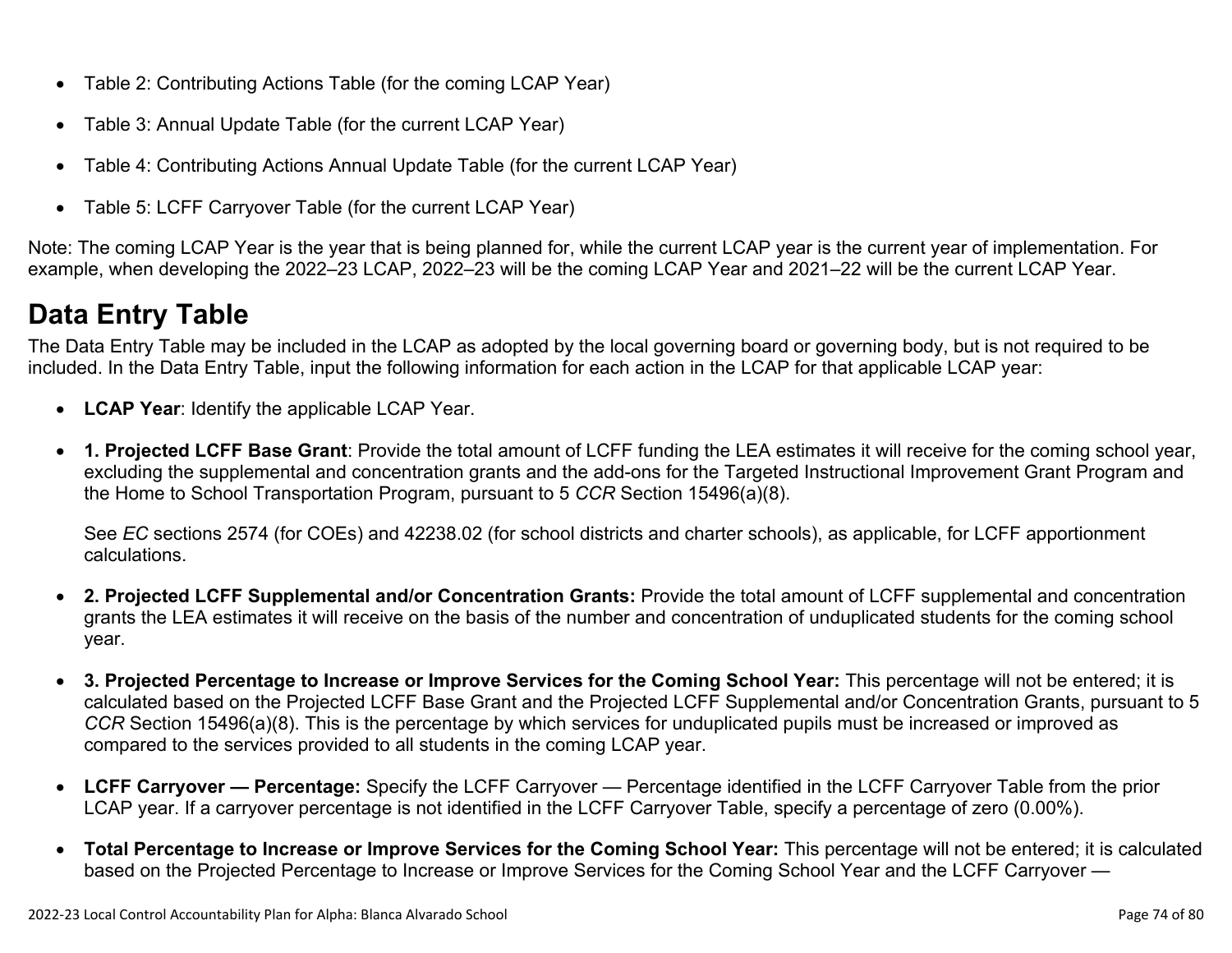- Table 2: Contributing Actions Table (for the coming LCAP Year)
- Table 3: Annual Update Table (for the current LCAP Year)
- Table 4: Contributing Actions Annual Update Table (for the current LCAP Year)
- Table 5: LCFF Carryover Table (for the current LCAP Year)

Note: The coming LCAP Year is the year that is being planned for, while the current LCAP year is the current year of implementation. For example, when developing the 2022–23 LCAP, 2022–23 will be the coming LCAP Year and 2021–22 will be the current LCAP Year.

# Data Entry Table

The Data Entry Table may be included in the LCAP as adopted by the local governing board or governing body, but is not required to be included. In the Data Entry Table, input the following information for each action in the LCAP for that applicable LCAP year:

- **LCAP Year**: Identify the applicable LCAP Year.
- **1. Projected LCFF Base Grant**: Provide the total amount of LCFF funding the LEA estimates it will receive for the coming school year, excluding the supplemental and concentration grants and the add-ons for the Targeted Instructional Improvement Grant Program and the Home to School Transportation Program, pursuant to 5 *CCR* Section 15496(a)(8).

  See *EC* sections 2574 (for COEs) and 42238.02 (for school districts and charter schools), as applicable, for LCFF apportionment calculations.

- **2. Projected LCFF Supplemental and/or Concentration Grants:** Provide the total amount of LCFF supplemental and concentration grants the LEA estimates it will receive on the basis of the number and concentration of unduplicated students for the coming school year.
- **3. Projected Percentage to Increase or Improve Services for the Coming School Year:** This percentage will not be entered; it is calculated based on the Projected LCFF Base Grant and the Projected LCFF Supplemental and/or Concentration Grants, pursuant to 5 *CCR* Section 15496(a)(8). This is the percentage by which services for unduplicated pupils must be increased or improved as compared to the services provided to all students in the coming LCAP year.
- **LCFF Carryover — Percentage:** Specify the LCFF Carryover — Percentage identified in the LCFF Carryover Table from the prior LCAP year. If a carryover percentage is not identified in the LCFF Carryover Table, specify a percentage of zero (0.00%).
- **Total Percentage to Increase or Improve Services for the Coming School Year:** This percentage will not be entered; it is calculated based on the Projected Percentage to Increase or Improve Services for the Coming School Year and the LCFF Carryover —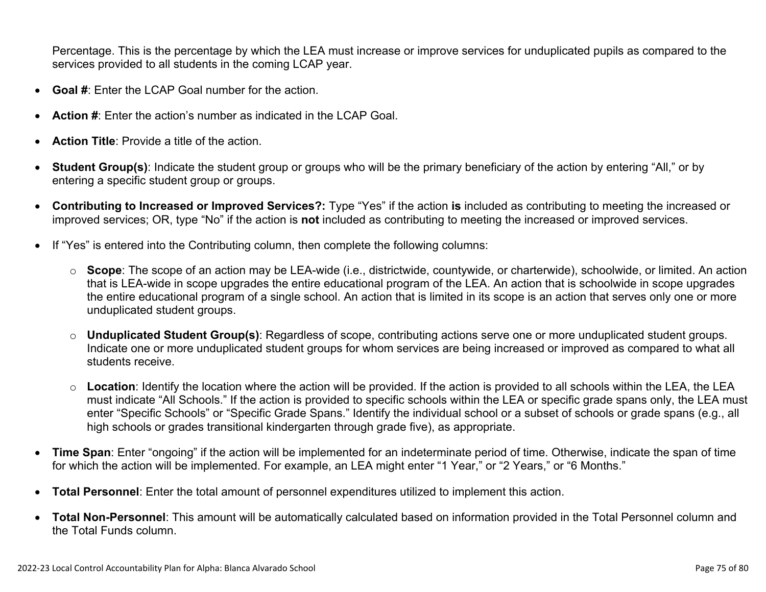Percentage. This is the percentage by which the LEA must increase or improve services for unduplicated pupils as compared to the services provided to all students in the coming LCAP year.

- **Goal #**: Enter the LCAP Goal number for the action.
- **Action #**: Enter the action's number as indicated in the LCAP Goal.
- **Action Title**: Provide a title of the action.
- **Student Group(s)**: Indicate the student group or groups who will be the primary beneficiary of the action by entering "All," or by entering a specific student group or groups.
- **Contributing to Increased or Improved Services?:** Type "Yes" if the action **is** included as contributing to meeting the increased or improved services; OR, type "No" if the action is **not** included as contributing to meeting the increased or improved services.
- If "Yes" is entered into the Contributing column, then complete the following columns:
  - **Scope**: The scope of an action may be LEA-wide (i.e., districtwide, countywide, or charterwide), schoolwide, or limited. An action that is LEA-wide in scope upgrades the entire educational program of the LEA. An action that is schoolwide in scope upgrades the entire educational program of a single school. An action that is limited in its scope is an action that serves only one or more unduplicated student groups.
  - **Unduplicated Student Group(s)**: Regardless of scope, contributing actions serve one or more unduplicated student groups. Indicate one or more unduplicated student groups for whom services are being increased or improved as compared to what all students receive.
  - **Location**: Identify the location where the action will be provided. If the action is provided to all schools within the LEA, the LEA must indicate "All Schools." If the action is provided to specific schools within the LEA or specific grade spans only, the LEA must enter "Specific Schools" or "Specific Grade Spans." Identify the individual school or a subset of schools or grade spans (e.g., all high schools or grades transitional kindergarten through grade five), as appropriate.
- **Time Span**: Enter "ongoing" if the action will be implemented for an indeterminate period of time. Otherwise, indicate the span of time for which the action will be implemented. For example, an LEA might enter "1 Year," or "2 Years," or "6 Months."
- **Total Personnel**: Enter the total amount of personnel expenditures utilized to implement this action.
- **Total Non-Personnel**: This amount will be automatically calculated based on information provided in the Total Personnel column and the Total Funds column.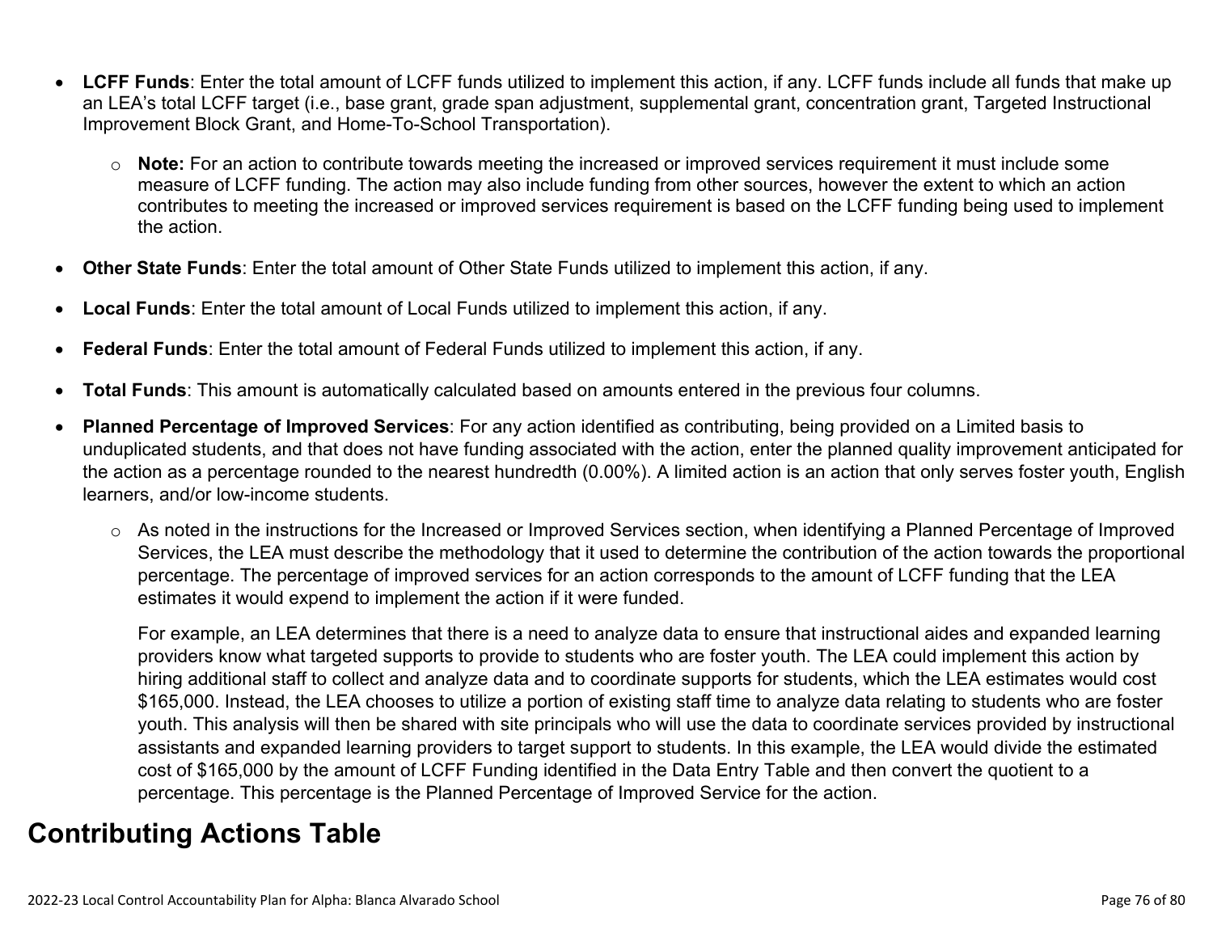- **LCFF Funds**: Enter the total amount of LCFF funds utilized to implement this action, if any. LCFF funds include all funds that make up an LEA's total LCFF target (i.e., base grant, grade span adjustment, supplemental grant, concentration grant, Targeted Instructional Improvement Block Grant, and Home-To-School Transportation).
  - **Note:** For an action to contribute towards meeting the increased or improved services requirement it must include some measure of LCFF funding. The action may also include funding from other sources, however the extent to which an action contributes to meeting the increased or improved services requirement is based on the LCFF funding being used to implement the action.
- **Other State Funds**: Enter the total amount of Other State Funds utilized to implement this action, if any.
- **Local Funds**: Enter the total amount of Local Funds utilized to implement this action, if any.
- **Federal Funds**: Enter the total amount of Federal Funds utilized to implement this action, if any.
- **Total Funds**: This amount is automatically calculated based on amounts entered in the previous four columns.
- **Planned Percentage of Improved Services**: For any action identified as contributing, being provided on a Limited basis to unduplicated students, and that does not have funding associated with the action, enter the planned quality improvement anticipated for the action as a percentage rounded to the nearest hundredth (0.00%). A limited action is an action that only serves foster youth, English learners, and/or low-income students.
  - As noted in the instructions for the Increased or Improved Services section, when identifying a Planned Percentage of Improved Services, the LEA must describe the methodology that it used to determine the contribution of the action towards the proportional percentage. The percentage of improved services for an action corresponds to the amount of LCFF funding that the LEA estimates it would expend to implement the action if it were funded.

    For example, an LEA determines that there is a need to analyze data to ensure that instructional aides and expanded learning providers know what targeted supports to provide to students who are foster youth. The LEA could implement this action by hiring additional staff to collect and analyze data and to coordinate supports for students, which the LEA estimates would cost $165,000. Instead, the LEA chooses to utilize a portion of existing staff time to analyze data relating to students who are foster youth. This analysis will then be shared with site principals who will use the data to coordinate services provided by instructional assistants and expanded learning providers to target support to students. In this example, the LEA would divide the estimated cost of $165,000 by the amount of LCFF Funding identified in the Data Entry Table and then convert the quotient to a percentage. This percentage is the Planned Percentage of Improved Service for the action.

## Contributing Actions Table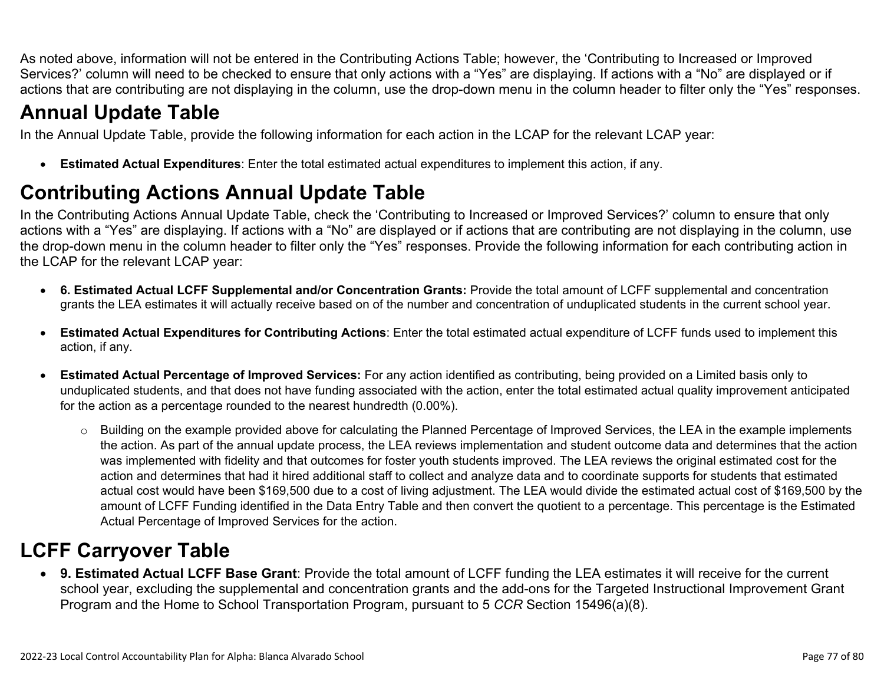As noted above, information will not be entered in the Contributing Actions Table; however, the 'Contributing to Increased or Improved Services?' column will need to be checked to ensure that only actions with a "Yes" are displaying. If actions with a "No" are displayed or if actions that are contributing are not displaying in the column, use the drop-down menu in the column header to filter only the "Yes" responses.

# Annual Update Table

In the Annual Update Table, provide the following information for each action in the LCAP for the relevant LCAP year:

- **Estimated Actual Expenditures**: Enter the total estimated actual expenditures to implement this action, if any.

# Contributing Actions Annual Update Table

In the Contributing Actions Annual Update Table, check the 'Contributing to Increased or Improved Services?' column to ensure that only actions with a "Yes" are displaying. If actions with a "No" are displayed or if actions that are contributing are not displaying in the column, use the drop-down menu in the column header to filter only the "Yes" responses. Provide the following information for each contributing action in the LCAP for the relevant LCAP year:

- **6. Estimated Actual LCFF Supplemental and/or Concentration Grants:** Provide the total amount of LCFF supplemental and concentration grants the LEA estimates it will actually receive based on of the number and concentration of unduplicated students in the current school year.

- **Estimated Actual Expenditures for Contributing Actions**: Enter the total estimated actual expenditure of LCFF funds used to implement this action, if any.

- **Estimated Actual Percentage of Improved Services:** For any action identified as contributing, being provided on a Limited basis only to unduplicated students, and that does not have funding associated with the action, enter the total estimated actual quality improvement anticipated for the action as a percentage rounded to the nearest hundredth (0.00%).

  - Building on the example provided above for calculating the Planned Percentage of Improved Services, the LEA in the example implements the action. As part of the annual update process, the LEA reviews implementation and student outcome data and determines that the action was implemented with fidelity and that outcomes for foster youth students improved. The LEA reviews the original estimated cost for the action and determines that had it hired additional staff to collect and analyze data and to coordinate supports for students that estimated actual cost would have been $169,500 due to a cost of living adjustment. The LEA would divide the estimated actual cost of $169,500 by the amount of LCFF Funding identified in the Data Entry Table and then convert the quotient to a percentage. This percentage is the Estimated Actual Percentage of Improved Services for the action.

# LCFF Carryover Table

- **9. Estimated Actual LCFF Base Grant**: Provide the total amount of LCFF funding the LEA estimates it will receive for the current school year, excluding the supplemental and concentration grants and the add-ons for the Targeted Instructional Improvement Grant Program and the Home to School Transportation Program, pursuant to 5 *CCR* Section 15496(a)(8).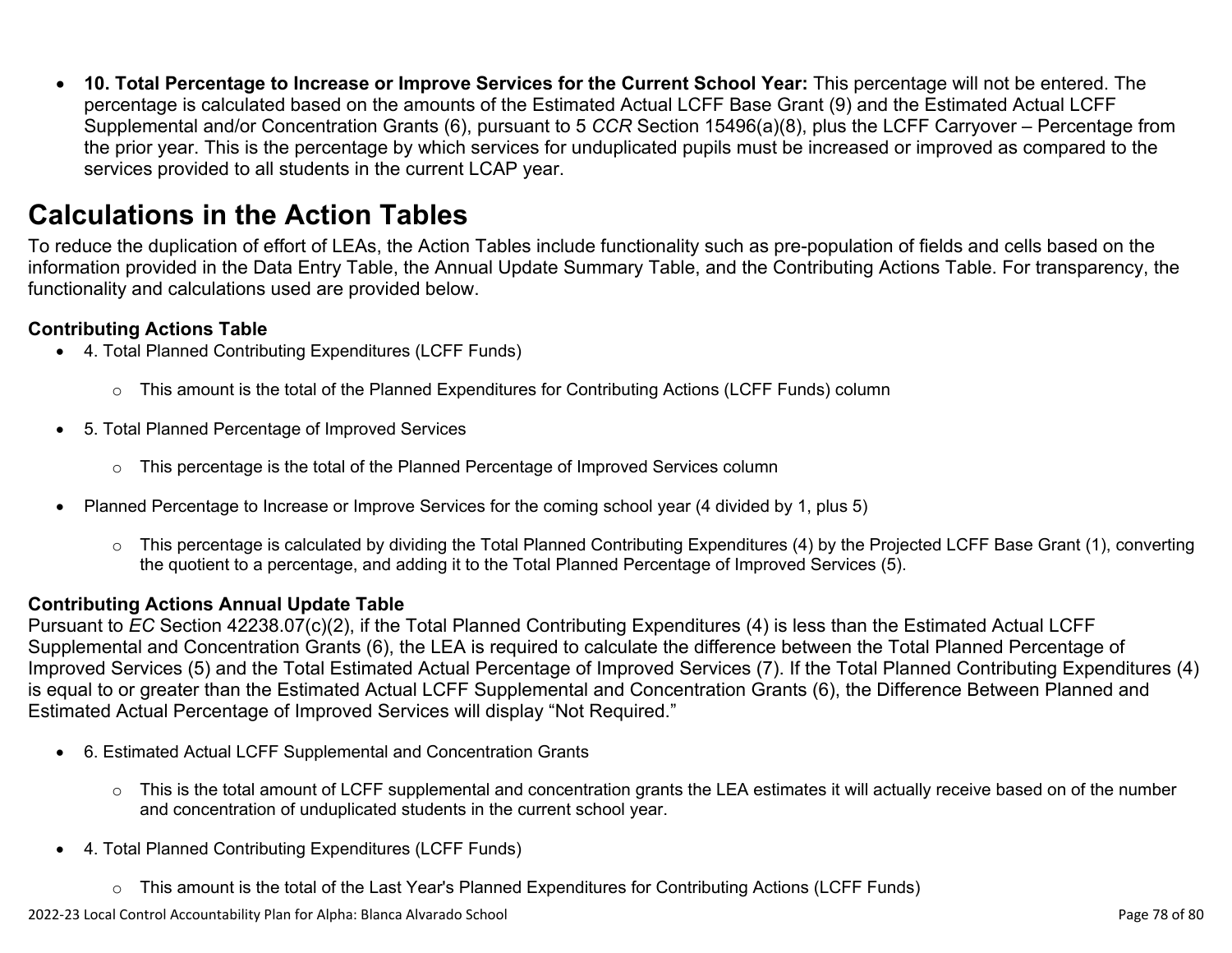- **10. Total Percentage to Increase or Improve Services for the Current School Year:** This percentage will not be entered. The percentage is calculated based on the amounts of the Estimated Actual LCFF Base Grant (9) and the Estimated Actual LCFF Supplemental and/or Concentration Grants (6), pursuant to 5 *CCR* Section 15496(a)(8), plus the LCFF Carryover – Percentage from the prior year. This is the percentage by which services for unduplicated pupils must be increased or improved as compared to the services provided to all students in the current LCAP year.

# Calculations in the Action Tables

To reduce the duplication of effort of LEAs, the Action Tables include functionality such as pre-population of fields and cells based on the information provided in the Data Entry Table, the Annual Update Summary Table, and the Contributing Actions Table. For transparency, the functionality and calculations used are provided below.

### Contributing Actions Table

- 4. Total Planned Contributing Expenditures (LCFF Funds)
  - This amount is the total of the Planned Expenditures for Contributing Actions (LCFF Funds) column
- 5. Total Planned Percentage of Improved Services
  - This percentage is the total of the Planned Percentage of Improved Services column
- Planned Percentage to Increase or Improve Services for the coming school year (4 divided by 1, plus 5)
  - This percentage is calculated by dividing the Total Planned Contributing Expenditures (4) by the Projected LCFF Base Grant (1), converting the quotient to a percentage, and adding it to the Total Planned Percentage of Improved Services (5).

### Contributing Actions Annual Update Table

Pursuant to *EC* Section 42238.07(c)(2), if the Total Planned Contributing Expenditures (4) is less than the Estimated Actual LCFF Supplemental and Concentration Grants (6), the LEA is required to calculate the difference between the Total Planned Percentage of Improved Services (5) and the Total Estimated Actual Percentage of Improved Services (7). If the Total Planned Contributing Expenditures (4) is equal to or greater than the Estimated Actual LCFF Supplemental and Concentration Grants (6), the Difference Between Planned and Estimated Actual Percentage of Improved Services will display "Not Required."

- 6. Estimated Actual LCFF Supplemental and Concentration Grants
  - This is the total amount of LCFF supplemental and concentration grants the LEA estimates it will actually receive based on of the number and concentration of unduplicated students in the current school year.
- 4. Total Planned Contributing Expenditures (LCFF Funds)
  - This amount is the total of the Last Year's Planned Expenditures for Contributing Actions (LCFF Funds)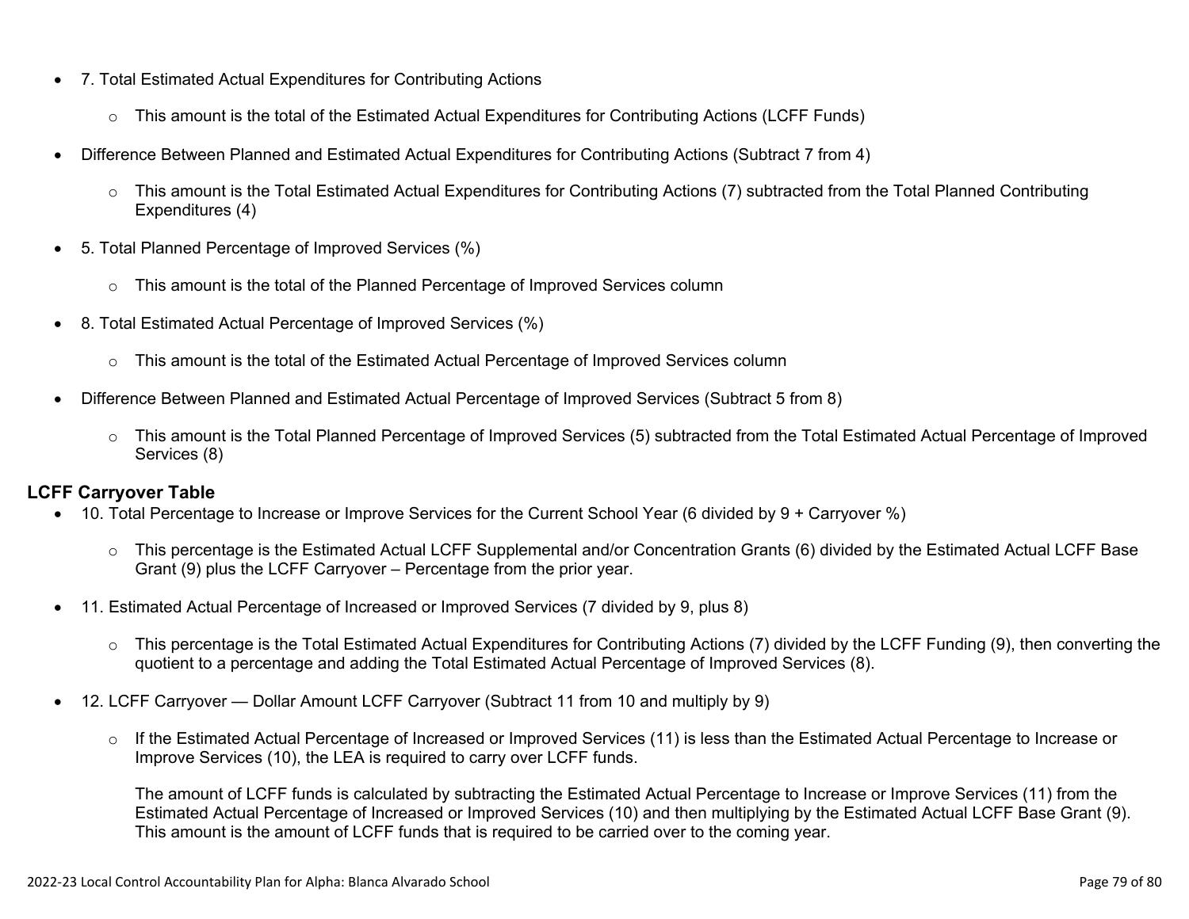- 7. Total Estimated Actual Expenditures for Contributing Actions
  - This amount is the total of the Estimated Actual Expenditures for Contributing Actions (LCFF Funds)
- Difference Between Planned and Estimated Actual Expenditures for Contributing Actions (Subtract 7 from 4)
  - This amount is the Total Estimated Actual Expenditures for Contributing Actions (7) subtracted from the Total Planned Contributing Expenditures (4)
- 5. Total Planned Percentage of Improved Services (%)
  - This amount is the total of the Planned Percentage of Improved Services column
- 8. Total Estimated Actual Percentage of Improved Services (%)
  - This amount is the total of the Estimated Actual Percentage of Improved Services column
- Difference Between Planned and Estimated Actual Percentage of Improved Services (Subtract 5 from 8)
  - This amount is the Total Planned Percentage of Improved Services (5) subtracted from the Total Estimated Actual Percentage of Improved Services (8)

**LCFF Carryover Table**

- 10. Total Percentage to Increase or Improve Services for the Current School Year (6 divided by 9 + Carryover %)
  - This percentage is the Estimated Actual LCFF Supplemental and/or Concentration Grants (6) divided by the Estimated Actual LCFF Base Grant (9) plus the LCFF Carryover – Percentage from the prior year.
- 11. Estimated Actual Percentage of Increased or Improved Services (7 divided by 9, plus 8)
  - This percentage is the Total Estimated Actual Expenditures for Contributing Actions (7) divided by the LCFF Funding (9), then converting the quotient to a percentage and adding the Total Estimated Actual Percentage of Improved Services (8).
- 12. LCFF Carryover — Dollar Amount LCFF Carryover (Subtract 11 from 10 and multiply by 9)
  - If the Estimated Actual Percentage of Increased or Improved Services (11) is less than the Estimated Actual Percentage to Increase or Improve Services (10), the LEA is required to carry over LCFF funds.

    The amount of LCFF funds is calculated by subtracting the Estimated Actual Percentage to Increase or Improve Services (11) from the Estimated Actual Percentage of Increased or Improved Services (10) and then multiplying by the Estimated Actual LCFF Base Grant (9). This amount is the amount of LCFF funds that is required to be carried over to the coming year.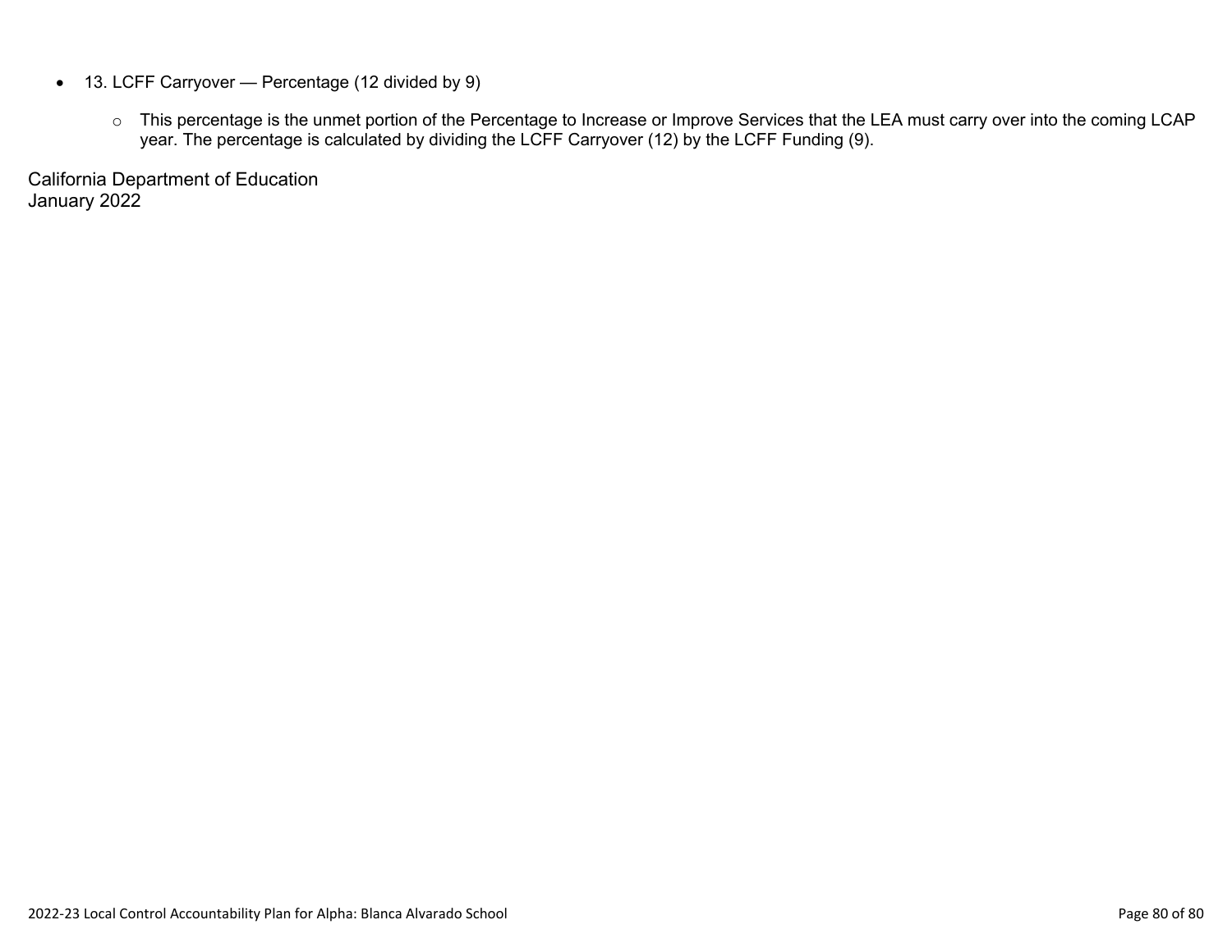- 13. LCFF Carryover — Percentage (12 divided by 9)
  - This percentage is the unmet portion of the Percentage to Increase or Improve Services that the LEA must carry over into the coming LCAP year. The percentage is calculated by dividing the LCFF Carryover (12) by the LCFF Funding (9).

California Department of Education
January 2022